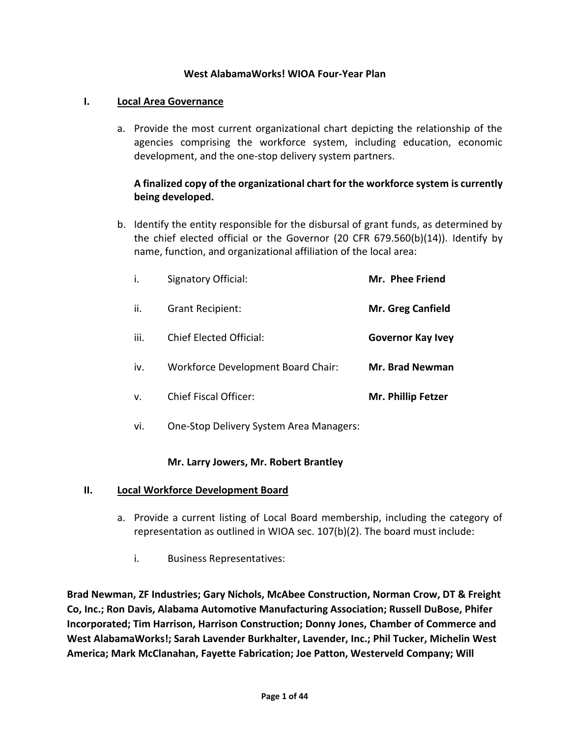# West AlabamaWorks! WIOA Four-Year Plan

## I. <u>Local Area Governance</u>

a. Provide the most current organizational chart depicting the relationship of the agencies comprising the workforce system, including education, economic development, and the one-stop delivery system partners.

**A finalized copy of the organizational chart for the workforce system is currently being developed.**

b. Identify the entity responsible for the disbursal of grant funds, as determined by the chief elected official or the Governor (20 CFR 679.560(b)(14)). Identify by name, function, and organizational affiliation of the local area:

i. Signatory Official: **Mr. Phee Friend**

ii. Grant Recipient: **Mr. Greg Canfield**

iii. Chief Elected Official: **Governor Kay Ivey**

iv. Workforce Development Board Chair: **Mr. Brad Newman**

v. Chief Fiscal Officer: **Mr. Phillip Fetzer**

vi. One-Stop Delivery System Area Managers:

**Mr. Larry Jowers, Mr. Robert Brantley**

## II. <u>Local Workforce Development Board</u>

a. Provide a current listing of Local Board membership, including the category of representation as outlined in WIOA sec. 107(b)(2). The board must include:

i. Business Representatives:

**Brad Newman, ZF Industries; Gary Nichols, McAbee Construction, Norman Crow, DT & Freight Co, Inc.; Ron Davis, Alabama Automotive Manufacturing Association; Russell DuBose, Phifer Incorporated; Tim Harrison, Harrison Construction; Donny Jones, Chamber of Commerce and West AlabamaWorks!; Sarah Lavender Burkhalter, Lavender, Inc.; Phil Tucker, Michelin West America; Mark McClanahan, Fayette Fabrication; Joe Patton, Westerveld Company; Will**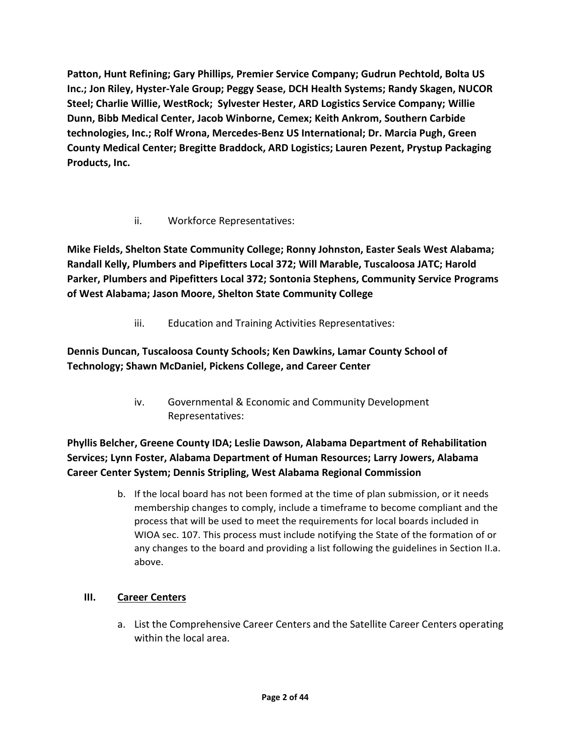**Patton, Hunt Refining; Gary Phillips, Premier Service Company; Gudrun Pechtold, Bolta US Inc.; Jon Riley, Hyster-Yale Group; Peggy Sease, DCH Health Systems; Randy Skagen, NUCOR Steel; Charlie Willie, WestRock; Sylvester Hester, ARD Logistics Service Company; Willie Dunn, Bibb Medical Center, Jacob Winborne, Cemex; Keith Ankrom, Southern Carbide technologies, Inc.; Rolf Wrona, Mercedes-Benz US International; Dr. Marcia Pugh, Green County Medical Center; Bregitte Braddock, ARD Logistics; Lauren Pezent, Prystup Packaging Products, Inc.**

ii. Workforce Representatives:

**Mike Fields, Shelton State Community College; Ronny Johnston, Easter Seals West Alabama; Randall Kelly, Plumbers and Pipefitters Local 372; Will Marable, Tuscaloosa JATC; Harold Parker, Plumbers and Pipefitters Local 372; Sontonia Stephens, Community Service Programs of West Alabama; Jason Moore, Shelton State Community College**

iii. Education and Training Activities Representatives:

**Dennis Duncan, Tuscaloosa County Schools; Ken Dawkins, Lamar County School of Technology; Shawn McDaniel, Pickens College, and Career Center**

iv. Governmental & Economic and Community Development Representatives:

**Phyllis Belcher, Greene County IDA; Leslie Dawson, Alabama Department of Rehabilitation Services; Lynn Foster, Alabama Department of Human Resources; Larry Jowers, Alabama Career Center System; Dennis Stripling, West Alabama Regional Commission**

b. If the local board has not been formed at the time of plan submission, or it needs membership changes to comply, include a timeframe to become compliant and the process that will be used to meet the requirements for local boards included in WIOA sec. 107. This process must include notifying the State of the formation of or any changes to the board and providing a list following the guidelines in Section II.a. above.

## III. <u>Career Centers</u>

a. List the Comprehensive Career Centers and the Satellite Career Centers operating within the local area.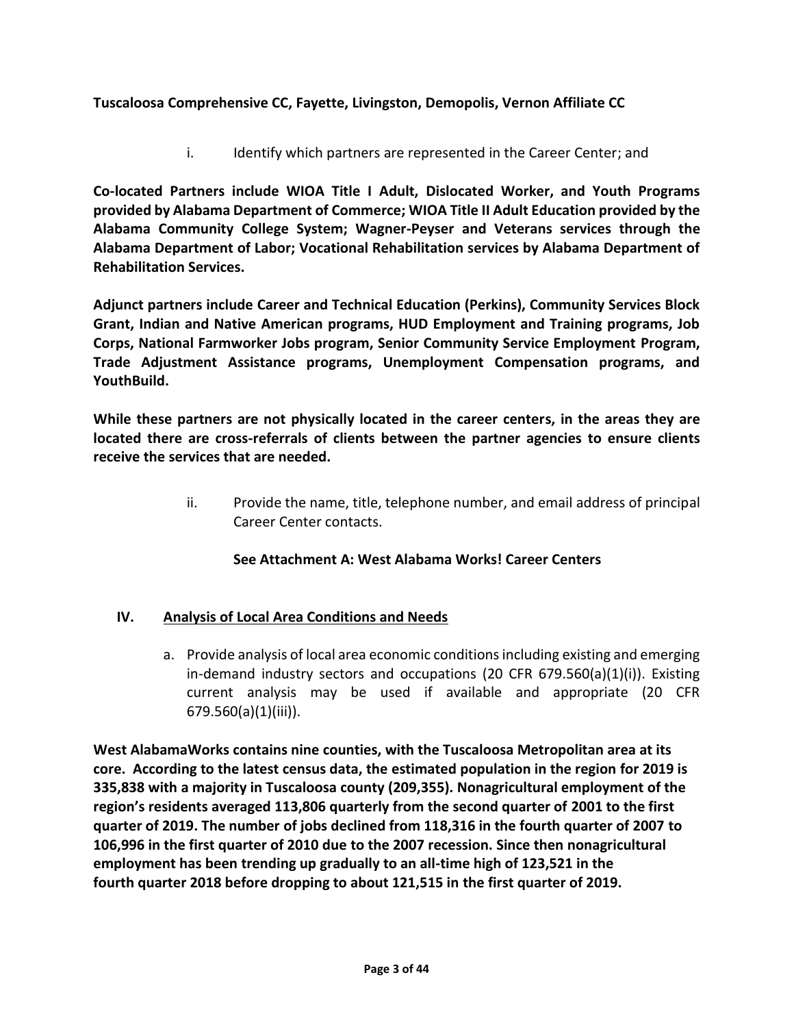**Tuscaloosa Comprehensive CC, Fayette, Livingston, Demopolis, Vernon Affiliate CC**

i. Identify which partners are represented in the Career Center; and

**Co-located Partners include WIOA Title I Adult, Dislocated Worker, and Youth Programs provided by Alabama Department of Commerce; WIOA Title II Adult Education provided by the Alabama Community College System; Wagner-Peyser and Veterans services through the Alabama Department of Labor; Vocational Rehabilitation services by Alabama Department of Rehabilitation Services.**

**Adjunct partners include Career and Technical Education (Perkins), Community Services Block Grant, Indian and Native American programs, HUD Employment and Training programs, Job Corps, National Farmworker Jobs program, Senior Community Service Employment Program, Trade Adjustment Assistance programs, Unemployment Compensation programs, and YouthBuild.**

**While these partners are not physically located in the career centers, in the areas they are located there are cross-referrals of clients between the partner agencies to ensure clients receive the services that are needed.**

ii. Provide the name, title, telephone number, and email address of principal Career Center contacts.

**See Attachment A: West Alabama Works! Career Centers**

## IV. Analysis of Local Area Conditions and Needs

a. Provide analysis of local area economic conditions including existing and emerging in-demand industry sectors and occupations (20 CFR 679.560(a)(1)(i)). Existing current analysis may be used if available and appropriate (20 CFR 679.560(a)(1)(iii)).

**West AlabamaWorks contains nine counties, with the Tuscaloosa Metropolitan area at its core. According to the latest census data, the estimated population in the region for 2019 is 335,838 with a majority in Tuscaloosa county (209,355). Nonagricultural employment of the region's residents averaged 113,806 quarterly from the second quarter of 2001 to the first quarter of 2019. The number of jobs declined from 118,316 in the fourth quarter of 2007 to 106,996 in the first quarter of 2010 due to the 2007 recession. Since then nonagricultural employment has been trending up gradually to an all-time high of 123,521 in the fourth quarter 2018 before dropping to about 121,515 in the first quarter of 2019.**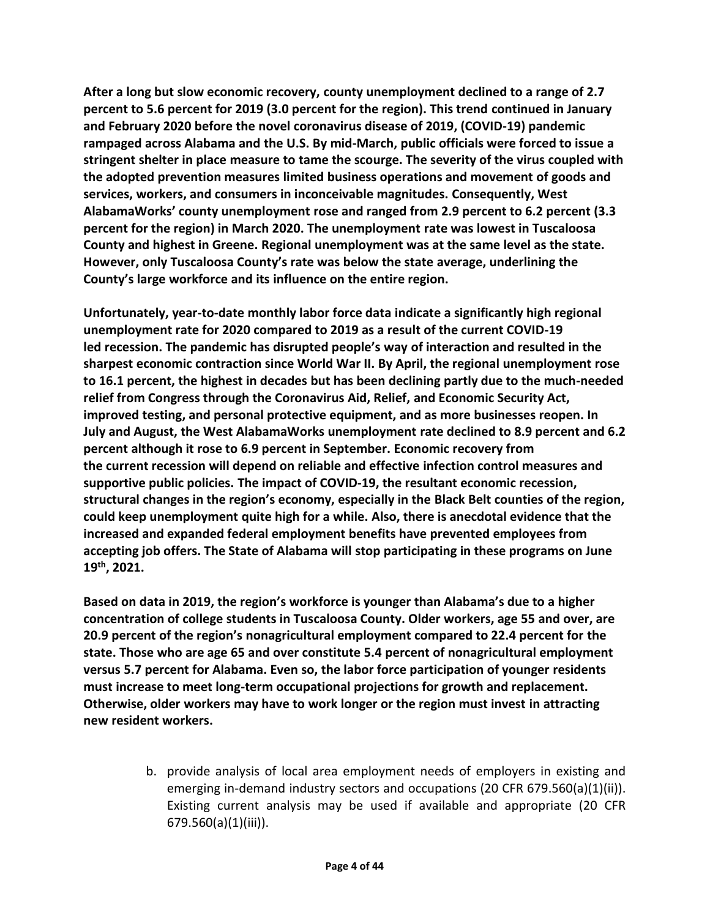**After a long but slow economic recovery, county unemployment declined to a range of 2.7 percent to 5.6 percent for 2019 (3.0 percent for the region). This trend continued in January and February 2020 before the novel coronavirus disease of 2019, (COVID-19) pandemic rampaged across Alabama and the U.S. By mid-March, public officials were forced to issue a stringent shelter in place measure to tame the scourge. The severity of the virus coupled with the adopted prevention measures limited business operations and movement of goods and services, workers, and consumers in inconceivable magnitudes. Consequently, West AlabamaWorks' county unemployment rose and ranged from 2.9 percent to 6.2 percent (3.3 percent for the region) in March 2020. The unemployment rate was lowest in Tuscaloosa County and highest in Greene. Regional unemployment was at the same level as the state. However, only Tuscaloosa County's rate was below the state average, underlining the County's large workforce and its influence on the entire region.**

**Unfortunately, year-to-date monthly labor force data indicate a significantly high regional unemployment rate for 2020 compared to 2019 as a result of the current COVID-19 led recession. The pandemic has disrupted people's way of interaction and resulted in the sharpest economic contraction since World War II. By April, the regional unemployment rose to 16.1 percent, the highest in decades but has been declining partly due to the much-needed relief from Congress through the Coronavirus Aid, Relief, and Economic Security Act, improved testing, and personal protective equipment, and as more businesses reopen. In July and August, the West AlabamaWorks unemployment rate declined to 8.9 percent and 6.2 percent although it rose to 6.9 percent in September. Economic recovery from the current recession will depend on reliable and effective infection control measures and supportive public policies. The impact of COVID-19, the resultant economic recession, structural changes in the region's economy, especially in the Black Belt counties of the region, could keep unemployment quite high for a while. Also, there is anecdotal evidence that the increased and expanded federal employment benefits have prevented employees from accepting job offers. The State of Alabama will stop participating in these programs on June 19th, 2021.**

**Based on data in 2019, the region's workforce is younger than Alabama's due to a higher concentration of college students in Tuscaloosa County. Older workers, age 55 and over, are 20.9 percent of the region's nonagricultural employment compared to 22.4 percent for the state. Those who are age 65 and over constitute 5.4 percent of nonagricultural employment versus 5.7 percent for Alabama. Even so, the labor force participation of younger residents must increase to meet long-term occupational projections for growth and replacement. Otherwise, older workers may have to work longer or the region must invest in attracting new resident workers.**

b. provide analysis of local area employment needs of employers in existing and emerging in-demand industry sectors and occupations (20 CFR 679.560(a)(1)(ii)). Existing current analysis may be used if available and appropriate (20 CFR 679.560(a)(1)(iii)).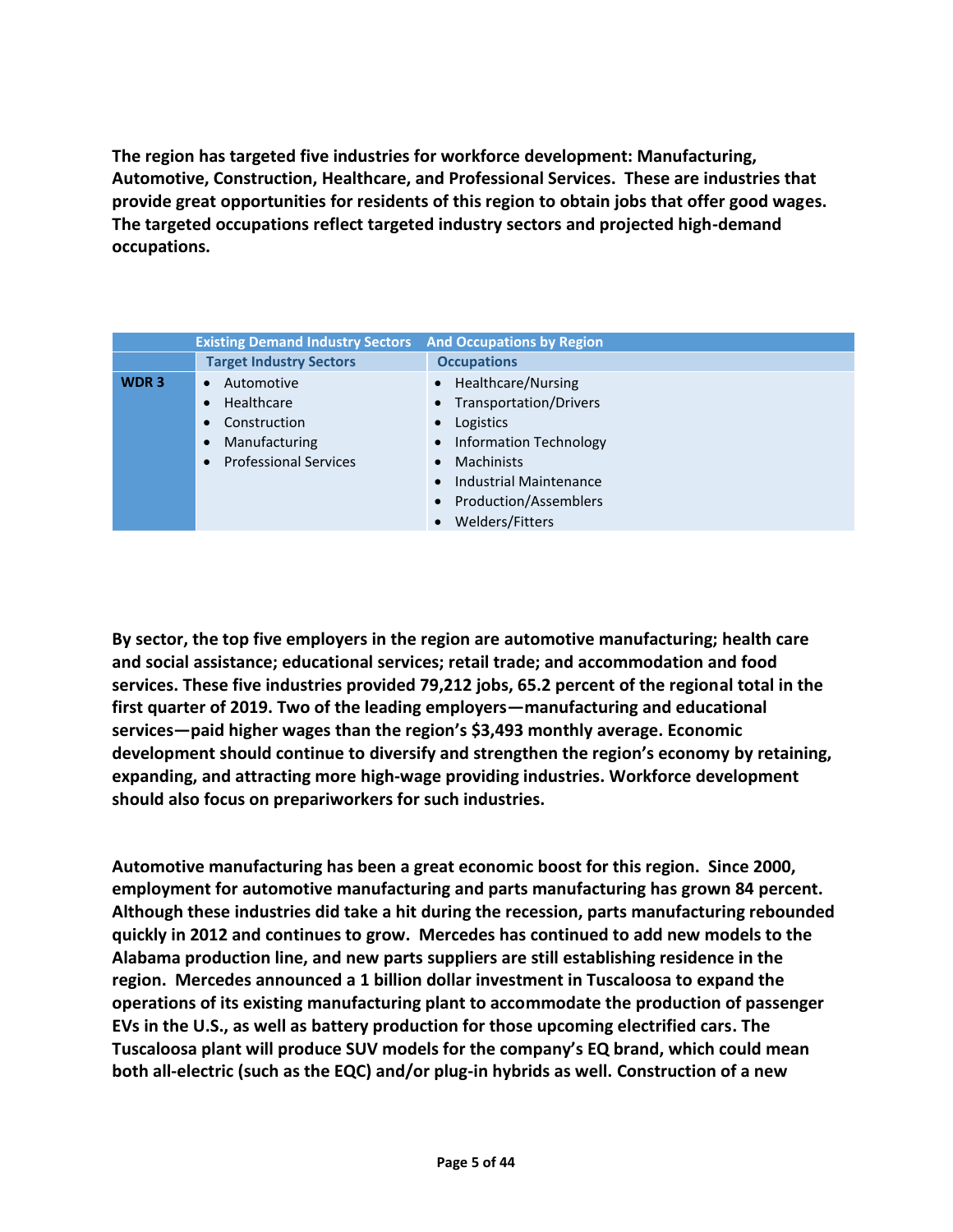**The region has targeted five industries for workforce development: Manufacturing, Automotive, Construction, Healthcare, and Professional Services. These are industries that provide great opportunities for residents of this region to obtain jobs that offer good wages. The targeted occupations reflect targeted industry sectors and projected high-demand occupations.**

| | Existing Demand Industry Sectors | And Occupations by Region |
|---|---|---|
| | **Target Industry Sectors** | **Occupations** |
| **WDR 3** | • Automotive<br>• Healthcare<br>• Construction<br>• Manufacturing<br>• Professional Services | • Healthcare/Nursing<br>• Transportation/Drivers<br>• Logistics<br>• Information Technology<br>• Machinists<br>• Industrial Maintenance<br>• Production/Assemblers<br>• Welders/Fitters |

**By sector, the top five employers in the region are automotive manufacturing; health care and social assistance; educational services; retail trade; and accommodation and food services. These five industries provided 79,212 jobs, 65.2 percent of the regional total in the first quarter of 2019. Two of the leading employers—manufacturing and educational services—paid higher wages than the region's $3,493 monthly average. Economic development should continue to diversify and strengthen the region's economy by retaining, expanding, and attracting more high-wage providing industries. Workforce development should also focus on prepariworkers for such industries.**

**Automotive manufacturing has been a great economic boost for this region. Since 2000, employment for automotive manufacturing and parts manufacturing has grown 84 percent. Although these industries did take a hit during the recession, parts manufacturing rebounded quickly in 2012 and continues to grow. Mercedes has continued to add new models to the Alabama production line, and new parts suppliers are still establishing residence in the region. Mercedes announced a 1 billion dollar investment in Tuscaloosa to expand the operations of its existing manufacturing plant to accommodate the production of passenger EVs in the U.S., as well as battery production for those upcoming electrified cars. The Tuscaloosa plant will produce SUV models for the company's EQ brand, which could mean both all-electric (such as the EQC) and/or plug-in hybrids as well. Construction of a new**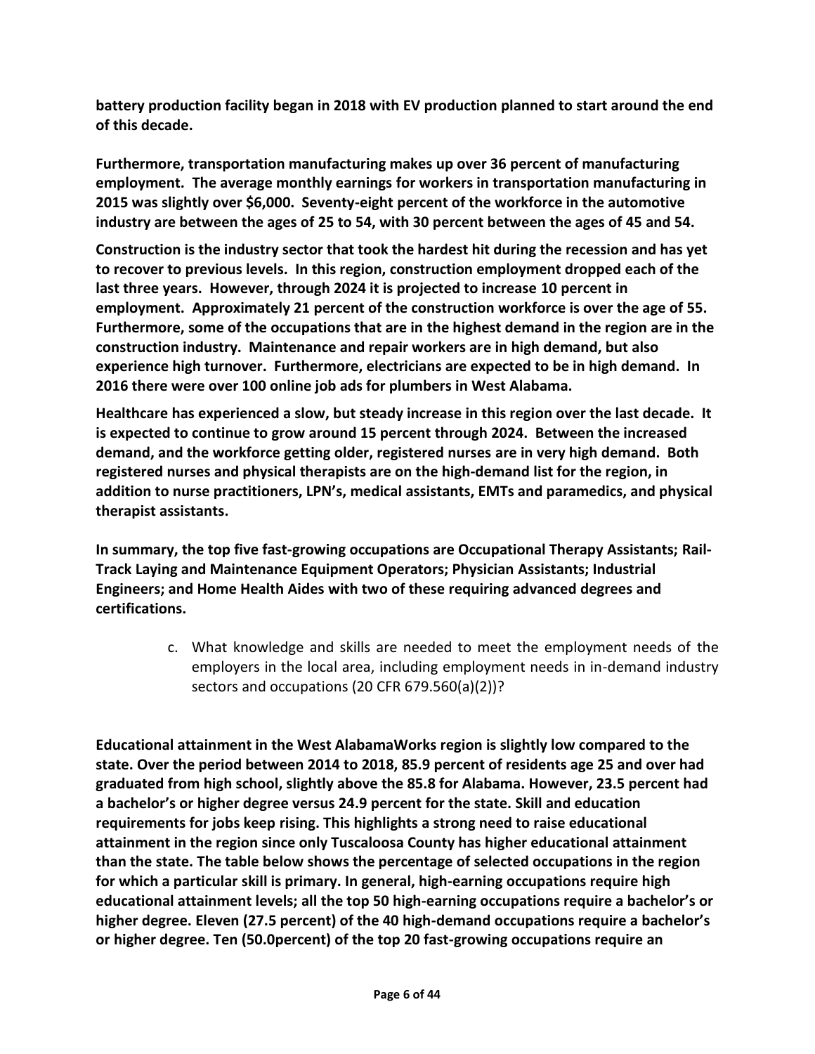**battery production facility began in 2018 with EV production planned to start around the end of this decade.**

**Furthermore, transportation manufacturing makes up over 36 percent of manufacturing employment. The average monthly earnings for workers in transportation manufacturing in 2015 was slightly over $6,000. Seventy-eight percent of the workforce in the automotive industry are between the ages of 25 to 54, with 30 percent between the ages of 45 and 54.**

**Construction is the industry sector that took the hardest hit during the recession and has yet to recover to previous levels. In this region, construction employment dropped each of the last three years. However, through 2024 it is projected to increase 10 percent in employment. Approximately 21 percent of the construction workforce is over the age of 55. Furthermore, some of the occupations that are in the highest demand in the region are in the construction industry. Maintenance and repair workers are in high demand, but also experience high turnover. Furthermore, electricians are expected to be in high demand. In 2016 there were over 100 online job ads for plumbers in West Alabama.**

**Healthcare has experienced a slow, but steady increase in this region over the last decade. It is expected to continue to grow around 15 percent through 2024. Between the increased demand, and the workforce getting older, registered nurses are in very high demand. Both registered nurses and physical therapists are on the high-demand list for the region, in addition to nurse practitioners, LPN's, medical assistants, EMTs and paramedics, and physical therapist assistants.**

**In summary, the top five fast-growing occupations are Occupational Therapy Assistants; Rail-Track Laying and Maintenance Equipment Operators; Physician Assistants; Industrial Engineers; and Home Health Aides with two of these requiring advanced degrees and certifications.**

c. What knowledge and skills are needed to meet the employment needs of the employers in the local area, including employment needs in in-demand industry sectors and occupations (20 CFR 679.560(a)(2))?

**Educational attainment in the West AlabamaWorks region is slightly low compared to the state. Over the period between 2014 to 2018, 85.9 percent of residents age 25 and over had graduated from high school, slightly above the 85.8 for Alabama. However, 23.5 percent had a bachelor's or higher degree versus 24.9 percent for the state. Skill and education requirements for jobs keep rising. This highlights a strong need to raise educational attainment in the region since only Tuscaloosa County has higher educational attainment than the state. The table below shows the percentage of selected occupations in the region for which a particular skill is primary. In general, high-earning occupations require high educational attainment levels; all the top 50 high-earning occupations require a bachelor's or higher degree. Eleven (27.5 percent) of the 40 high-demand occupations require a bachelor's or higher degree. Ten (50.0percent) of the top 20 fast-growing occupations require an**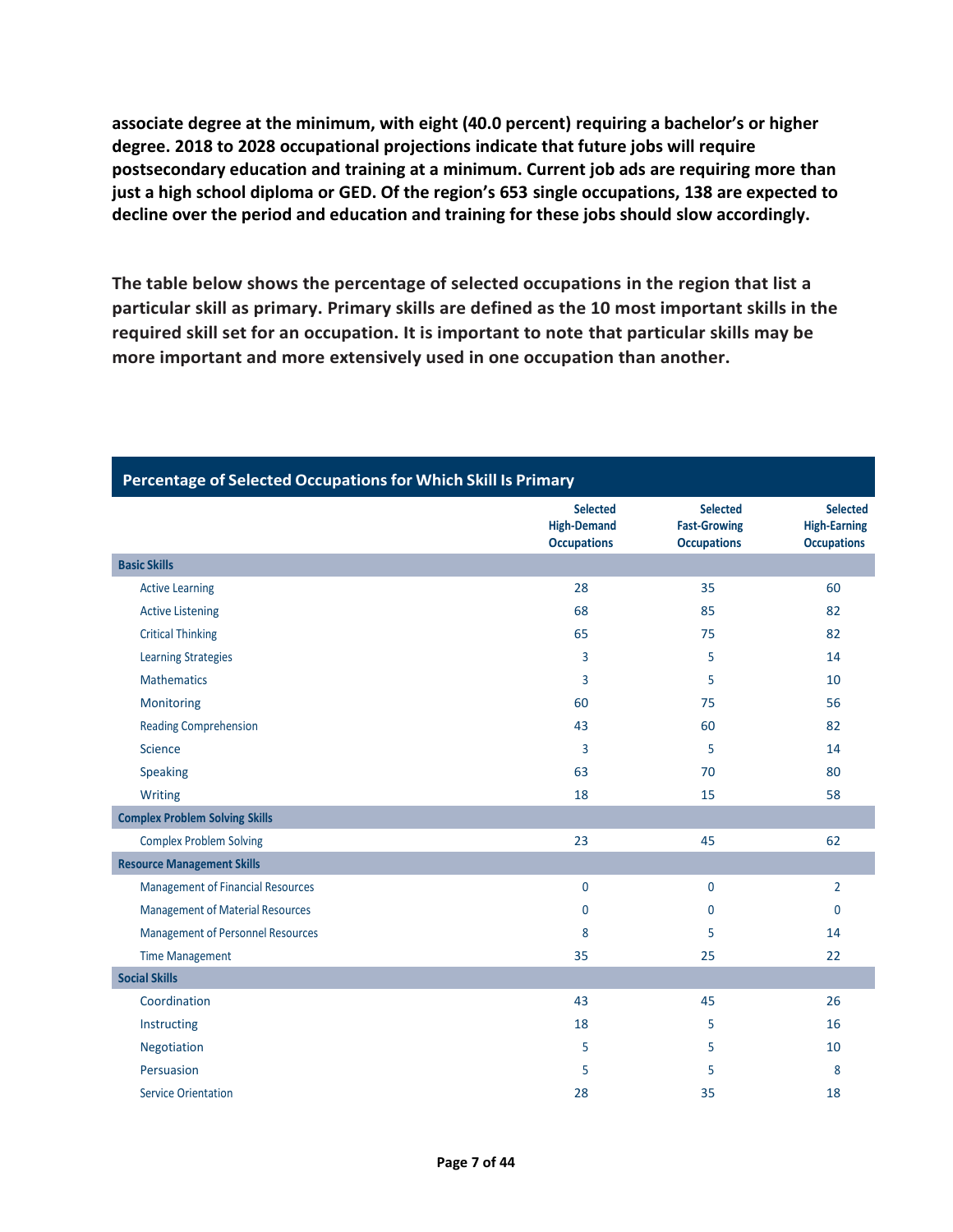**associate degree at the minimum, with eight (40.0 percent) requiring a bachelor's or higher degree. 2018 to 2028 occupational projections indicate that future jobs will require postsecondary education and training at a minimum. Current job ads are requiring more than just a high school diploma or GED. Of the region's 653 single occupations, 138 are expected to decline over the period and education and training for these jobs should slow accordingly.**

**The table below shows the percentage of selected occupations in the region that list a particular skill as primary. Primary skills are defined as the 10 most important skills in the required skill set for an occupation. It is important to note that particular skills may be more important and more extensively used in one occupation than another.**

**Percentage of Selected Occupations for Which Skill Is Primary**

| | Selected High-Demand Occupations | Selected Fast-Growing Occupations | Selected High-Earning Occupations |
|---|---|---|---|
| **Basic Skills** | | | |
| Active Learning | 28 | 35 | 60 |
| Active Listening | 68 | 85 | 82 |
| Critical Thinking | 65 | 75 | 82 |
| Learning Strategies | 3 | 5 | 14 |
| Mathematics | 3 | 5 | 10 |
| Monitoring | 60 | 75 | 56 |
| Reading Comprehension | 43 | 60 | 82 |
| Science | 3 | 5 | 14 |
| Speaking | 63 | 70 | 80 |
| Writing | 18 | 15 | 58 |
| **Complex Problem Solving Skills** | | | |
| Complex Problem Solving | 23 | 45 | 62 |
| **Resource Management Skills** | | | |
| Management of Financial Resources | 0 | 0 | 2 |
| Management of Material Resources | 0 | 0 | 0 |
| Management of Personnel Resources | 8 | 5 | 14 |
| Time Management | 35 | 25 | 22 |
| **Social Skills** | | | |
| Coordination | 43 | 45 | 26 |
| Instructing | 18 | 5 | 16 |
| Negotiation | 5 | 5 | 10 |
| Persuasion | 5 | 5 | 8 |
| Service Orientation | 28 | 35 | 18 |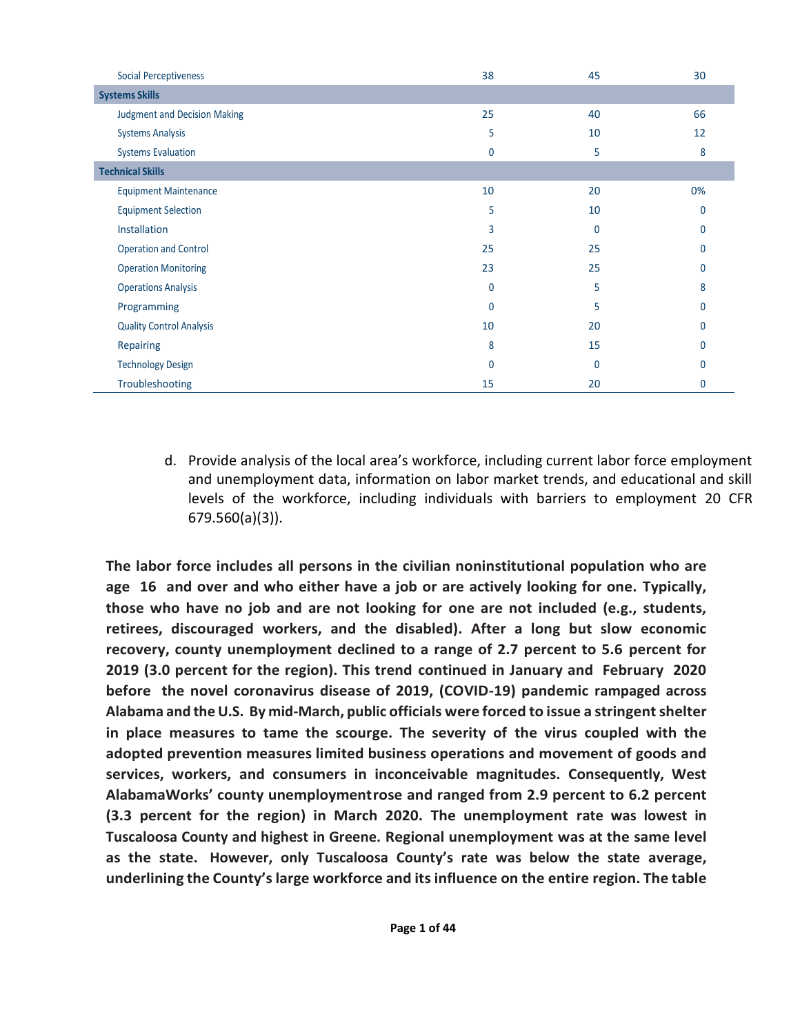| | | | |
|---|---|---|---|
| Social Perceptiveness | 38 | 45 | 30 |
| **Systems Skills** | | | |
| Judgment and Decision Making | 25 | 40 | 66 |
| Systems Analysis | 5 | 10 | 12 |
| Systems Evaluation | 0 | 5 | 8 |
| **Technical Skills** | | | |
| Equipment Maintenance | 10 | 20 | 0% |
| Equipment Selection | 5 | 10 | 0 |
| Installation | 3 | 0 | 0 |
| Operation and Control | 25 | 25 | 0 |
| Operation Monitoring | 23 | 25 | 0 |
| Operations Analysis | 0 | 5 | 8 |
| Programming | 0 | 5 | 0 |
| Quality Control Analysis | 10 | 20 | 0 |
| Repairing | 8 | 15 | 0 |
| Technology Design | 0 | 0 | 0 |
| Troubleshooting | 15 | 20 | 0 |

d. Provide analysis of the local area's workforce, including current labor force employment and unemployment data, information on labor market trends, and educational and skill levels of the workforce, including individuals with barriers to employment 20 CFR 679.560(a)(3)).

**The labor force includes all persons in the civilian noninstitutional population who are age 16 and over and who either have a job or are actively looking for one. Typically, those who have no job and are not looking for one are not included (e.g., students, retirees, discouraged workers, and the disabled). After a long but slow economic recovery, county unemployment declined to a range of 2.7 percent to 5.6 percent for 2019 (3.0 percent for the region). This trend continued in January and February 2020 before the novel coronavirus disease of 2019, (COVID-19) pandemic rampaged across Alabama and the U.S. By mid-March, public officials were forced to issue a stringent shelter in place measures to tame the scourge. The severity of the virus coupled with the adopted prevention measures limited business operations and movement of goods and services, workers, and consumers in inconceivable magnitudes. Consequently, West AlabamaWorks' county unemployment rose and ranged from 2.9 percent to 6.2 percent (3.3 percent for the region) in March 2020. The unemployment rate was lowest in Tuscaloosa County and highest in Greene. Regional unemployment was at the same level as the state. However, only Tuscaloosa County's rate was below the state average, underlining the County's large workforce and its influence on the entire region. The table**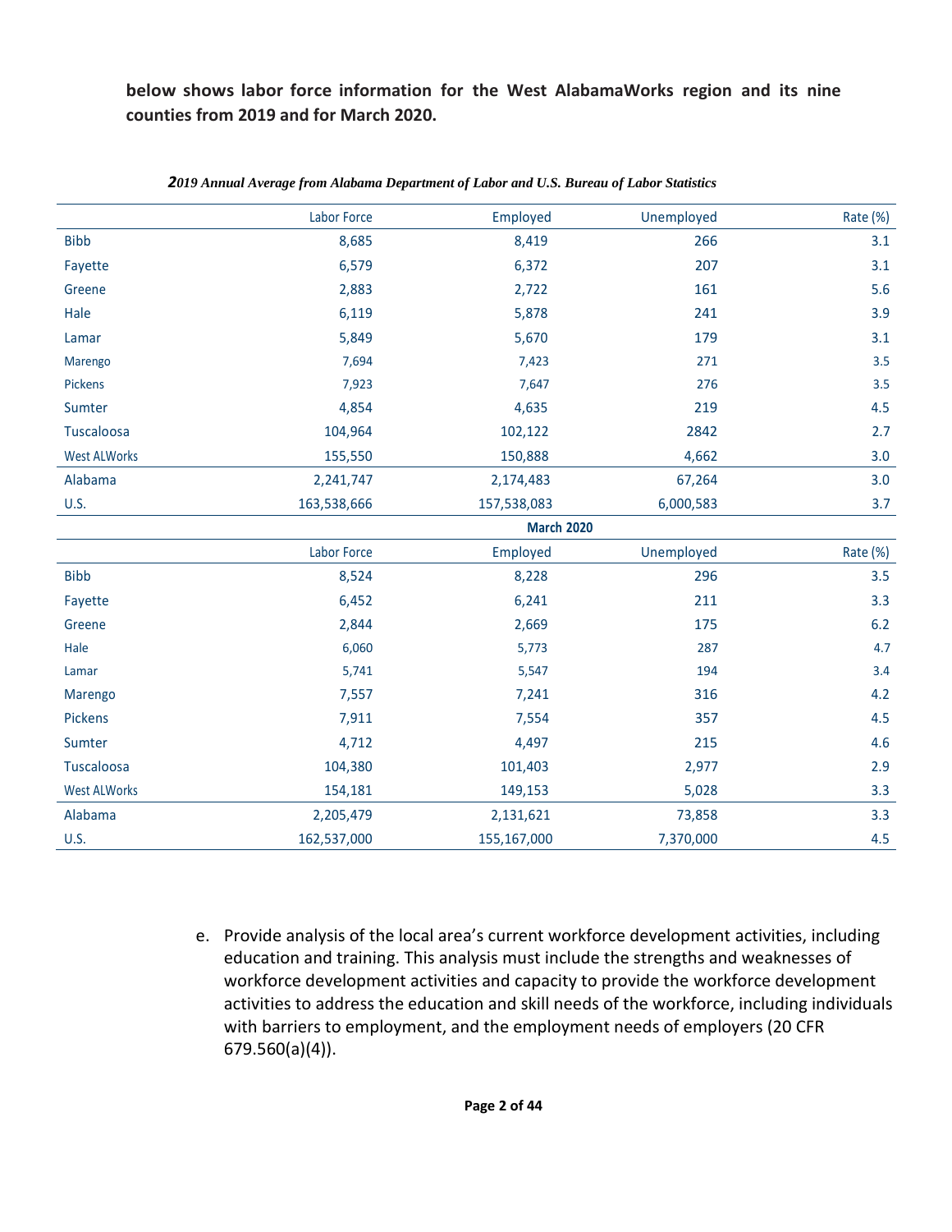**below shows labor force information for the West AlabamaWorks region and its nine counties from 2019 and for March 2020.**

*2019 Annual Average from Alabama Department of Labor and U.S. Bureau of Labor Statistics*

| | Labor Force | Employed | Unemployed | Rate (%) |
|---|---|---|---|---|
| Bibb | 8,685 | 8,419 | 266 | 3.1 |
| Fayette | 6,579 | 6,372 | 207 | 3.1 |
| Greene | 2,883 | 2,722 | 161 | 5.6 |
| Hale | 6,119 | 5,878 | 241 | 3.9 |
| Lamar | 5,849 | 5,670 | 179 | 3.1 |
| Marengo | 7,694 | 7,423 | 271 | 3.5 |
| Pickens | 7,923 | 7,647 | 276 | 3.5 |
| Sumter | 4,854 | 4,635 | 219 | 4.5 |
| Tuscaloosa | 104,964 | 102,122 | 2842 | 2.7 |
| West ALWorks | 155,550 | 150,888 | 4,662 | 3.0 |
| Alabama | 2,241,747 | 2,174,483 | 67,264 | 3.0 |
| U.S. | 163,538,666 | 157,538,083 | 6,000,583 | 3.7 |
| | | **March 2020** | | |
| | Labor Force | Employed | Unemployed | Rate (%) |
| Bibb | 8,524 | 8,228 | 296 | 3.5 |
| Fayette | 6,452 | 6,241 | 211 | 3.3 |
| Greene | 2,844 | 2,669 | 175 | 6.2 |
| Hale | 6,060 | 5,773 | 287 | 4.7 |
| Lamar | 5,741 | 5,547 | 194 | 3.4 |
| Marengo | 7,557 | 7,241 | 316 | 4.2 |
| Pickens | 7,911 | 7,554 | 357 | 4.5 |
| Sumter | 4,712 | 4,497 | 215 | 4.6 |
| Tuscaloosa | 104,380 | 101,403 | 2,977 | 2.9 |
| West ALWorks | 154,181 | 149,153 | 5,028 | 3.3 |
| Alabama | 2,205,479 | 2,131,621 | 73,858 | 3.3 |
| U.S. | 162,537,000 | 155,167,000 | 7,370,000 | 4.5 |

e. Provide analysis of the local area's current workforce development activities, including education and training. This analysis must include the strengths and weaknesses of workforce development activities and capacity to provide the workforce development activities to address the education and skill needs of the workforce, including individuals with barriers to employment, and the employment needs of employers (20 CFR 679.560(a)(4)).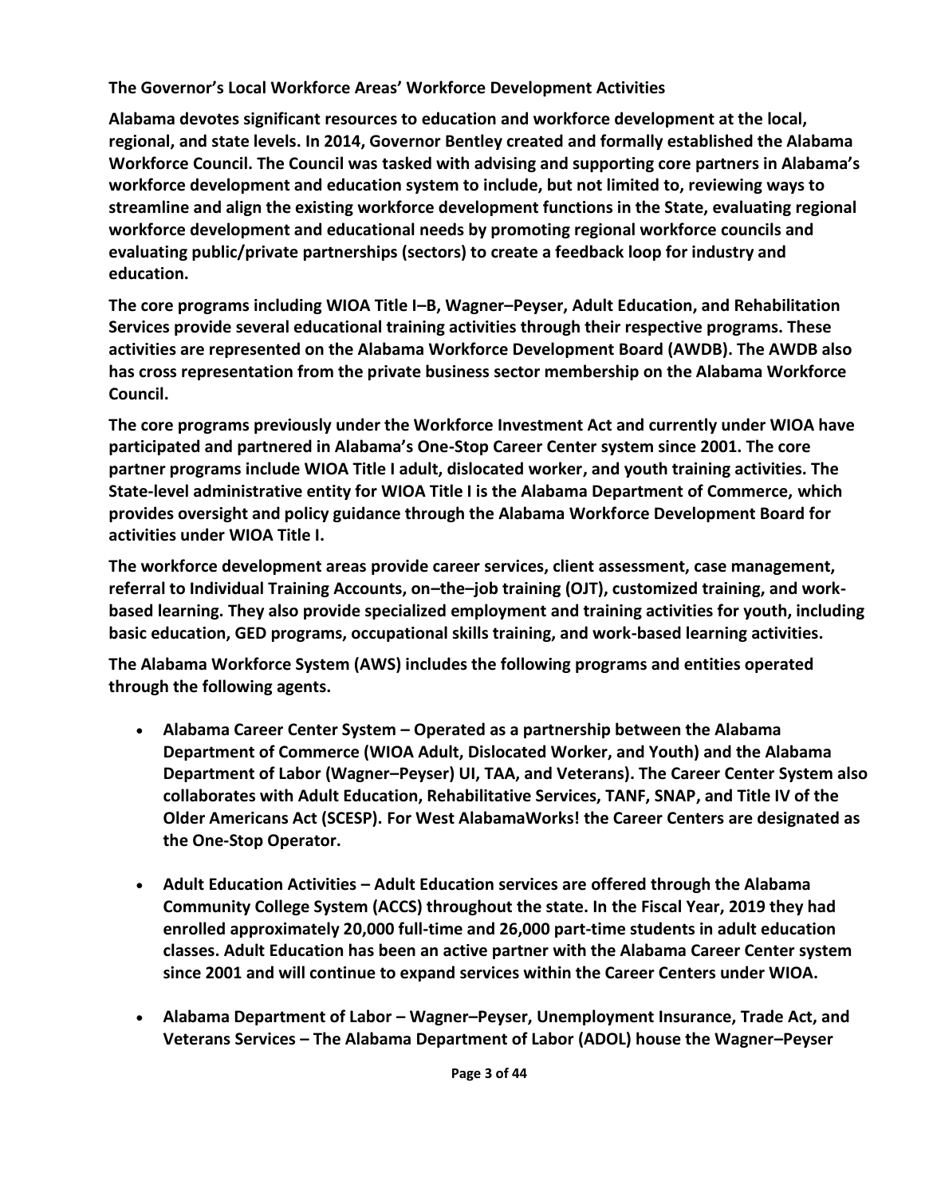### The Governor's Local Workforce Areas' Workforce Development Activities

**Alabama devotes significant resources to education and workforce development at the local, regional, and state levels. In 2014, Governor Bentley created and formally established the Alabama Workforce Council. The Council was tasked with advising and supporting core partners in Alabama's workforce development and education system to include, but not limited to, reviewing ways to streamline and align the existing workforce development functions in the State, evaluating regional workforce development and educational needs by promoting regional workforce councils and evaluating public/private partnerships (sectors) to create a feedback loop for industry and education.**

**The core programs including WIOA Title I–B, Wagner–Peyser, Adult Education, and Rehabilitation Services provide several educational training activities through their respective programs. These activities are represented on the Alabama Workforce Development Board (AWDB). The AWDB also has cross representation from the private business sector membership on the Alabama Workforce Council.**

**The core programs previously under the Workforce Investment Act and currently under WIOA have participated and partnered in Alabama's One-Stop Career Center system since 2001. The core partner programs include WIOA Title I adult, dislocated worker, and youth training activities. The State-level administrative entity for WIOA Title I is the Alabama Department of Commerce, which provides oversight and policy guidance through the Alabama Workforce Development Board for activities under WIOA Title I.**

**The workforce development areas provide career services, client assessment, case management, referral to Individual Training Accounts, on–the–job training (OJT), customized training, and work-based learning. They also provide specialized employment and training activities for youth, including basic education, GED programs, occupational skills training, and work-based learning activities.**

**The Alabama Workforce System (AWS) includes the following programs and entities operated through the following agents.**

- **Alabama Career Center System – Operated as a partnership between the Alabama Department of Commerce (WIOA Adult, Dislocated Worker, and Youth) and the Alabama Department of Labor (Wagner–Peyser) UI, TAA, and Veterans). The Career Center System also collaborates with Adult Education, Rehabilitative Services, TANF, SNAP, and Title IV of the Older Americans Act (SCESP). For West AlabamaWorks! the Career Centers are designated as the One-Stop Operator.**

- **Adult Education Activities – Adult Education services are offered through the Alabama Community College System (ACCS) throughout the state. In the Fiscal Year, 2019 they had enrolled approximately 20,000 full-time and 26,000 part-time students in adult education classes. Adult Education has been an active partner with the Alabama Career Center system since 2001 and will continue to expand services within the Career Centers under WIOA.**

- **Alabama Department of Labor – Wagner–Peyser, Unemployment Insurance, Trade Act, and Veterans Services – The Alabama Department of Labor (ADOL) house the Wagner–Peyser**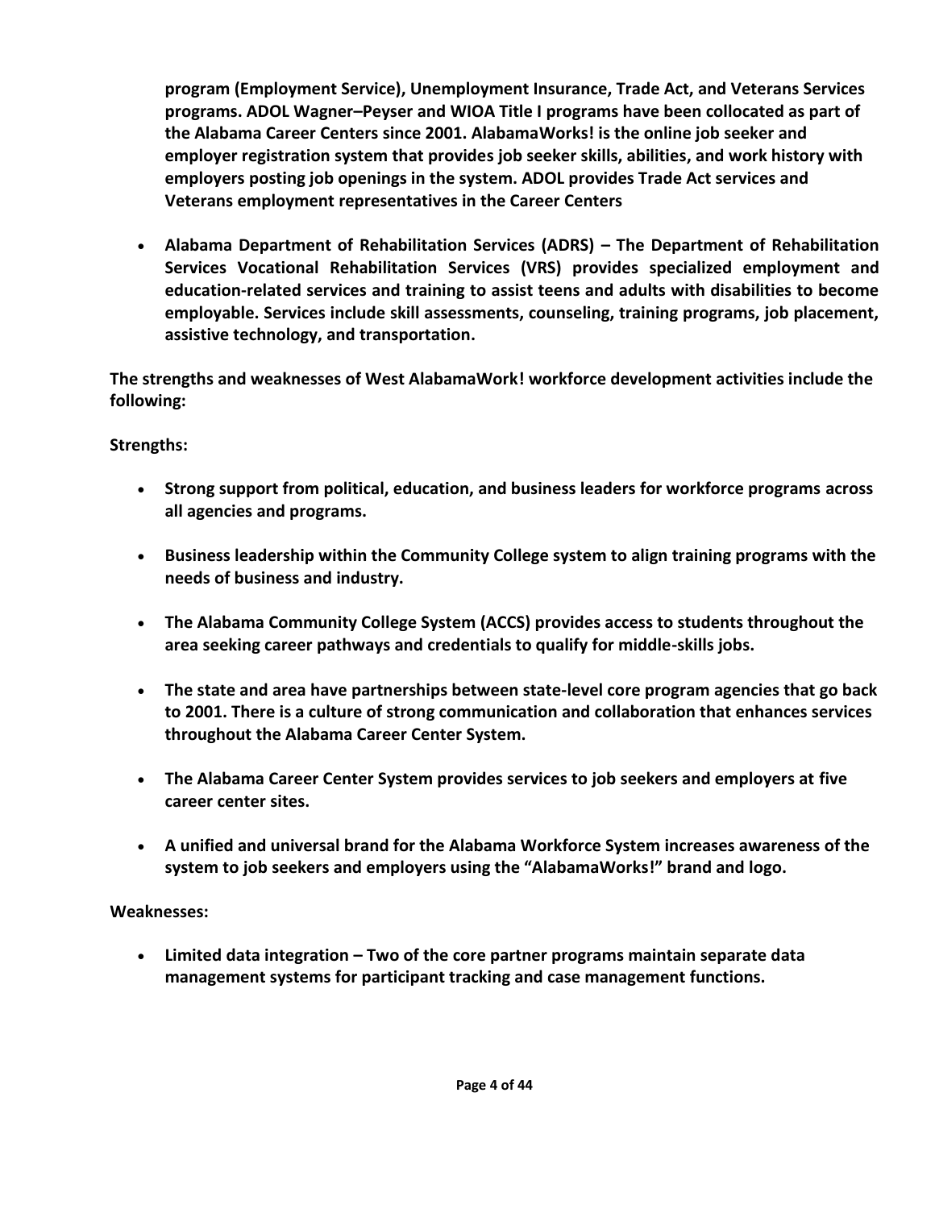**program (Employment Service), Unemployment Insurance, Trade Act, and Veterans Services programs. ADOL Wagner–Peyser and WIOA Title I programs have been collocated as part of the Alabama Career Centers since 2001. AlabamaWorks! is the online job seeker and employer registration system that provides job seeker skills, abilities, and work history with employers posting job openings in the system. ADOL provides Trade Act services and Veterans employment representatives in the Career Centers**

- **Alabama Department of Rehabilitation Services (ADRS) – The Department of Rehabilitation Services Vocational Rehabilitation Services (VRS) provides specialized employment and education-related services and training to assist teens and adults with disabilities to become employable. Services include skill assessments, counseling, training programs, job placement, assistive technology, and transportation.**

**The strengths and weaknesses of West AlabamaWork! workforce development activities include the following:**

**Strengths:**

- **Strong support from political, education, and business leaders for workforce programs across all agencies and programs.**
- **Business leadership within the Community College system to align training programs with the needs of business and industry.**
- **The Alabama Community College System (ACCS) provides access to students throughout the area seeking career pathways and credentials to qualify for middle-skills jobs.**
- **The state and area have partnerships between state-level core program agencies that go back to 2001. There is a culture of strong communication and collaboration that enhances services throughout the Alabama Career Center System.**
- **The Alabama Career Center System provides services to job seekers and employers at five career center sites.**
- **A unified and universal brand for the Alabama Workforce System increases awareness of the system to job seekers and employers using the "AlabamaWorks!" brand and logo.**

**Weaknesses:**

- **Limited data integration – Two of the core partner programs maintain separate data management systems for participant tracking and case management functions.**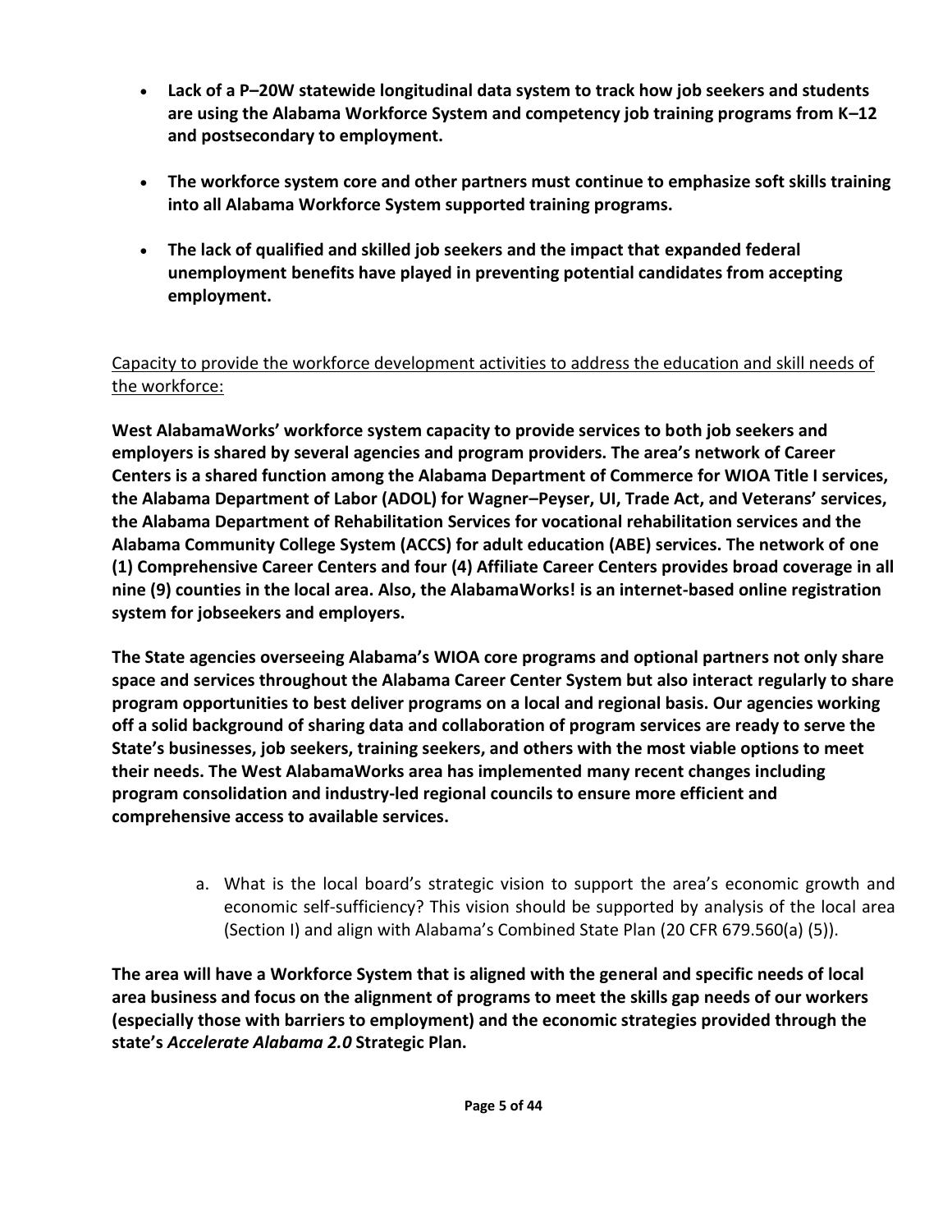- **Lack of a P–20W statewide longitudinal data system to track how job seekers and students are using the Alabama Workforce System and competency job training programs from K–12 and postsecondary to employment.**

- **The workforce system core and other partners must continue to emphasize soft skills training into all Alabama Workforce System supported training programs.**

- **The lack of qualified and skilled job seekers and the impact that expanded federal unemployment benefits have played in preventing potential candidates from accepting employment.**

<u>Capacity to provide the workforce development activities to address the education and skill needs of the workforce:</u>

**West AlabamaWorks' workforce system capacity to provide services to both job seekers and employers is shared by several agencies and program providers. The area's network of Career Centers is a shared function among the Alabama Department of Commerce for WIOA Title I services, the Alabama Department of Labor (ADOL) for Wagner–Peyser, UI, Trade Act, and Veterans' services, the Alabama Department of Rehabilitation Services for vocational rehabilitation services and the Alabama Community College System (ACCS) for adult education (ABE) services. The network of one (1) Comprehensive Career Centers and four (4) Affiliate Career Centers provides broad coverage in all nine (9) counties in the local area. Also, the AlabamaWorks! is an internet-based online registration system for jobseekers and employers.**

**The State agencies overseeing Alabama's WIOA core programs and optional partners not only share space and services throughout the Alabama Career Center System but also interact regularly to share program opportunities to best deliver programs on a local and regional basis. Our agencies working off a solid background of sharing data and collaboration of program services are ready to serve the State's businesses, job seekers, training seekers, and others with the most viable options to meet their needs. The West AlabamaWorks area has implemented many recent changes including program consolidation and industry-led regional councils to ensure more efficient and comprehensive access to available services.**

a. What is the local board's strategic vision to support the area's economic growth and economic self-sufficiency? This vision should be supported by analysis of the local area (Section I) and align with Alabama's Combined State Plan (20 CFR 679.560(a) (5)).

**The area will have a Workforce System that is aligned with the general and specific needs of local area business and focus on the alignment of programs to meet the skills gap needs of our workers (especially those with barriers to employment) and the economic strategies provided through the state's *Accelerate Alabama 2.0* Strategic Plan.**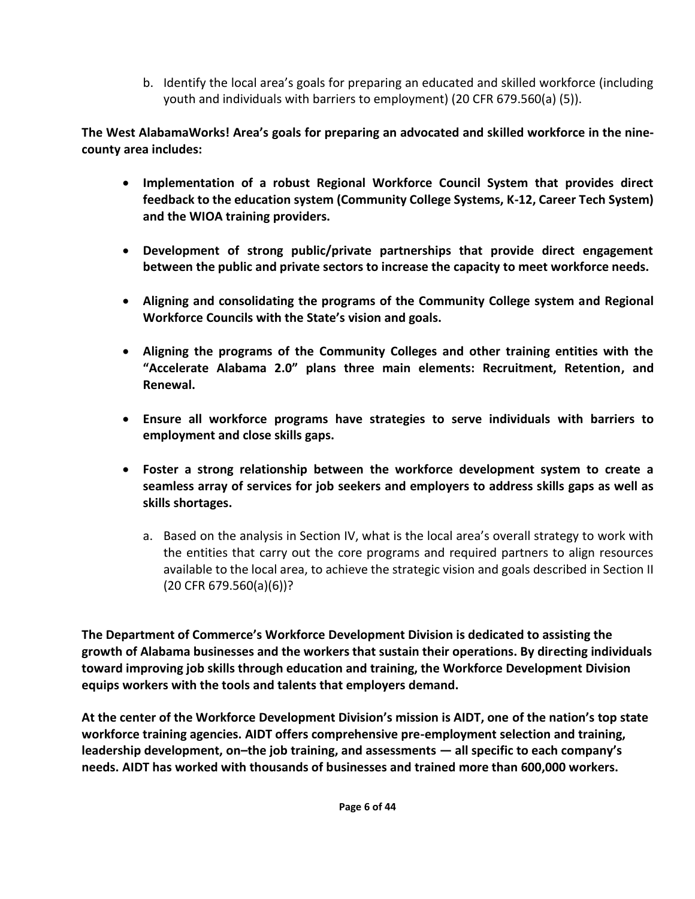b. Identify the local area's goals for preparing an educated and skilled workforce (including youth and individuals with barriers to employment) (20 CFR 679.560(a) (5)).

**The West AlabamaWorks! Area's goals for preparing an advocated and skilled workforce in the nine-county area includes:**

- **Implementation of a robust Regional Workforce Council System that provides direct feedback to the education system (Community College Systems, K-12, Career Tech System) and the WIOA training providers.**
- **Development of strong public/private partnerships that provide direct engagement between the public and private sectors to increase the capacity to meet workforce needs.**
- **Aligning and consolidating the programs of the Community College system and Regional Workforce Councils with the State's vision and goals.**
- **Aligning the programs of the Community Colleges and other training entities with the "Accelerate Alabama 2.0" plans three main elements: Recruitment, Retention, and Renewal.**
- **Ensure all workforce programs have strategies to serve individuals with barriers to employment and close skills gaps.**
- **Foster a strong relationship between the workforce development system to create a seamless array of services for job seekers and employers to address skills gaps as well as skills shortages.**

a. Based on the analysis in Section IV, what is the local area's overall strategy to work with the entities that carry out the core programs and required partners to align resources available to the local area, to achieve the strategic vision and goals described in Section II (20 CFR 679.560(a)(6))?

**The Department of Commerce's Workforce Development Division is dedicated to assisting the growth of Alabama businesses and the workers that sustain their operations. By directing individuals toward improving job skills through education and training, the Workforce Development Division equips workers with the tools and talents that employers demand.**

**At the center of the Workforce Development Division's mission is AIDT, one of the nation's top state workforce training agencies. AIDT offers comprehensive pre-employment selection and training, leadership development, on–the job training, and assessments — all specific to each company's needs. AIDT has worked with thousands of businesses and trained more than 600,000 workers.**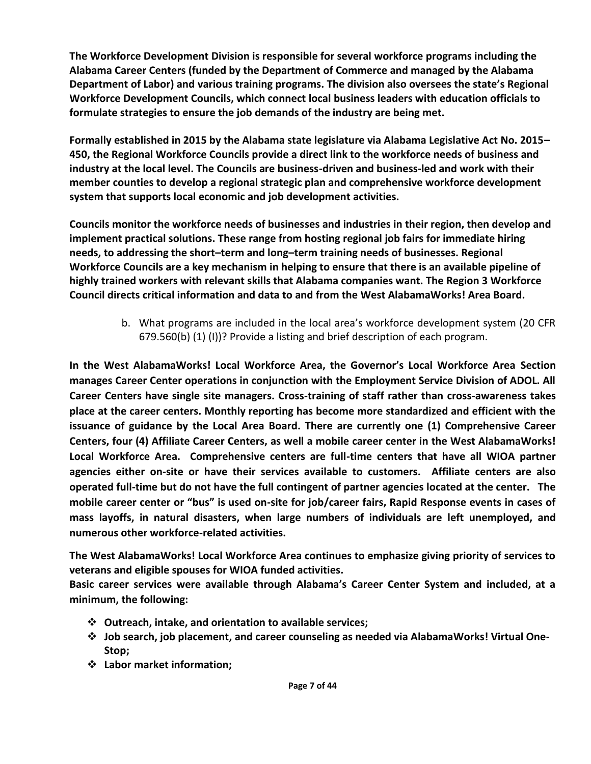**The Workforce Development Division is responsible for several workforce programs including the Alabama Career Centers (funded by the Department of Commerce and managed by the Alabama Department of Labor) and various training programs. The division also oversees the state's Regional Workforce Development Councils, which connect local business leaders with education officials to formulate strategies to ensure the job demands of the industry are being met.**

**Formally established in 2015 by the Alabama state legislature via Alabama Legislative Act No. 2015–450, the Regional Workforce Councils provide a direct link to the workforce needs of business and industry at the local level. The Councils are business-driven and business-led and work with their member counties to develop a regional strategic plan and comprehensive workforce development system that supports local economic and job development activities.**

**Councils monitor the workforce needs of businesses and industries in their region, then develop and implement practical solutions. These range from hosting regional job fairs for immediate hiring needs, to addressing the short–term and long–term training needs of businesses. Regional Workforce Councils are a key mechanism in helping to ensure that there is an available pipeline of highly trained workers with relevant skills that Alabama companies want. The Region 3 Workforce Council directs critical information and data to and from the West AlabamaWorks! Area Board.**

b. What programs are included in the local area's workforce development system (20 CFR 679.560(b) (1) (I))? Provide a listing and brief description of each program.

**In the West AlabamaWorks! Local Workforce Area, the Governor's Local Workforce Area Section manages Career Center operations in conjunction with the Employment Service Division of ADOL. All Career Centers have single site managers. Cross-training of staff rather than cross-awareness takes place at the career centers. Monthly reporting has become more standardized and efficient with the issuance of guidance by the Local Area Board. There are currently one (1) Comprehensive Career Centers, four (4) Affiliate Career Centers, as well a mobile career center in the West AlabamaWorks! Local Workforce Area. Comprehensive centers are full-time centers that have all WIOA partner agencies either on-site or have their services available to customers. Affiliate centers are also operated full-time but do not have the full contingent of partner agencies located at the center. The mobile career center or "bus" is used on-site for job/career fairs, Rapid Response events in cases of mass layoffs, in natural disasters, when large numbers of individuals are left unemployed, and numerous other workforce-related activities.**

**The West AlabamaWorks! Local Workforce Area continues to emphasize giving priority of services to veterans and eligible spouses for WIOA funded activities.**

**Basic career services were available through Alabama's Career Center System and included, at a minimum, the following:**

- **Outreach, intake, and orientation to available services;**
- **Job search, job placement, and career counseling as needed via AlabamaWorks! Virtual One-Stop;**
- **Labor market information;**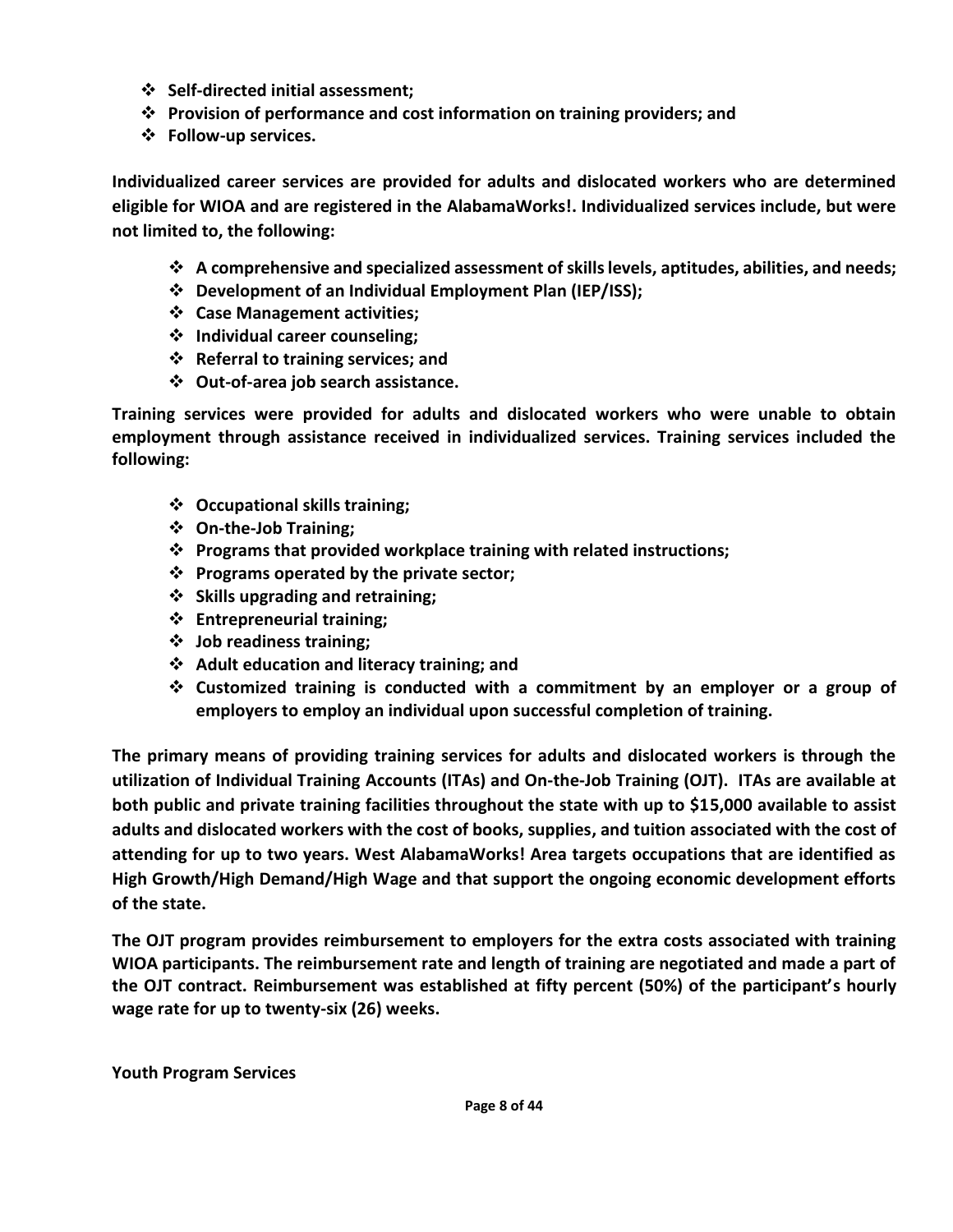- **Self-directed initial assessment;**
- **Provision of performance and cost information on training providers; and**
- **Follow-up services.**

**Individualized career services are provided for adults and dislocated workers who are determined eligible for WIOA and are registered in the AlabamaWorks!. Individualized services include, but were not limited to, the following:**

- **A comprehensive and specialized assessment of skills levels, aptitudes, abilities, and needs;**
- **Development of an Individual Employment Plan (IEP/ISS);**
- **Case Management activities;**
- **Individual career counseling;**
- **Referral to training services; and**
- **Out-of-area job search assistance.**

**Training services were provided for adults and dislocated workers who were unable to obtain employment through assistance received in individualized services. Training services included the following:**

- **Occupational skills training;**
- **On-the-Job Training;**
- **Programs that provided workplace training with related instructions;**
- **Programs operated by the private sector;**
- **Skills upgrading and retraining;**
- **Entrepreneurial training;**
- **Job readiness training;**
- **Adult education and literacy training; and**
- **Customized training is conducted with a commitment by an employer or a group of employers to employ an individual upon successful completion of training.**

**The primary means of providing training services for adults and dislocated workers is through the utilization of Individual Training Accounts (ITAs) and On-the-Job Training (OJT). ITAs are available at both public and private training facilities throughout the state with up to $15,000 available to assist adults and dislocated workers with the cost of books, supplies, and tuition associated with the cost of attending for up to two years. West AlabamaWorks! Area targets occupations that are identified as High Growth/High Demand/High Wage and that support the ongoing economic development efforts of the state.**

**The OJT program provides reimbursement to employers for the extra costs associated with training WIOA participants. The reimbursement rate and length of training are negotiated and made a part of the OJT contract. Reimbursement was established at fifty percent (50%) of the participant's hourly wage rate for up to twenty-six (26) weeks.**

**Youth Program Services**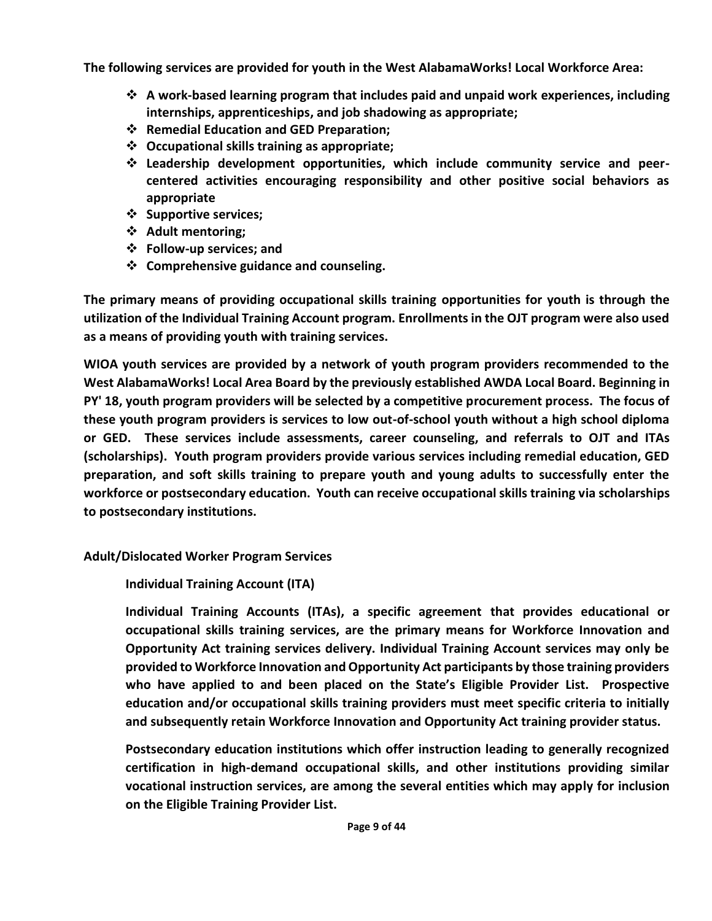**The following services are provided for youth in the West AlabamaWorks! Local Workforce Area:**

- **A work-based learning program that includes paid and unpaid work experiences, including internships, apprenticeships, and job shadowing as appropriate;**
- **Remedial Education and GED Preparation;**
- **Occupational skills training as appropriate;**
- **Leadership development opportunities, which include community service and peer-centered activities encouraging responsibility and other positive social behaviors as appropriate**
- **Supportive services;**
- **Adult mentoring;**
- **Follow-up services; and**
- **Comprehensive guidance and counseling.**

**The primary means of providing occupational skills training opportunities for youth is through the utilization of the Individual Training Account program. Enrollments in the OJT program were also used as a means of providing youth with training services.**

**WIOA youth services are provided by a network of youth program providers recommended to the West AlabamaWorks! Local Area Board by the previously established AWDA Local Board. Beginning in PY' 18, youth program providers will be selected by a competitive procurement process. The focus of these youth program providers is services to low out-of-school youth without a high school diploma or GED. These services include assessments, career counseling, and referrals to OJT and ITAs (scholarships). Youth program providers provide various services including remedial education, GED preparation, and soft skills training to prepare youth and young adults to successfully enter the workforce or postsecondary education. Youth can receive occupational skills training via scholarships to postsecondary institutions.**

**Adult/Dislocated Worker Program Services**

**Individual Training Account (ITA)**

**Individual Training Accounts (ITAs), a specific agreement that provides educational or occupational skills training services, are the primary means for Workforce Innovation and Opportunity Act training services delivery. Individual Training Account services may only be provided to Workforce Innovation and Opportunity Act participants by those training providers who have applied to and been placed on the State's Eligible Provider List. Prospective education and/or occupational skills training providers must meet specific criteria to initially and subsequently retain Workforce Innovation and Opportunity Act training provider status.**

**Postsecondary education institutions which offer instruction leading to generally recognized certification in high-demand occupational skills, and other institutions providing similar vocational instruction services, are among the several entities which may apply for inclusion on the Eligible Training Provider List.**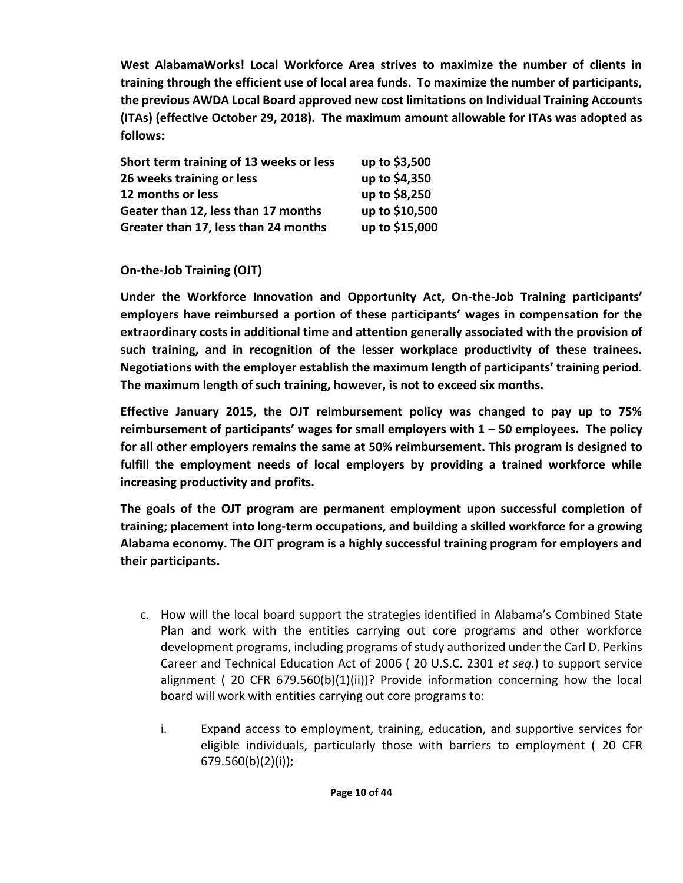**West AlabamaWorks! Local Workforce Area strives to maximize the number of clients in training through the efficient use of local area funds. To maximize the number of participants, the previous AWDA Local Board approved new cost limitations on Individual Training Accounts (ITAs) (effective October 29, 2018). The maximum amount allowable for ITAs was adopted as follows:**

| | |
|---|---|
| **Short term training of 13 weeks or less** | **up to $3,500** |
| **26 weeks training or less** | **up to $4,350** |
| **12 months or less** | **up to $8,250** |
| **Geater than 12, less than 17 months** | **up to $10,500** |
| **Greater than 17, less than 24 months** | **up to $15,000** |

**On-the-Job Training (OJT)**

**Under the Workforce Innovation and Opportunity Act, On-the-Job Training participants' employers have reimbursed a portion of these participants' wages in compensation for the extraordinary costs in additional time and attention generally associated with the provision of such training, and in recognition of the lesser workplace productivity of these trainees. Negotiations with the employer establish the maximum length of participants' training period. The maximum length of such training, however, is not to exceed six months.**

**Effective January 2015, the OJT reimbursement policy was changed to pay up to 75% reimbursement of participants' wages for small employers with 1 – 50 employees. The policy for all other employers remains the same at 50% reimbursement. This program is designed to fulfill the employment needs of local employers by providing a trained workforce while increasing productivity and profits.**

**The goals of the OJT program are permanent employment upon successful completion of training; placement into long-term occupations, and building a skilled workforce for a growing Alabama economy. The OJT program is a highly successful training program for employers and their participants.**

c. How will the local board support the strategies identified in Alabama's Combined State Plan and work with the entities carrying out core programs and other workforce development programs, including programs of study authorized under the Carl D. Perkins Career and Technical Education Act of 2006 ( 20 U.S.C. 2301 *et seq.*) to support service alignment ( 20 CFR 679.560(b)(1)(ii))? Provide information concerning how the local board will work with entities carrying out core programs to:

   i. Expand access to employment, training, education, and supportive services for eligible individuals, particularly those with barriers to employment ( 20 CFR 679.560(b)(2)(i));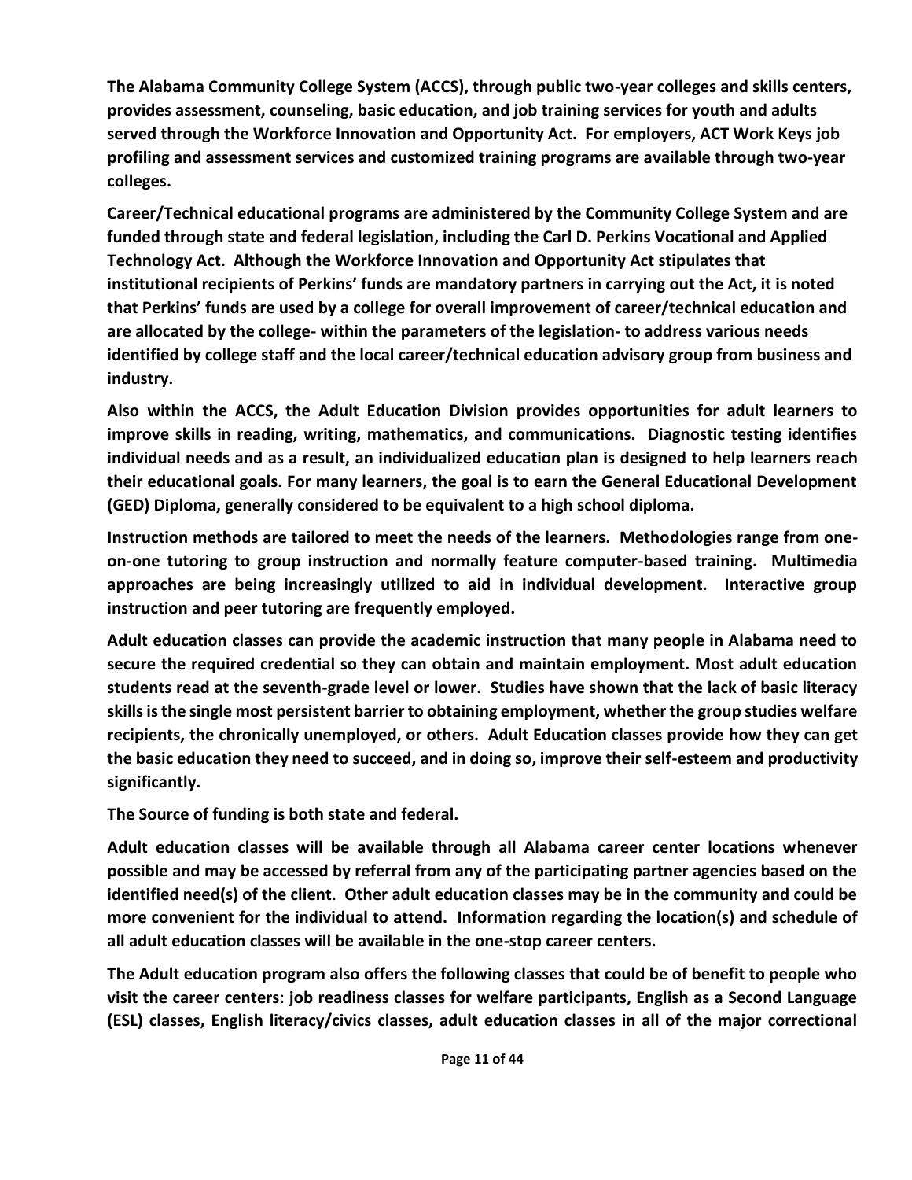**The Alabama Community College System (ACCS), through public two-year colleges and skills centers, provides assessment, counseling, basic education, and job training services for youth and adults served through the Workforce Innovation and Opportunity Act. For employers, ACT Work Keys job profiling and assessment services and customized training programs are available through two-year colleges.**

**Career/Technical educational programs are administered by the Community College System and are funded through state and federal legislation, including the Carl D. Perkins Vocational and Applied Technology Act. Although the Workforce Innovation and Opportunity Act stipulates that institutional recipients of Perkins' funds are mandatory partners in carrying out the Act, it is noted that Perkins' funds are used by a college for overall improvement of career/technical education and are allocated by the college- within the parameters of the legislation- to address various needs identified by college staff and the local career/technical education advisory group from business and industry.**

**Also within the ACCS, the Adult Education Division provides opportunities for adult learners to improve skills in reading, writing, mathematics, and communications. Diagnostic testing identifies individual needs and as a result, an individualized education plan is designed to help learners reach their educational goals. For many learners, the goal is to earn the General Educational Development (GED) Diploma, generally considered to be equivalent to a high school diploma.**

**Instruction methods are tailored to meet the needs of the learners. Methodologies range from one-on-one tutoring to group instruction and normally feature computer-based training. Multimedia approaches are being increasingly utilized to aid in individual development. Interactive group instruction and peer tutoring are frequently employed.**

**Adult education classes can provide the academic instruction that many people in Alabama need to secure the required credential so they can obtain and maintain employment. Most adult education students read at the seventh-grade level or lower. Studies have shown that the lack of basic literacy skills is the single most persistent barrier to obtaining employment, whether the group studies welfare recipients, the chronically unemployed, or others. Adult Education classes provide how they can get the basic education they need to succeed, and in doing so, improve their self-esteem and productivity significantly.**

**The Source of funding is both state and federal.**

**Adult education classes will be available through all Alabama career center locations whenever possible and may be accessed by referral from any of the participating partner agencies based on the identified need(s) of the client. Other adult education classes may be in the community and could be more convenient for the individual to attend. Information regarding the location(s) and schedule of all adult education classes will be available in the one-stop career centers.**

**The Adult education program also offers the following classes that could be of benefit to people who visit the career centers: job readiness classes for welfare participants, English as a Second Language (ESL) classes, English literacy/civics classes, adult education classes in all of the major correctional**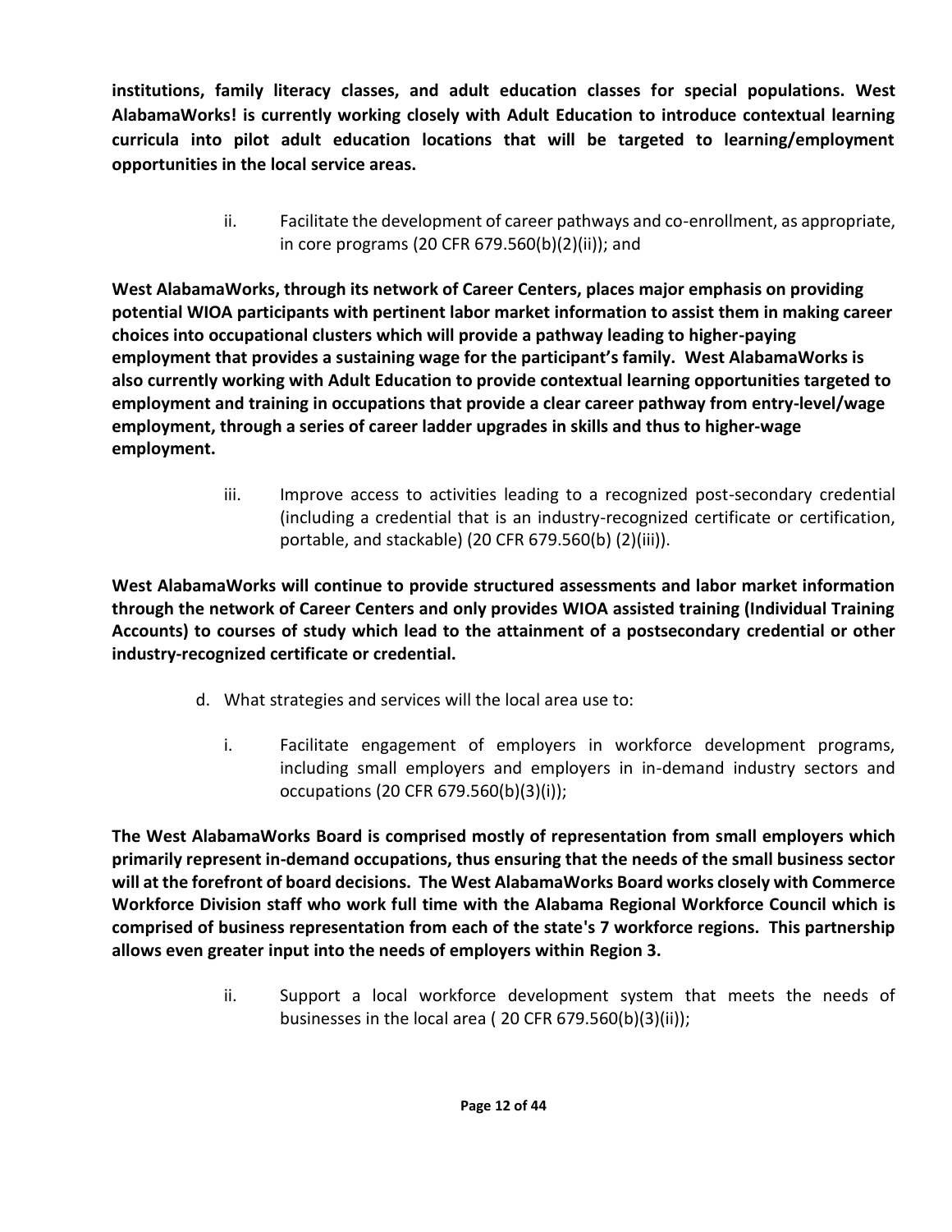**institutions, family literacy classes, and adult education classes for special populations. West AlabamaWorks! is currently working closely with Adult Education to introduce contextual learning curricula into pilot adult education locations that will be targeted to learning/employment opportunities in the local service areas.**

ii. Facilitate the development of career pathways and co-enrollment, as appropriate, in core programs (20 CFR 679.560(b)(2)(ii)); and

**West AlabamaWorks, through its network of Career Centers, places major emphasis on providing potential WIOA participants with pertinent labor market information to assist them in making career choices into occupational clusters which will provide a pathway leading to higher-paying employment that provides a sustaining wage for the participant's family. West AlabamaWorks is also currently working with Adult Education to provide contextual learning opportunities targeted to employment and training in occupations that provide a clear career pathway from entry-level/wage employment, through a series of career ladder upgrades in skills and thus to higher-wage employment.**

iii. Improve access to activities leading to a recognized post-secondary credential (including a credential that is an industry-recognized certificate or certification, portable, and stackable) (20 CFR 679.560(b) (2)(iii)).

**West AlabamaWorks will continue to provide structured assessments and labor market information through the network of Career Centers and only provides WIOA assisted training (Individual Training Accounts) to courses of study which lead to the attainment of a postsecondary credential or other industry-recognized certificate or credential.**

d. What strategies and services will the local area use to:

i. Facilitate engagement of employers in workforce development programs, including small employers and employers in in-demand industry sectors and occupations (20 CFR 679.560(b)(3)(i));

**The West AlabamaWorks Board is comprised mostly of representation from small employers which primarily represent in-demand occupations, thus ensuring that the needs of the small business sector will at the forefront of board decisions. The West AlabamaWorks Board works closely with Commerce Workforce Division staff who work full time with the Alabama Regional Workforce Council which is comprised of business representation from each of the state's 7 workforce regions. This partnership allows even greater input into the needs of employers within Region 3.**

ii. Support a local workforce development system that meets the needs of businesses in the local area ( 20 CFR 679.560(b)(3)(ii));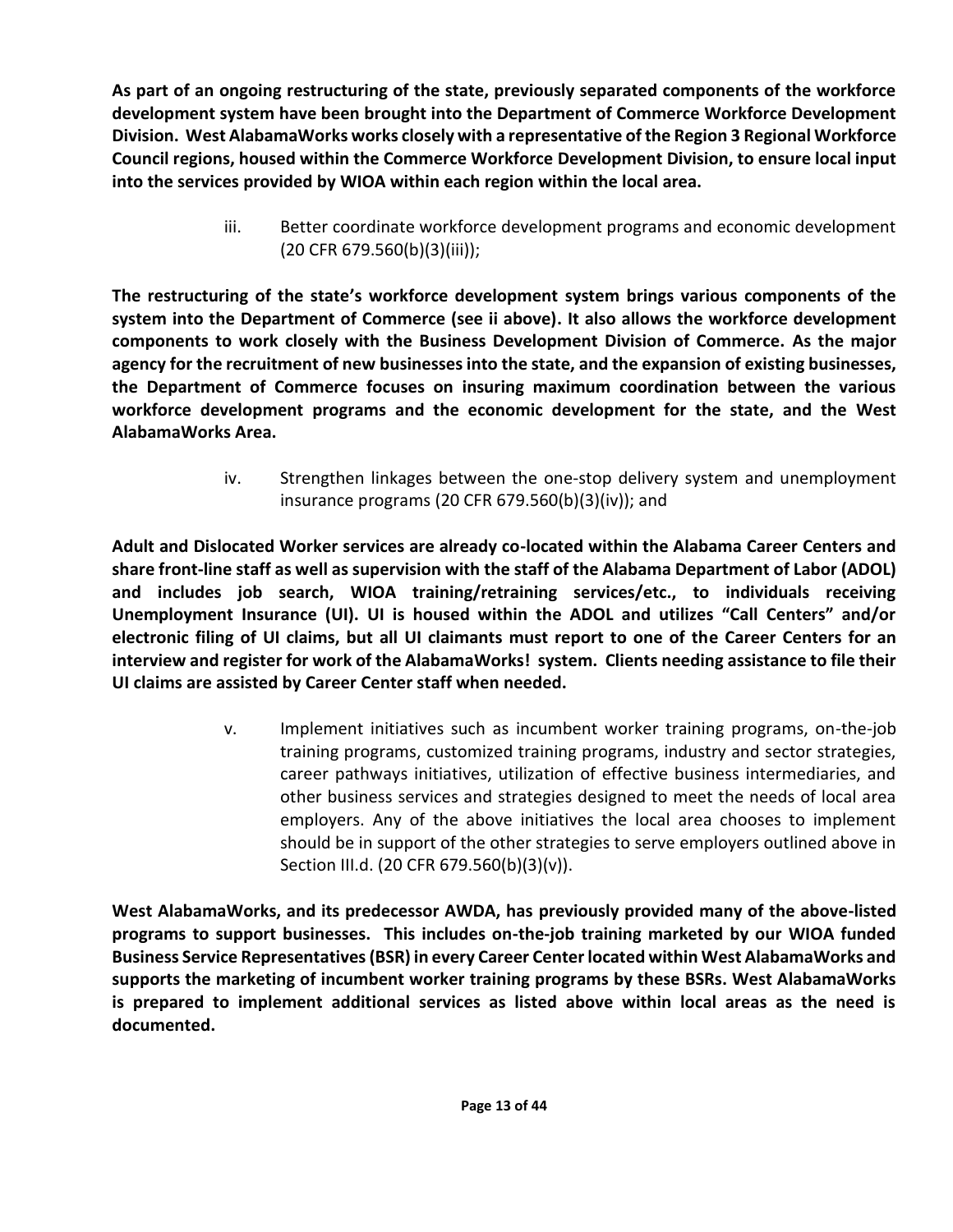**As part of an ongoing restructuring of the state, previously separated components of the workforce development system have been brought into the Department of Commerce Workforce Development Division. West AlabamaWorks works closely with a representative of the Region 3 Regional Workforce Council regions, housed within the Commerce Workforce Development Division, to ensure local input into the services provided by WIOA within each region within the local area.**

iii. Better coordinate workforce development programs and economic development (20 CFR 679.560(b)(3)(iii));

**The restructuring of the state's workforce development system brings various components of the system into the Department of Commerce (see ii above). It also allows the workforce development components to work closely with the Business Development Division of Commerce. As the major agency for the recruitment of new businesses into the state, and the expansion of existing businesses, the Department of Commerce focuses on insuring maximum coordination between the various workforce development programs and the economic development for the state, and the West AlabamaWorks Area.**

iv. Strengthen linkages between the one-stop delivery system and unemployment insurance programs (20 CFR 679.560(b)(3)(iv)); and

**Adult and Dislocated Worker services are already co-located within the Alabama Career Centers and share front-line staff as well as supervision with the staff of the Alabama Department of Labor (ADOL) and includes job search, WIOA training/retraining services/etc., to individuals receiving Unemployment Insurance (UI). UI is housed within the ADOL and utilizes "Call Centers" and/or electronic filing of UI claims, but all UI claimants must report to one of the Career Centers for an interview and register for work of the AlabamaWorks! system. Clients needing assistance to file their UI claims are assisted by Career Center staff when needed.**

v. Implement initiatives such as incumbent worker training programs, on-the-job training programs, customized training programs, industry and sector strategies, career pathways initiatives, utilization of effective business intermediaries, and other business services and strategies designed to meet the needs of local area employers. Any of the above initiatives the local area chooses to implement should be in support of the other strategies to serve employers outlined above in Section III.d. (20 CFR 679.560(b)(3)(v)).

**West AlabamaWorks, and its predecessor AWDA, has previously provided many of the above-listed programs to support businesses. This includes on-the-job training marketed by our WIOA funded Business Service Representatives (BSR) in every Career Center located within West AlabamaWorks and supports the marketing of incumbent worker training programs by these BSRs. West AlabamaWorks is prepared to implement additional services as listed above within local areas as the need is documented.**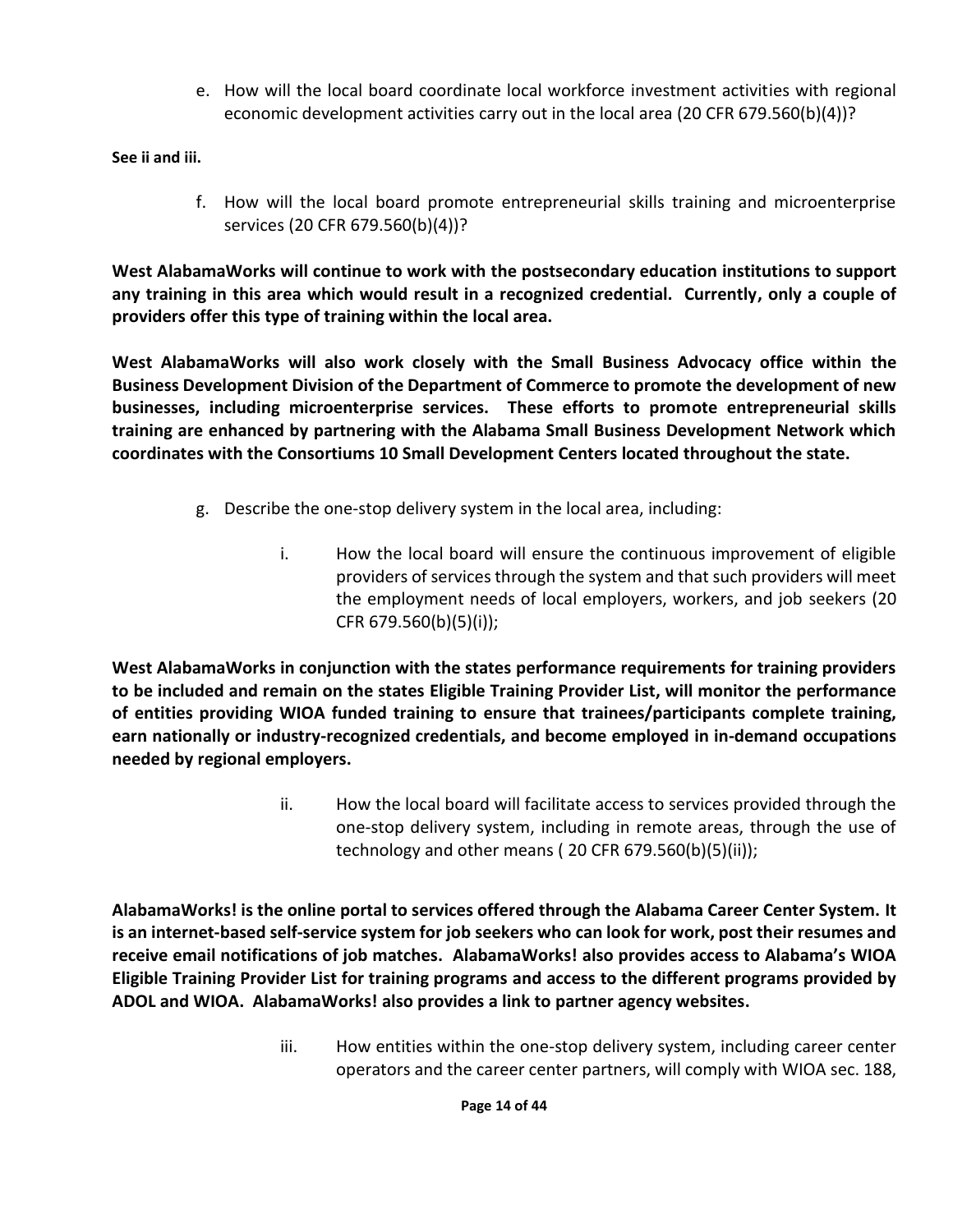e. How will the local board coordinate local workforce investment activities with regional economic development activities carry out in the local area (20 CFR 679.560(b)(4))?

**See ii and iii.**

f. How will the local board promote entrepreneurial skills training and microenterprise services (20 CFR 679.560(b)(4))?

**West AlabamaWorks will continue to work with the postsecondary education institutions to support any training in this area which would result in a recognized credential. Currently, only a couple of providers offer this type of training within the local area.**

**West AlabamaWorks will also work closely with the Small Business Advocacy office within the Business Development Division of the Department of Commerce to promote the development of new businesses, including microenterprise services. These efforts to promote entrepreneurial skills training are enhanced by partnering with the Alabama Small Business Development Network which coordinates with the Consortiums 10 Small Development Centers located throughout the state.**

g. Describe the one-stop delivery system in the local area, including:

i. How the local board will ensure the continuous improvement of eligible providers of services through the system and that such providers will meet the employment needs of local employers, workers, and job seekers (20 CFR 679.560(b)(5)(i));

**West AlabamaWorks in conjunction with the states performance requirements for training providers to be included and remain on the states Eligible Training Provider List, will monitor the performance of entities providing WIOA funded training to ensure that trainees/participants complete training, earn nationally or industry-recognized credentials, and become employed in in-demand occupations needed by regional employers.**

ii. How the local board will facilitate access to services provided through the one-stop delivery system, including in remote areas, through the use of technology and other means ( 20 CFR 679.560(b)(5)(ii));

**AlabamaWorks! is the online portal to services offered through the Alabama Career Center System. It is an internet-based self-service system for job seekers who can look for work, post their resumes and receive email notifications of job matches. AlabamaWorks! also provides access to Alabama's WIOA Eligible Training Provider List for training programs and access to the different programs provided by ADOL and WIOA. AlabamaWorks! also provides a link to partner agency websites.**

iii. How entities within the one-stop delivery system, including career center operators and the career center partners, will comply with WIOA sec. 188,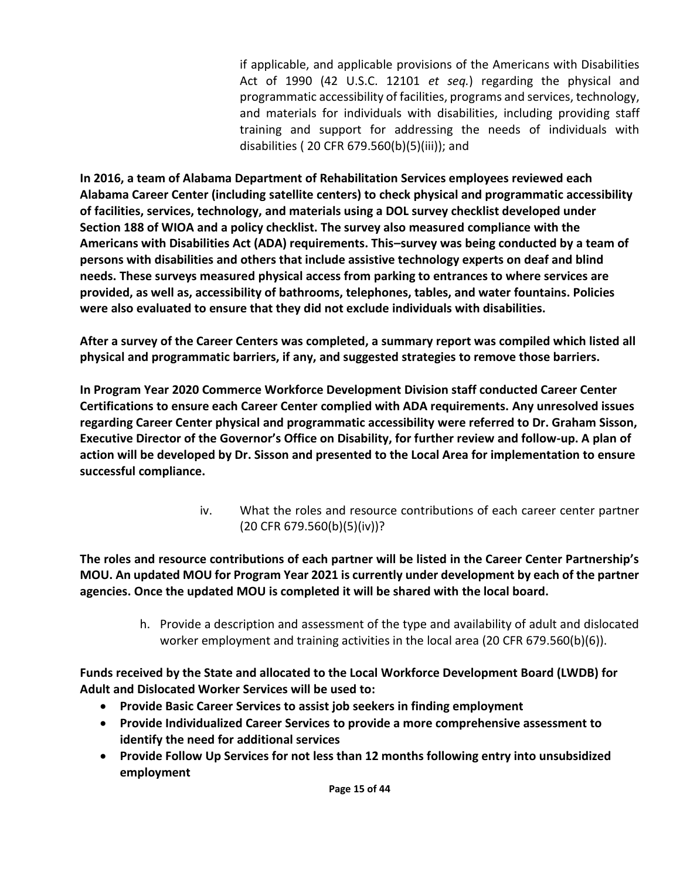if applicable, and applicable provisions of the Americans with Disabilities Act of 1990 (42 U.S.C. 12101 *et seq.*) regarding the physical and programmatic accessibility of facilities, programs and services, technology, and materials for individuals with disabilities, including providing staff training and support for addressing the needs of individuals with disabilities ( 20 CFR 679.560(b)(5)(iii)); and

**In 2016, a team of Alabama Department of Rehabilitation Services employees reviewed each Alabama Career Center (including satellite centers) to check physical and programmatic accessibility of facilities, services, technology, and materials using a DOL survey checklist developed under Section 188 of WIOA and a policy checklist. The survey also measured compliance with the Americans with Disabilities Act (ADA) requirements. This–survey was being conducted by a team of persons with disabilities and others that include assistive technology experts on deaf and blind needs. These surveys measured physical access from parking to entrances to where services are provided, as well as, accessibility of bathrooms, telephones, tables, and water fountains. Policies were also evaluated to ensure that they did not exclude individuals with disabilities.**

**After a survey of the Career Centers was completed, a summary report was compiled which listed all physical and programmatic barriers, if any, and suggested strategies to remove those barriers.**

**In Program Year 2020 Commerce Workforce Development Division staff conducted Career Center Certifications to ensure each Career Center complied with ADA requirements. Any unresolved issues regarding Career Center physical and programmatic accessibility were referred to Dr. Graham Sisson, Executive Director of the Governor's Office on Disability, for further review and follow-up. A plan of action will be developed by Dr. Sisson and presented to the Local Area for implementation to ensure successful compliance.**

iv. What the roles and resource contributions of each career center partner (20 CFR 679.560(b)(5)(iv))?

**The roles and resource contributions of each partner will be listed in the Career Center Partnership's MOU. An updated MOU for Program Year 2021 is currently under development by each of the partner agencies. Once the updated MOU is completed it will be shared with the local board.**

h. Provide a description and assessment of the type and availability of adult and dislocated worker employment and training activities in the local area (20 CFR 679.560(b)(6)).

**Funds received by the State and allocated to the Local Workforce Development Board (LWDB) for Adult and Dislocated Worker Services will be used to:**

- **Provide Basic Career Services to assist job seekers in finding employment**
- **Provide Individualized Career Services to provide a more comprehensive assessment to identify the need for additional services**
- **Provide Follow Up Services for not less than 12 months following entry into unsubsidized employment**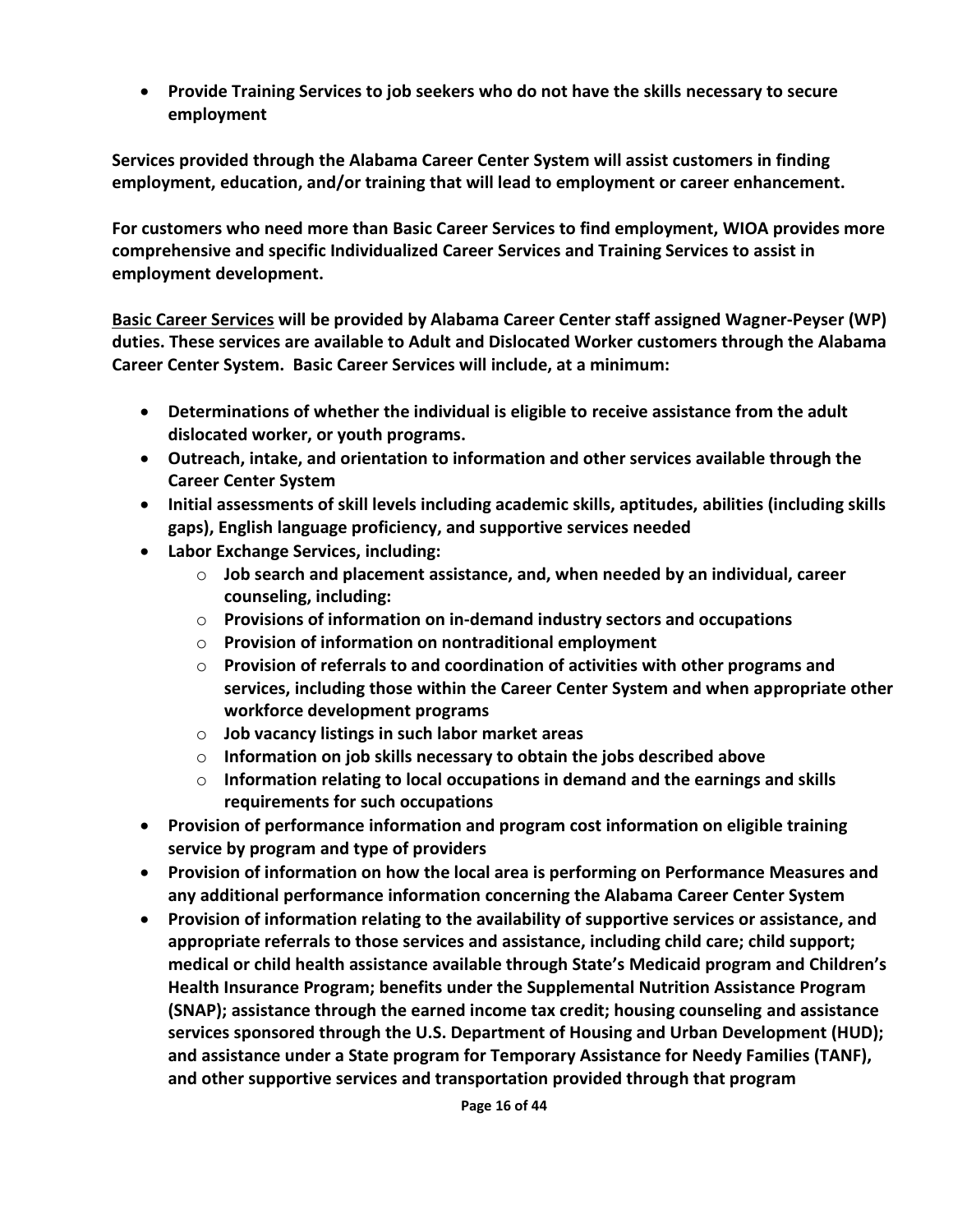- **Provide Training Services to job seekers who do not have the skills necessary to secure employment**

**Services provided through the Alabama Career Center System will assist customers in finding employment, education, and/or training that will lead to employment or career enhancement.**

**For customers who need more than Basic Career Services to find employment, WIOA provides more comprehensive and specific Individualized Career Services and Training Services to assist in employment development.**

**<u>Basic Career Services</u> will be provided by Alabama Career Center staff assigned Wagner-Peyser (WP) duties. These services are available to Adult and Dislocated Worker customers through the Alabama Career Center System. Basic Career Services will include, at a minimum:**

- **Determinations of whether the individual is eligible to receive assistance from the adult dislocated worker, or youth programs.**
- **Outreach, intake, and orientation to information and other services available through the Career Center System**
- **Initial assessments of skill levels including academic skills, aptitudes, abilities (including skills gaps), English language proficiency, and supportive services needed**
- **Labor Exchange Services, including:**
  - **Job search and placement assistance, and, when needed by an individual, career counseling, including:**
  - **Provisions of information on in-demand industry sectors and occupations**
  - **Provision of information on nontraditional employment**
  - **Provision of referrals to and coordination of activities with other programs and services, including those within the Career Center System and when appropriate other workforce development programs**
  - **Job vacancy listings in such labor market areas**
  - **Information on job skills necessary to obtain the jobs described above**
  - **Information relating to local occupations in demand and the earnings and skills requirements for such occupations**
- **Provision of performance information and program cost information on eligible training service by program and type of providers**
- **Provision of information on how the local area is performing on Performance Measures and any additional performance information concerning the Alabama Career Center System**
- **Provision of information relating to the availability of supportive services or assistance, and appropriate referrals to those services and assistance, including child care; child support; medical or child health assistance available through State's Medicaid program and Children's Health Insurance Program; benefits under the Supplemental Nutrition Assistance Program (SNAP); assistance through the earned income tax credit; housing counseling and assistance services sponsored through the U.S. Department of Housing and Urban Development (HUD); and assistance under a State program for Temporary Assistance for Needy Families (TANF), and other supportive services and transportation provided through that program**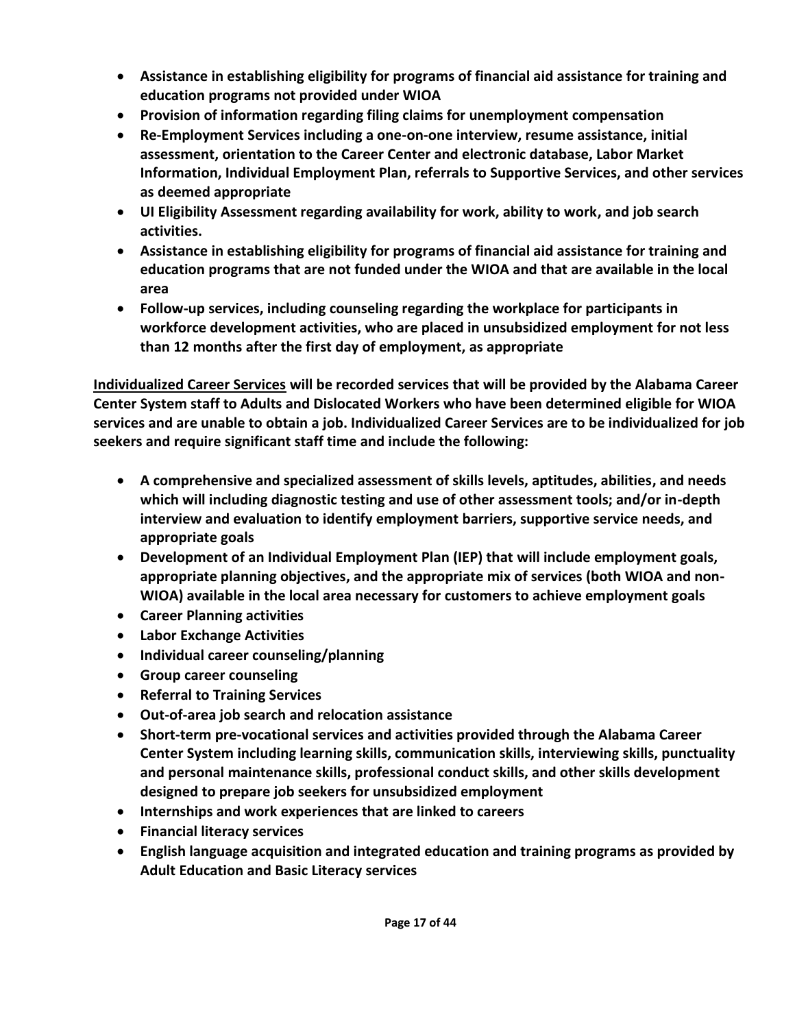- **Assistance in establishing eligibility for programs of financial aid assistance for training and education programs not provided under WIOA**
- **Provision of information regarding filing claims for unemployment compensation**
- **Re-Employment Services including a one-on-one interview, resume assistance, initial assessment, orientation to the Career Center and electronic database, Labor Market Information, Individual Employment Plan, referrals to Supportive Services, and other services as deemed appropriate**
- **UI Eligibility Assessment regarding availability for work, ability to work, and job search activities.**
- **Assistance in establishing eligibility for programs of financial aid assistance for training and education programs that are not funded under the WIOA and that are available in the local area**
- **Follow-up services, including counseling regarding the workplace for participants in workforce development activities, who are placed in unsubsidized employment for not less than 12 months after the first day of employment, as appropriate**

**<u>Individualized Career Services</u> will be recorded services that will be provided by the Alabama Career Center System staff to Adults and Dislocated Workers who have been determined eligible for WIOA services and are unable to obtain a job. Individualized Career Services are to be individualized for job seekers and require significant staff time and include the following:**

- **A comprehensive and specialized assessment of skills levels, aptitudes, abilities, and needs which will including diagnostic testing and use of other assessment tools; and/or in-depth interview and evaluation to identify employment barriers, supportive service needs, and appropriate goals**
- **Development of an Individual Employment Plan (IEP) that will include employment goals, appropriate planning objectives, and the appropriate mix of services (both WIOA and non-WIOA) available in the local area necessary for customers to achieve employment goals**
- **Career Planning activities**
- **Labor Exchange Activities**
- **Individual career counseling/planning**
- **Group career counseling**
- **Referral to Training Services**
- **Out-of-area job search and relocation assistance**
- **Short-term pre-vocational services and activities provided through the Alabama Career Center System including learning skills, communication skills, interviewing skills, punctuality and personal maintenance skills, professional conduct skills, and other skills development designed to prepare job seekers for unsubsidized employment**
- **Internships and work experiences that are linked to careers**
- **Financial literacy services**
- **English language acquisition and integrated education and training programs as provided by Adult Education and Basic Literacy services**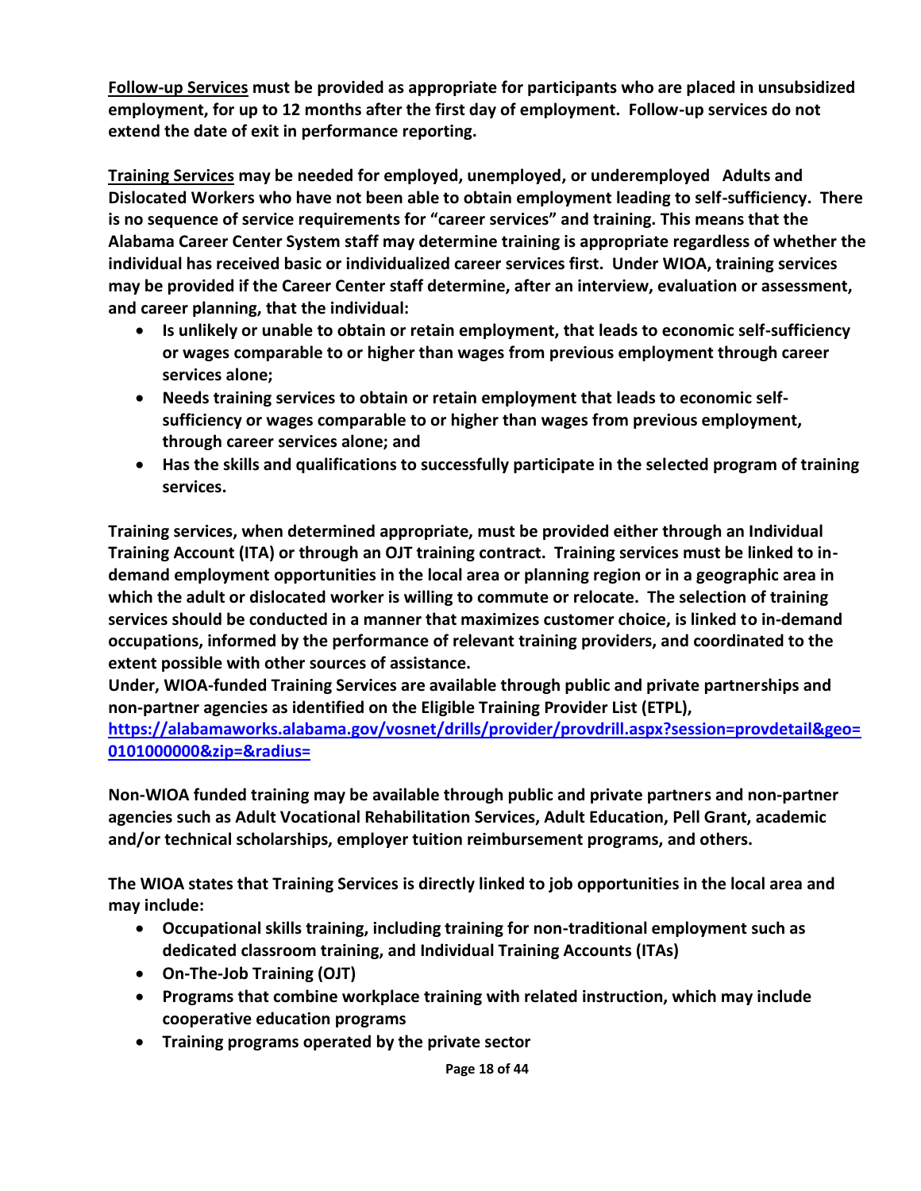**<u>Follow-up Services</u> must be provided as appropriate for participants who are placed in unsubsidized employment, for up to 12 months after the first day of employment. Follow-up services do not extend the date of exit in performance reporting.**

**<u>Training Services</u> may be needed for employed, unemployed, or underemployed Adults and Dislocated Workers who have not been able to obtain employment leading to self-sufficiency. There is no sequence of service requirements for "career services" and training. This means that the Alabama Career Center System staff may determine training is appropriate regardless of whether the individual has received basic or individualized career services first. Under WIOA, training services may be provided if the Career Center staff determine, after an interview, evaluation or assessment, and career planning, that the individual:**

- **Is unlikely or unable to obtain or retain employment, that leads to economic self-sufficiency or wages comparable to or higher than wages from previous employment through career services alone;**
- **Needs training services to obtain or retain employment that leads to economic self-sufficiency or wages comparable to or higher than wages from previous employment, through career services alone; and**
- **Has the skills and qualifications to successfully participate in the selected program of training services.**

**Training services, when determined appropriate, must be provided either through an Individual Training Account (ITA) or through an OJT training contract. Training services must be linked to in-demand employment opportunities in the local area or planning region or in a geographic area in which the adult or dislocated worker is willing to commute or relocate. The selection of training services should be conducted in a manner that maximizes customer choice, is linked to in-demand occupations, informed by the performance of relevant training providers, and coordinated to the extent possible with other sources of assistance.**
**Under, WIOA-funded Training Services are available through public and private partnerships and non-partner agencies as identified on the Eligible Training Provider List (ETPL), [https://alabamaworks.alabama.gov/vosnet/drills/provider/provdrill.aspx?session=provdetail&geo=0101000000&zip=&radius=](https://alabamaworks.alabama.gov/vosnet/drills/provider/provdrill.aspx?session=provdetail&geo=0101000000&zip=&radius=)**

**Non-WIOA funded training may be available through public and private partners and non-partner agencies such as Adult Vocational Rehabilitation Services, Adult Education, Pell Grant, academic and/or technical scholarships, employer tuition reimbursement programs, and others.**

**The WIOA states that Training Services is directly linked to job opportunities in the local area and may include:**

- **Occupational skills training, including training for non-traditional employment such as dedicated classroom training, and Individual Training Accounts (ITAs)**
- **On-The-Job Training (OJT)**
- **Programs that combine workplace training with related instruction, which may include cooperative education programs**
- **Training programs operated by the private sector**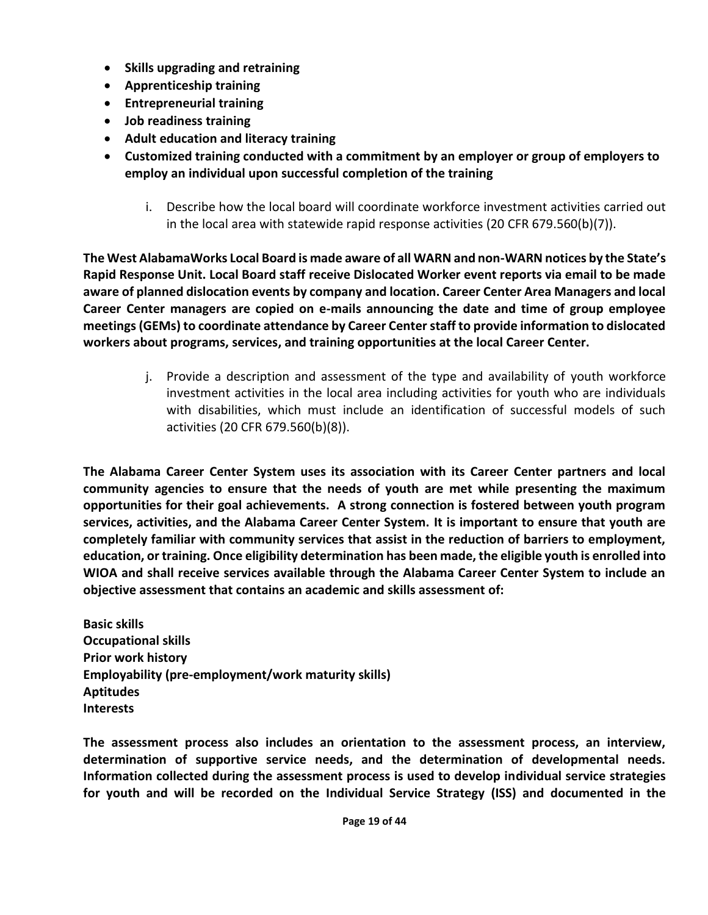- **Skills upgrading and retraining**
- **Apprenticeship training**
- **Entrepreneurial training**
- **Job readiness training**
- **Adult education and literacy training**
- **Customized training conducted with a commitment by an employer or group of employers to employ an individual upon successful completion of the training**

i. Describe how the local board will coordinate workforce investment activities carried out in the local area with statewide rapid response activities (20 CFR 679.560(b)(7)).

**The West AlabamaWorks Local Board is made aware of all WARN and non-WARN notices by the State's Rapid Response Unit. Local Board staff receive Dislocated Worker event reports via email to be made aware of planned dislocation events by company and location. Career Center Area Managers and local Career Center managers are copied on e-mails announcing the date and time of group employee meetings (GEMs) to coordinate attendance by Career Center staff to provide information to dislocated workers about programs, services, and training opportunities at the local Career Center.**

j. Provide a description and assessment of the type and availability of youth workforce investment activities in the local area including activities for youth who are individuals with disabilities, which must include an identification of successful models of such activities (20 CFR 679.560(b)(8)).

**The Alabama Career Center System uses its association with its Career Center partners and local community agencies to ensure that the needs of youth are met while presenting the maximum opportunities for their goal achievements. A strong connection is fostered between youth program services, activities, and the Alabama Career Center System. It is important to ensure that youth are completely familiar with community services that assist in the reduction of barriers to employment, education, or training. Once eligibility determination has been made, the eligible youth is enrolled into WIOA and shall receive services available through the Alabama Career Center System to include an objective assessment that contains an academic and skills assessment of:**

**Basic skills**
**Occupational skills**
**Prior work history**
**Employability (pre-employment/work maturity skills)**
**Aptitudes**
**Interests**

**The assessment process also includes an orientation to the assessment process, an interview, determination of supportive service needs, and the determination of developmental needs. Information collected during the assessment process is used to develop individual service strategies for youth and will be recorded on the Individual Service Strategy (ISS) and documented in the**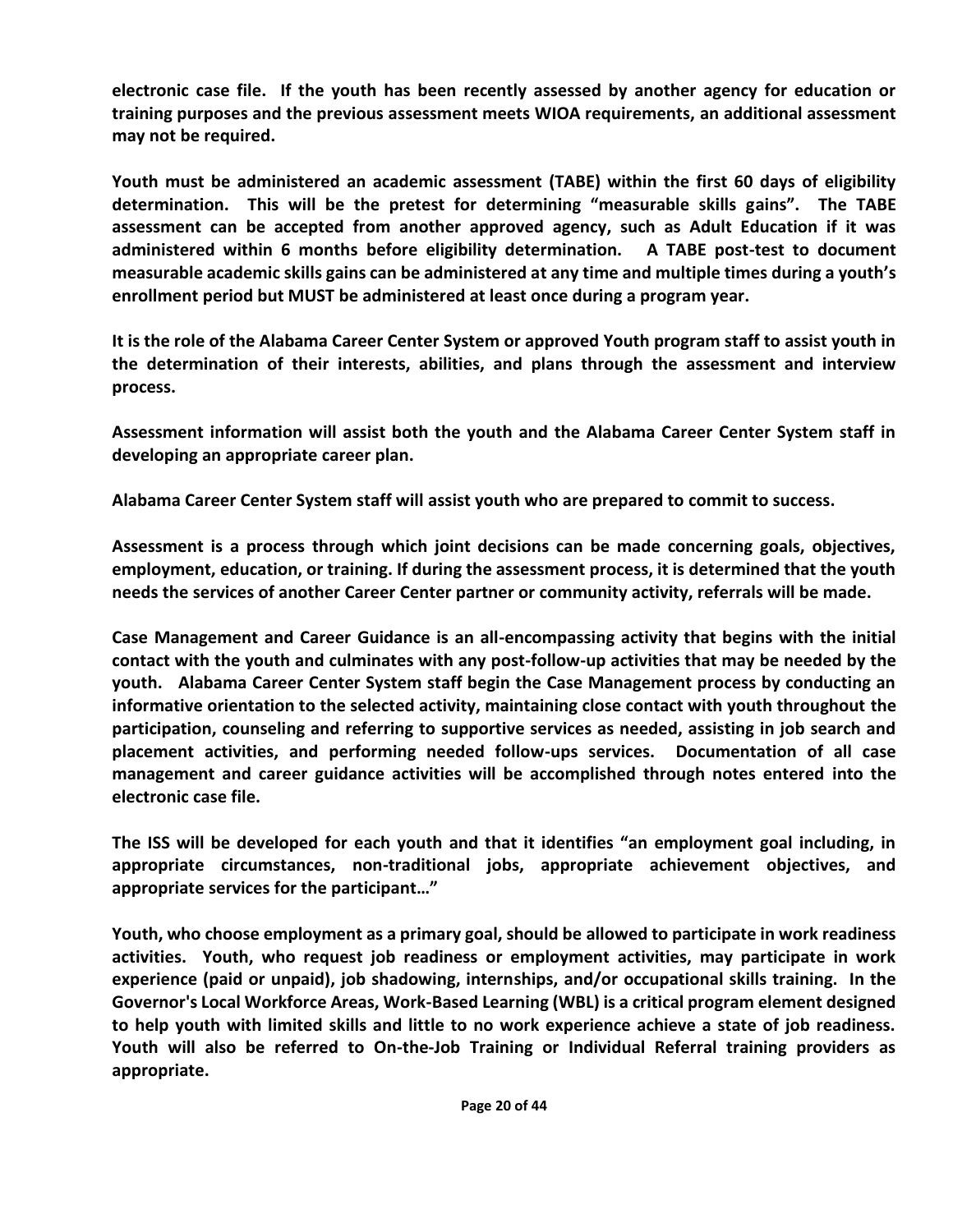**electronic case file. If the youth has been recently assessed by another agency for education or training purposes and the previous assessment meets WIOA requirements, an additional assessment may not be required.**

**Youth must be administered an academic assessment (TABE) within the first 60 days of eligibility determination. This will be the pretest for determining "measurable skills gains". The TABE assessment can be accepted from another approved agency, such as Adult Education if it was administered within 6 months before eligibility determination. A TABE post-test to document measurable academic skills gains can be administered at any time and multiple times during a youth's enrollment period but MUST be administered at least once during a program year.**

**It is the role of the Alabama Career Center System or approved Youth program staff to assist youth in the determination of their interests, abilities, and plans through the assessment and interview process.**

**Assessment information will assist both the youth and the Alabama Career Center System staff in developing an appropriate career plan.**

**Alabama Career Center System staff will assist youth who are prepared to commit to success.**

**Assessment is a process through which joint decisions can be made concerning goals, objectives, employment, education, or training. If during the assessment process, it is determined that the youth needs the services of another Career Center partner or community activity, referrals will be made.**

**Case Management and Career Guidance is an all-encompassing activity that begins with the initial contact with the youth and culminates with any post-follow-up activities that may be needed by the youth. Alabama Career Center System staff begin the Case Management process by conducting an informative orientation to the selected activity, maintaining close contact with youth throughout the participation, counseling and referring to supportive services as needed, assisting in job search and placement activities, and performing needed follow-ups services. Documentation of all case management and career guidance activities will be accomplished through notes entered into the electronic case file.**

**The ISS will be developed for each youth and that it identifies "an employment goal including, in appropriate circumstances, non-traditional jobs, appropriate achievement objectives, and appropriate services for the participant…"**

**Youth, who choose employment as a primary goal, should be allowed to participate in work readiness activities. Youth, who request job readiness or employment activities, may participate in work experience (paid or unpaid), job shadowing, internships, and/or occupational skills training. In the Governor's Local Workforce Areas, Work-Based Learning (WBL) is a critical program element designed to help youth with limited skills and little to no work experience achieve a state of job readiness. Youth will also be referred to On-the-Job Training or Individual Referral training providers as appropriate.**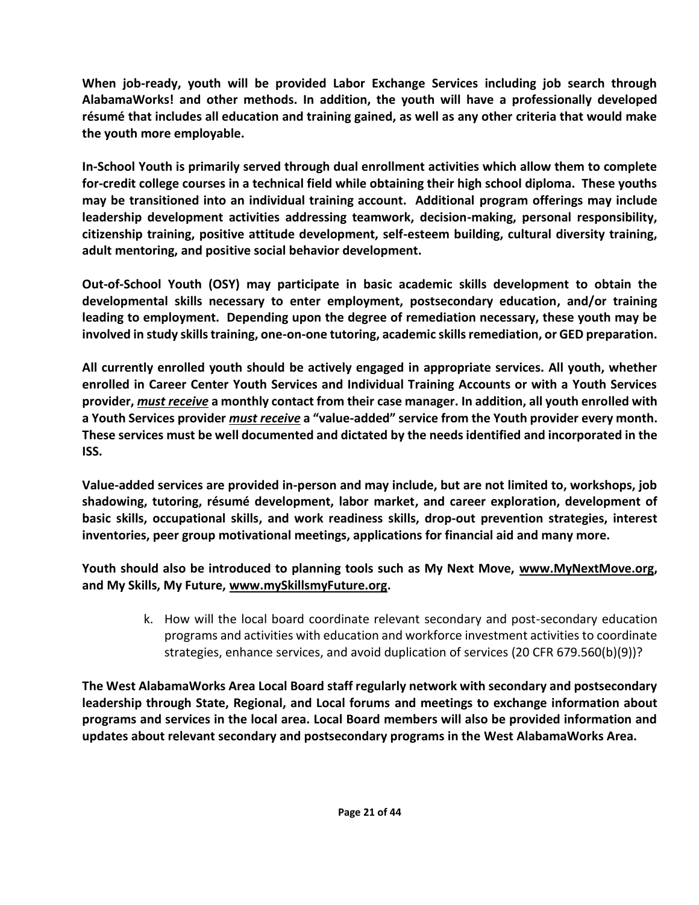**When job-ready, youth will be provided Labor Exchange Services including job search through AlabamaWorks! and other methods. In addition, the youth will have a professionally developed résumé that includes all education and training gained, as well as any other criteria that would make the youth more employable.**

**In-School Youth is primarily served through dual enrollment activities which allow them to complete for-credit college courses in a technical field while obtaining their high school diploma. These youths may be transitioned into an individual training account. Additional program offerings may include leadership development activities addressing teamwork, decision-making, personal responsibility, citizenship training, positive attitude development, self-esteem building, cultural diversity training, adult mentoring, and positive social behavior development.**

**Out-of-School Youth (OSY) may participate in basic academic skills development to obtain the developmental skills necessary to enter employment, postsecondary education, and/or training leading to employment. Depending upon the degree of remediation necessary, these youth may be involved in study skills training, one-on-one tutoring, academic skills remediation, or GED preparation.**

**All currently enrolled youth should be actively engaged in appropriate services. All youth, whether enrolled in Career Center Youth Services and Individual Training Accounts or with a Youth Services provider, *<u>must receive</u>* a monthly contact from their case manager. In addition, all youth enrolled with a Youth Services provider *<u>must receive</u>* a "value-added" service from the Youth provider every month. These services must be well documented and dictated by the needs identified and incorporated in the ISS.**

**Value-added services are provided in-person and may include, but are not limited to, workshops, job shadowing, tutoring, résumé development, labor market, and career exploration, development of basic skills, occupational skills, and work readiness skills, drop-out prevention strategies, interest inventories, peer group motivational meetings, applications for financial aid and many more.**

**Youth should also be introduced to planning tools such as My Next Move, <u>www.MyNextMove.org</u>, and My Skills, My Future, <u>www.mySkillsmyFuture.org</u>.**

k. How will the local board coordinate relevant secondary and post-secondary education programs and activities with education and workforce investment activities to coordinate strategies, enhance services, and avoid duplication of services (20 CFR 679.560(b)(9))?

**The West AlabamaWorks Area Local Board staff regularly network with secondary and postsecondary leadership through State, Regional, and Local forums and meetings to exchange information about programs and services in the local area. Local Board members will also be provided information and updates about relevant secondary and postsecondary programs in the West AlabamaWorks Area.**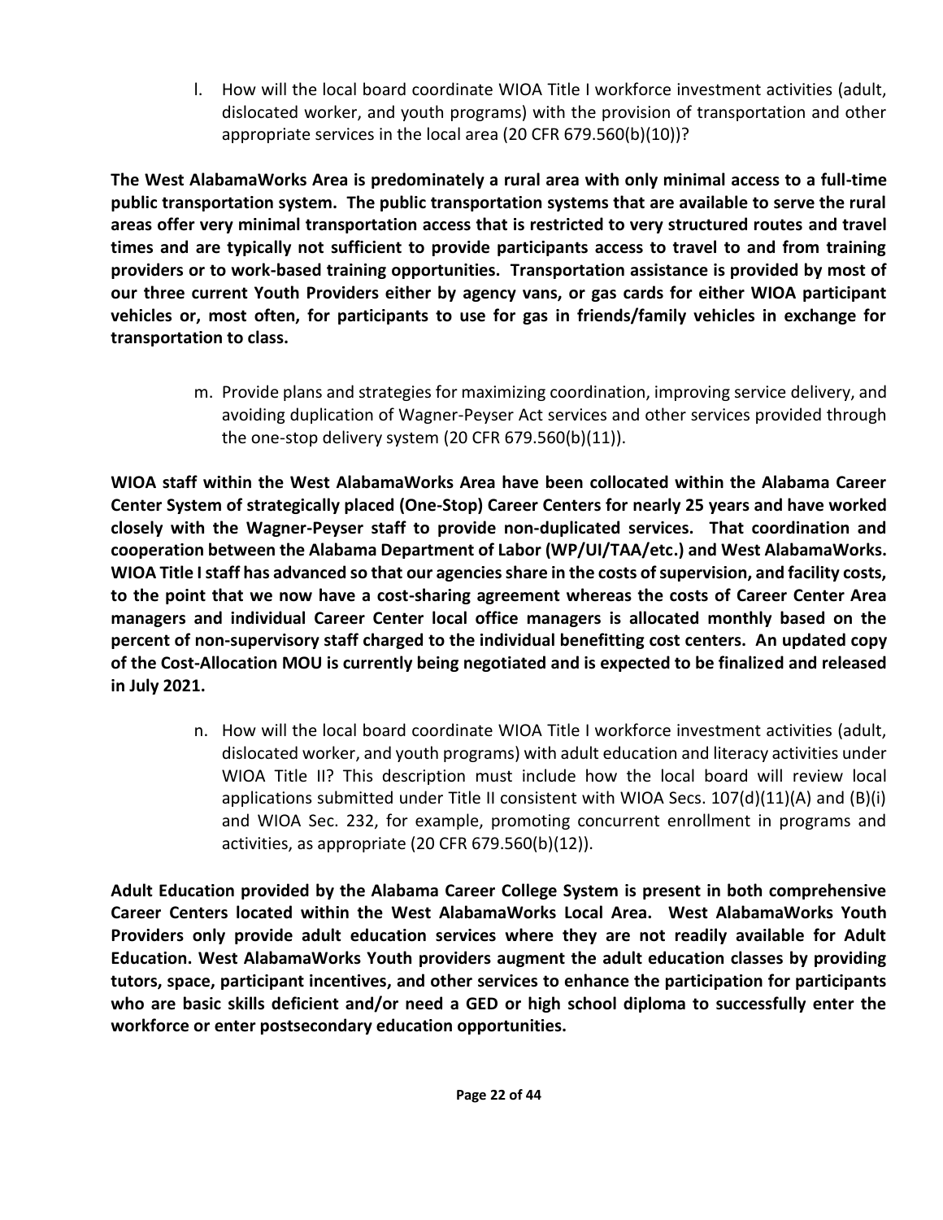l. How will the local board coordinate WIOA Title I workforce investment activities (adult, dislocated worker, and youth programs) with the provision of transportation and other appropriate services in the local area (20 CFR 679.560(b)(10))?

**The West AlabamaWorks Area is predominately a rural area with only minimal access to a full-time public transportation system. The public transportation systems that are available to serve the rural areas offer very minimal transportation access that is restricted to very structured routes and travel times and are typically not sufficient to provide participants access to travel to and from training providers or to work-based training opportunities. Transportation assistance is provided by most of our three current Youth Providers either by agency vans, or gas cards for either WIOA participant vehicles or, most often, for participants to use for gas in friends/family vehicles in exchange for transportation to class.**

m. Provide plans and strategies for maximizing coordination, improving service delivery, and avoiding duplication of Wagner-Peyser Act services and other services provided through the one-stop delivery system (20 CFR 679.560(b)(11)).

**WIOA staff within the West AlabamaWorks Area have been collocated within the Alabama Career Center System of strategically placed (One-Stop) Career Centers for nearly 25 years and have worked closely with the Wagner-Peyser staff to provide non-duplicated services. That coordination and cooperation between the Alabama Department of Labor (WP/UI/TAA/etc.) and West AlabamaWorks. WIOA Title I staff has advanced so that our agencies share in the costs of supervision, and facility costs, to the point that we now have a cost-sharing agreement whereas the costs of Career Center Area managers and individual Career Center local office managers is allocated monthly based on the percent of non-supervisory staff charged to the individual benefitting cost centers. An updated copy of the Cost-Allocation MOU is currently being negotiated and is expected to be finalized and released in July 2021.**

n. How will the local board coordinate WIOA Title I workforce investment activities (adult, dislocated worker, and youth programs) with adult education and literacy activities under WIOA Title II? This description must include how the local board will review local applications submitted under Title II consistent with WIOA Secs. 107(d)(11)(A) and (B)(i) and WIOA Sec. 232, for example, promoting concurrent enrollment in programs and activities, as appropriate (20 CFR 679.560(b)(12)).

**Adult Education provided by the Alabama Career College System is present in both comprehensive Career Centers located within the West AlabamaWorks Local Area. West AlabamaWorks Youth Providers only provide adult education services where they are not readily available for Adult Education. West AlabamaWorks Youth providers augment the adult education classes by providing tutors, space, participant incentives, and other services to enhance the participation for participants who are basic skills deficient and/or need a GED or high school diploma to successfully enter the workforce or enter postsecondary education opportunities.**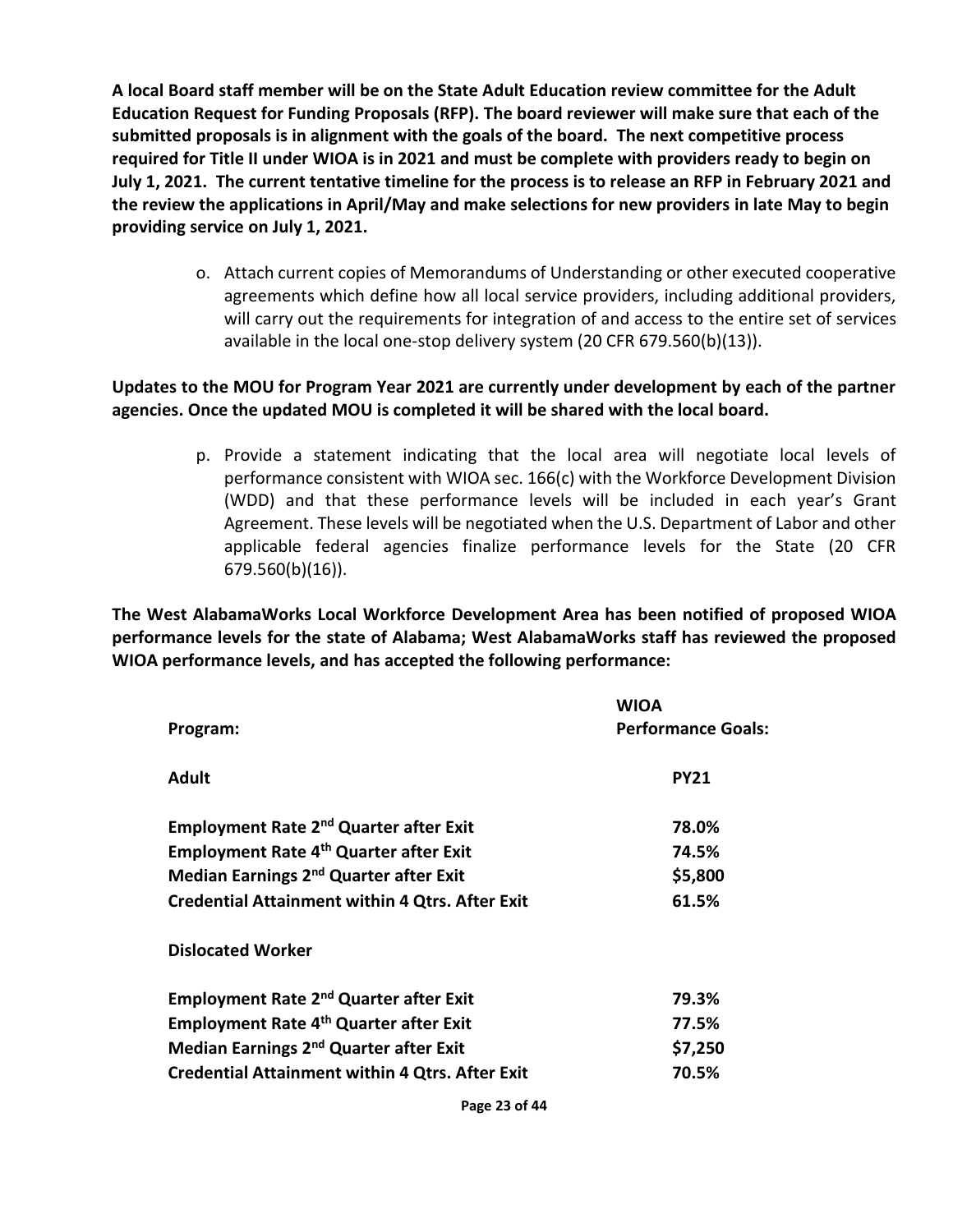**A local Board staff member will be on the State Adult Education review committee for the Adult Education Request for Funding Proposals (RFP). The board reviewer will make sure that each of the submitted proposals is in alignment with the goals of the board. The next competitive process required for Title II under WIOA is in 2021 and must be complete with providers ready to begin on July 1, 2021. The current tentative timeline for the process is to release an RFP in February 2021 and the review the applications in April/May and make selections for new providers in late May to begin providing service on July 1, 2021.**

o. Attach current copies of Memorandums of Understanding or other executed cooperative agreements which define how all local service providers, including additional providers, will carry out the requirements for integration of and access to the entire set of services available in the local one-stop delivery system (20 CFR 679.560(b)(13)).

**Updates to the MOU for Program Year 2021 are currently under development by each of the partner agencies. Once the updated MOU is completed it will be shared with the local board.**

p. Provide a statement indicating that the local area will negotiate local levels of performance consistent with WIOA sec. 166(c) with the Workforce Development Division (WDD) and that these performance levels will be included in each year's Grant Agreement. These levels will be negotiated when the U.S. Department of Labor and other applicable federal agencies finalize performance levels for the State (20 CFR 679.560(b)(16)).

**The West AlabamaWorks Local Workforce Development Area has been notified of proposed WIOA performance levels for the state of Alabama; West AlabamaWorks staff has reviewed the proposed WIOA performance levels, and has accepted the following performance:**

| **Program:** | **WIOA Performance Goals:** |
|---|---|
| **Adult** | **PY21** |
| **Employment Rate 2nd Quarter after Exit** | **78.0%** |
| **Employment Rate 4th Quarter after Exit** | **74.5%** |
| **Median Earnings 2nd Quarter after Exit** | **$5,800** |
| **Credential Attainment within 4 Qtrs. After Exit** | **61.5%** |
| **Dislocated Worker** | |
| **Employment Rate 2nd Quarter after Exit** | **79.3%** |
| **Employment Rate 4th Quarter after Exit** | **77.5%** |
| **Median Earnings 2nd Quarter after Exit** | **$7,250** |
| **Credential Attainment within 4 Qtrs. After Exit** | **70.5%** |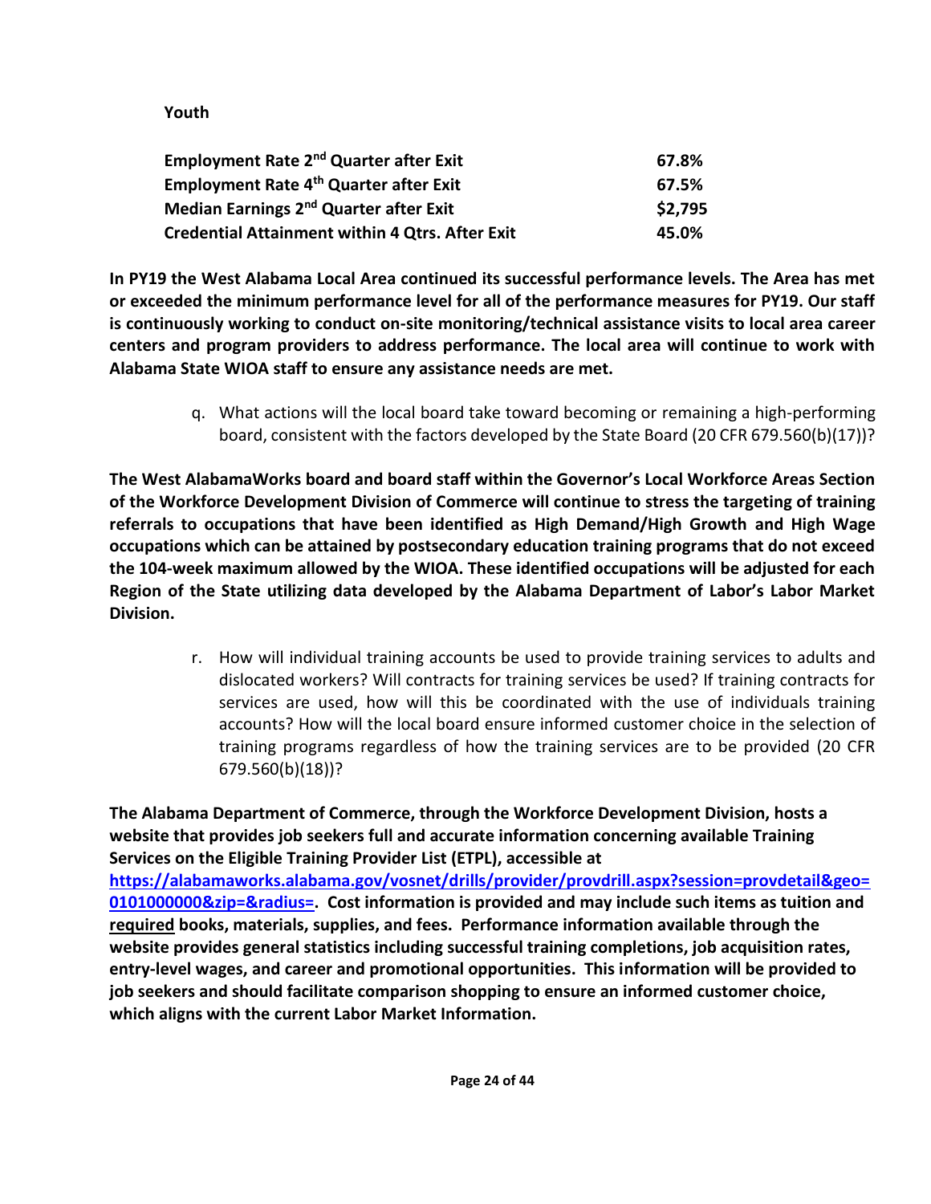**Youth**

| | |
|---|---|
| **Employment Rate 2nd Quarter after Exit** | **67.8%** |
| **Employment Rate 4th Quarter after Exit** | **67.5%** |
| **Median Earnings 2nd Quarter after Exit** | **$2,795** |
| **Credential Attainment within 4 Qtrs. After Exit** | **45.0%** |

**In PY19 the West Alabama Local Area continued its successful performance levels. The Area has met or exceeded the minimum performance level for all of the performance measures for PY19. Our staff is continuously working to conduct on-site monitoring/technical assistance visits to local area career centers and program providers to address performance. The local area will continue to work with Alabama State WIOA staff to ensure any assistance needs are met.**

q. What actions will the local board take toward becoming or remaining a high-performing board, consistent with the factors developed by the State Board (20 CFR 679.560(b)(17))?

**The West AlabamaWorks board and board staff within the Governor's Local Workforce Areas Section of the Workforce Development Division of Commerce will continue to stress the targeting of training referrals to occupations that have been identified as High Demand/High Growth and High Wage occupations which can be attained by postsecondary education training programs that do not exceed the 104-week maximum allowed by the WIOA. These identified occupations will be adjusted for each Region of the State utilizing data developed by the Alabama Department of Labor's Labor Market Division.**

r. How will individual training accounts be used to provide training services to adults and dislocated workers? Will contracts for training services be used? If training contracts for services are used, how will this be coordinated with the use of individuals training accounts? How will the local board ensure informed customer choice in the selection of training programs regardless of how the training services are to be provided (20 CFR 679.560(b)(18))?

**The Alabama Department of Commerce, through the Workforce Development Division, hosts a website that provides job seekers full and accurate information concerning available Training Services on the Eligible Training Provider List (ETPL), accessible at https://alabamaworks.alabama.gov/vosnet/drills/provider/provdrill.aspx?session=provdetail&geo=0101000000&zip=&radius=. Cost information is provided and may include such items as tuition and <u>required</u> books, materials, supplies, and fees. Performance information available through the website provides general statistics including successful training completions, job acquisition rates, entry-level wages, and career and promotional opportunities. This information will be provided to job seekers and should facilitate comparison shopping to ensure an informed customer choice, which aligns with the current Labor Market Information.**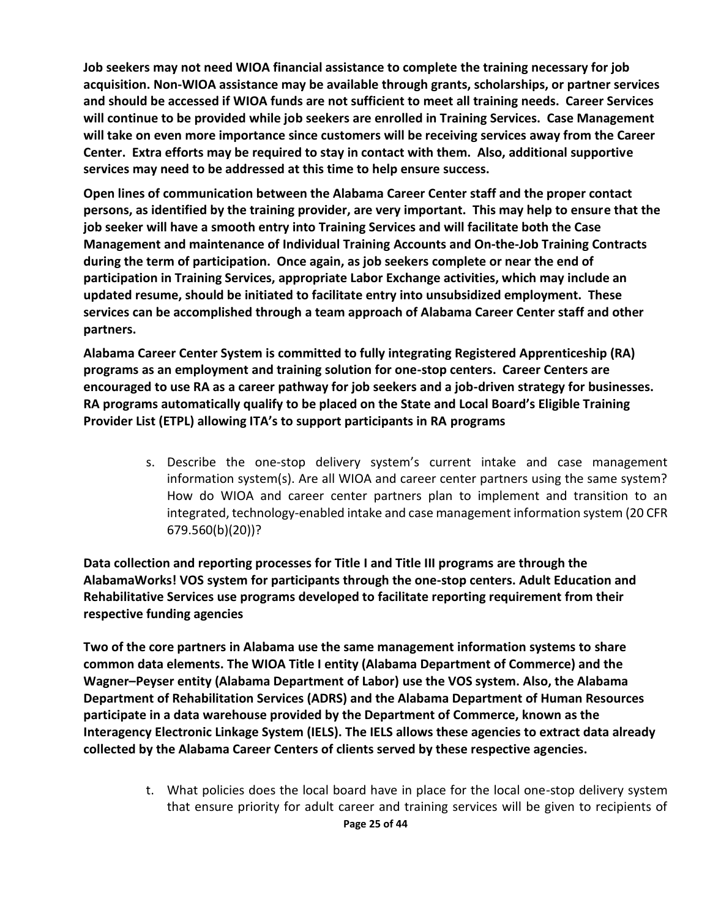**Job seekers may not need WIOA financial assistance to complete the training necessary for job acquisition. Non-WIOA assistance may be available through grants, scholarships, or partner services and should be accessed if WIOA funds are not sufficient to meet all training needs. Career Services will continue to be provided while job seekers are enrolled in Training Services. Case Management will take on even more importance since customers will be receiving services away from the Career Center. Extra efforts may be required to stay in contact with them. Also, additional supportive services may need to be addressed at this time to help ensure success.**

**Open lines of communication between the Alabama Career Center staff and the proper contact persons, as identified by the training provider, are very important. This may help to ensure that the job seeker will have a smooth entry into Training Services and will facilitate both the Case Management and maintenance of Individual Training Accounts and On-the-Job Training Contracts during the term of participation. Once again, as job seekers complete or near the end of participation in Training Services, appropriate Labor Exchange activities, which may include an updated resume, should be initiated to facilitate entry into unsubsidized employment. These services can be accomplished through a team approach of Alabama Career Center staff and other partners.**

**Alabama Career Center System is committed to fully integrating Registered Apprenticeship (RA) programs as an employment and training solution for one-stop centers. Career Centers are encouraged to use RA as a career pathway for job seekers and a job-driven strategy for businesses. RA programs automatically qualify to be placed on the State and Local Board's Eligible Training Provider List (ETPL) allowing ITA's to support participants in RA programs**

s. Describe the one-stop delivery system's current intake and case management information system(s). Are all WIOA and career center partners using the same system? How do WIOA and career center partners plan to implement and transition to an integrated, technology-enabled intake and case management information system (20 CFR 679.560(b)(20))?

**Data collection and reporting processes for Title I and Title III programs are through the AlabamaWorks! VOS system for participants through the one-stop centers. Adult Education and Rehabilitative Services use programs developed to facilitate reporting requirement from their respective funding agencies**

**Two of the core partners in Alabama use the same management information systems to share common data elements. The WIOA Title I entity (Alabama Department of Commerce) and the Wagner–Peyser entity (Alabama Department of Labor) use the VOS system. Also, the Alabama Department of Rehabilitation Services (ADRS) and the Alabama Department of Human Resources participate in a data warehouse provided by the Department of Commerce, known as the Interagency Electronic Linkage System (IELS). The IELS allows these agencies to extract data already collected by the Alabama Career Centers of clients served by these respective agencies.**

t. What policies does the local board have in place for the local one-stop delivery system that ensure priority for adult career and training services will be given to recipients of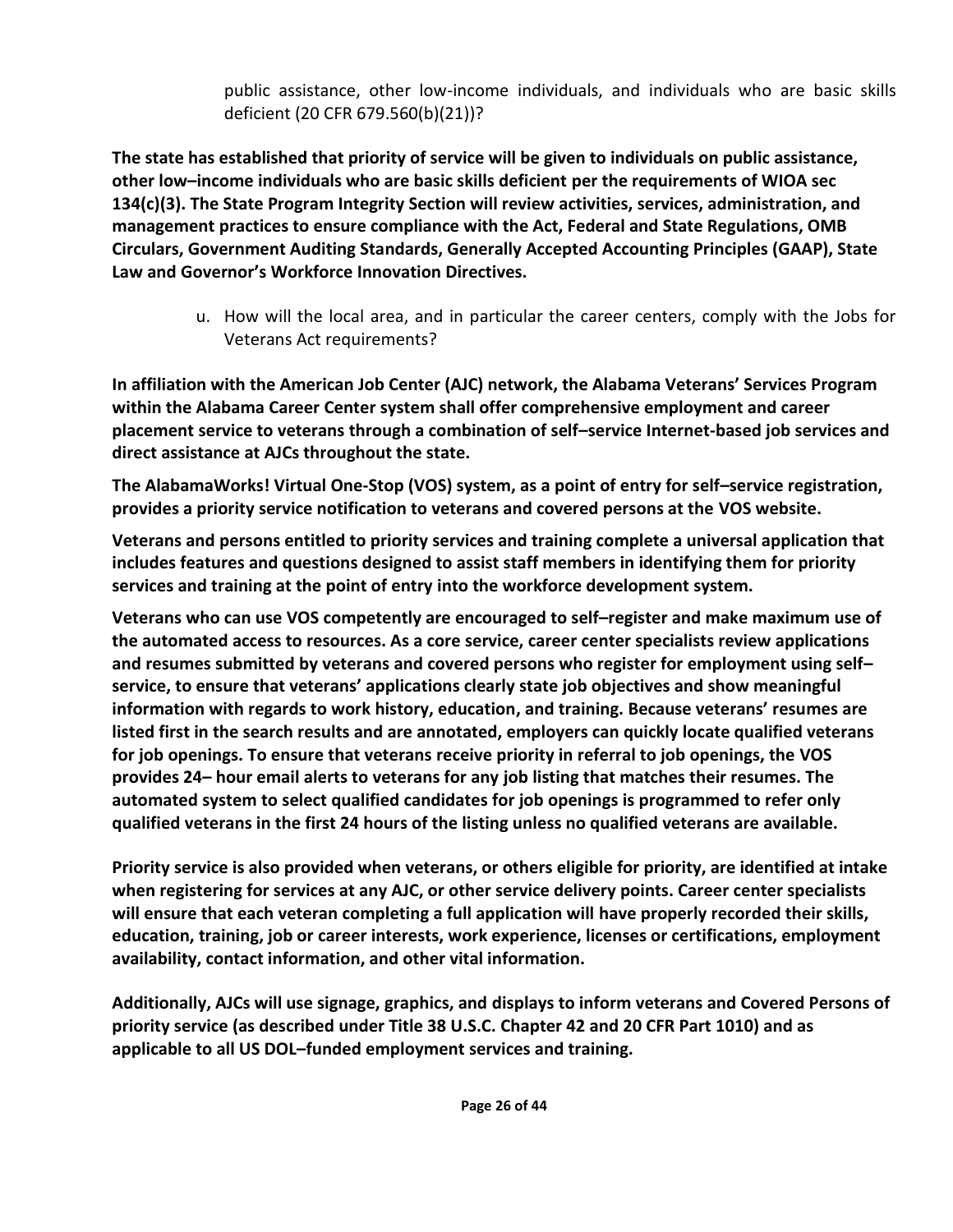public assistance, other low-income individuals, and individuals who are basic skills deficient (20 CFR 679.560(b)(21))?

**The state has established that priority of service will be given to individuals on public assistance, other low–income individuals who are basic skills deficient per the requirements of WIOA sec 134(c)(3). The State Program Integrity Section will review activities, services, administration, and management practices to ensure compliance with the Act, Federal and State Regulations, OMB Circulars, Government Auditing Standards, Generally Accepted Accounting Principles (GAAP), State Law and Governor's Workforce Innovation Directives.**

u. How will the local area, and in particular the career centers, comply with the Jobs for Veterans Act requirements?

**In affiliation with the American Job Center (AJC) network, the Alabama Veterans' Services Program within the Alabama Career Center system shall offer comprehensive employment and career placement service to veterans through a combination of self–service Internet-based job services and direct assistance at AJCs throughout the state.**

**The AlabamaWorks! Virtual One-Stop (VOS) system, as a point of entry for self–service registration, provides a priority service notification to veterans and covered persons at the VOS website.**

**Veterans and persons entitled to priority services and training complete a universal application that includes features and questions designed to assist staff members in identifying them for priority services and training at the point of entry into the workforce development system.**

**Veterans who can use VOS competently are encouraged to self–register and make maximum use of the automated access to resources. As a core service, career center specialists review applications and resumes submitted by veterans and covered persons who register for employment using self–service, to ensure that veterans' applications clearly state job objectives and show meaningful information with regards to work history, education, and training. Because veterans' resumes are listed first in the search results and are annotated, employers can quickly locate qualified veterans for job openings. To ensure that veterans receive priority in referral to job openings, the VOS provides 24– hour email alerts to veterans for any job listing that matches their resumes. The automated system to select qualified candidates for job openings is programmed to refer only qualified veterans in the first 24 hours of the listing unless no qualified veterans are available.**

**Priority service is also provided when veterans, or others eligible for priority, are identified at intake when registering for services at any AJC, or other service delivery points. Career center specialists will ensure that each veteran completing a full application will have properly recorded their skills, education, training, job or career interests, work experience, licenses or certifications, employment availability, contact information, and other vital information.**

**Additionally, AJCs will use signage, graphics, and displays to inform veterans and Covered Persons of priority service (as described under Title 38 U.S.C. Chapter 42 and 20 CFR Part 1010) and as applicable to all US DOL–funded employment services and training.**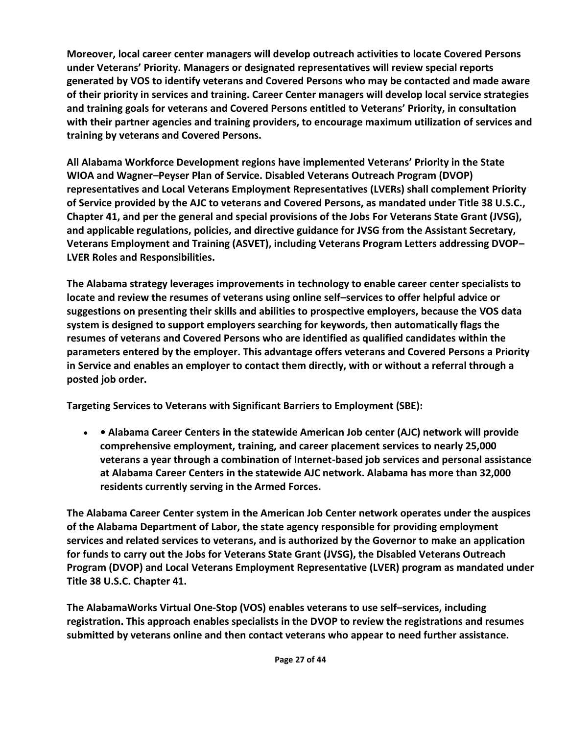**Moreover, local career center managers will develop outreach activities to locate Covered Persons under Veterans' Priority. Managers or designated representatives will review special reports generated by VOS to identify veterans and Covered Persons who may be contacted and made aware of their priority in services and training. Career Center managers will develop local service strategies and training goals for veterans and Covered Persons entitled to Veterans' Priority, in consultation with their partner agencies and training providers, to encourage maximum utilization of services and training by veterans and Covered Persons.**

**All Alabama Workforce Development regions have implemented Veterans' Priority in the State WIOA and Wagner–Peyser Plan of Service. Disabled Veterans Outreach Program (DVOP) representatives and Local Veterans Employment Representatives (LVERs) shall complement Priority of Service provided by the AJC to veterans and Covered Persons, as mandated under Title 38 U.S.C., Chapter 41, and per the general and special provisions of the Jobs For Veterans State Grant (JVSG), and applicable regulations, policies, and directive guidance for JVSG from the Assistant Secretary, Veterans Employment and Training (ASVET), including Veterans Program Letters addressing DVOP–LVER Roles and Responsibilities.**

**The Alabama strategy leverages improvements in technology to enable career center specialists to locate and review the resumes of veterans using online self–services to offer helpful advice or suggestions on presenting their skills and abilities to prospective employers, because the VOS data system is designed to support employers searching for keywords, then automatically flags the resumes of veterans and Covered Persons who are identified as qualified candidates within the parameters entered by the employer. This advantage offers veterans and Covered Persons a Priority in Service and enables an employer to contact them directly, with or without a referral through a posted job order.**

**Targeting Services to Veterans with Significant Barriers to Employment (SBE):**

- **• Alabama Career Centers in the statewide American Job center (AJC) network will provide comprehensive employment, training, and career placement services to nearly 25,000 veterans a year through a combination of Internet-based job services and personal assistance at Alabama Career Centers in the statewide AJC network. Alabama has more than 32,000 residents currently serving in the Armed Forces.**

**The Alabama Career Center system in the American Job Center network operates under the auspices of the Alabama Department of Labor, the state agency responsible for providing employment services and related services to veterans, and is authorized by the Governor to make an application for funds to carry out the Jobs for Veterans State Grant (JVSG), the Disabled Veterans Outreach Program (DVOP) and Local Veterans Employment Representative (LVER) program as mandated under Title 38 U.S.C. Chapter 41.**

**The AlabamaWorks Virtual One-Stop (VOS) enables veterans to use self–services, including registration. This approach enables specialists in the DVOP to review the registrations and resumes submitted by veterans online and then contact veterans who appear to need further assistance.**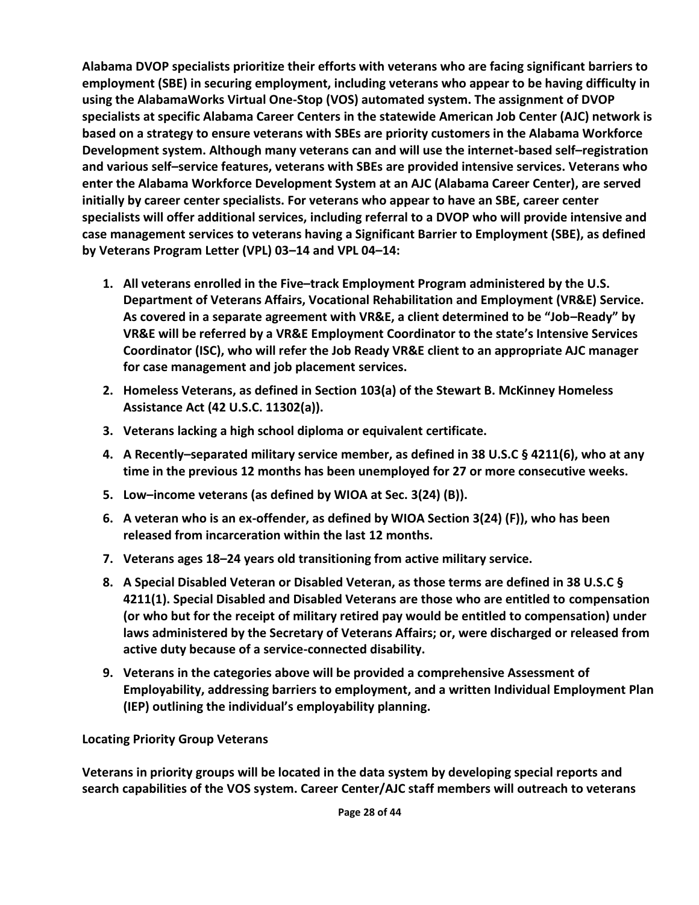**Alabama DVOP specialists prioritize their efforts with veterans who are facing significant barriers to employment (SBE) in securing employment, including veterans who appear to be having difficulty in using the AlabamaWorks Virtual One-Stop (VOS) automated system. The assignment of DVOP specialists at specific Alabama Career Centers in the statewide American Job Center (AJC) network is based on a strategy to ensure veterans with SBEs are priority customers in the Alabama Workforce Development system. Although many veterans can and will use the internet-based self–registration and various self–service features, veterans with SBEs are provided intensive services. Veterans who enter the Alabama Workforce Development System at an AJC (Alabama Career Center), are served initially by career center specialists. For veterans who appear to have an SBE, career center specialists will offer additional services, including referral to a DVOP who will provide intensive and case management services to veterans having a Significant Barrier to Employment (SBE), as defined by Veterans Program Letter (VPL) 03–14 and VPL 04–14:**

1. **All veterans enrolled in the Five–track Employment Program administered by the U.S. Department of Veterans Affairs, Vocational Rehabilitation and Employment (VR&E) Service. As covered in a separate agreement with VR&E, a client determined to be "Job–Ready" by VR&E will be referred by a VR&E Employment Coordinator to the state's Intensive Services Coordinator (ISC), who will refer the Job Ready VR&E client to an appropriate AJC manager for case management and job placement services.**
2. **Homeless Veterans, as defined in Section 103(a) of the Stewart B. McKinney Homeless Assistance Act (42 U.S.C. 11302(a)).**
3. **Veterans lacking a high school diploma or equivalent certificate.**
4. **A Recently–separated military service member, as defined in 38 U.S.C § 4211(6), who at any time in the previous 12 months has been unemployed for 27 or more consecutive weeks.**
5. **Low–income veterans (as defined by WIOA at Sec. 3(24) (B)).**
6. **A veteran who is an ex-offender, as defined by WIOA Section 3(24) (F)), who has been released from incarceration within the last 12 months.**
7. **Veterans ages 18–24 years old transitioning from active military service.**
8. **A Special Disabled Veteran or Disabled Veteran, as those terms are defined in 38 U.S.C § 4211(1). Special Disabled and Disabled Veterans are those who are entitled to compensation (or who but for the receipt of military retired pay would be entitled to compensation) under laws administered by the Secretary of Veterans Affairs; or, were discharged or released from active duty because of a service-connected disability.**
9. **Veterans in the categories above will be provided a comprehensive Assessment of Employability, addressing barriers to employment, and a written Individual Employment Plan (IEP) outlining the individual's employability planning.**

**Locating Priority Group Veterans**

**Veterans in priority groups will be located in the data system by developing special reports and search capabilities of the VOS system. Career Center/AJC staff members will outreach to veterans**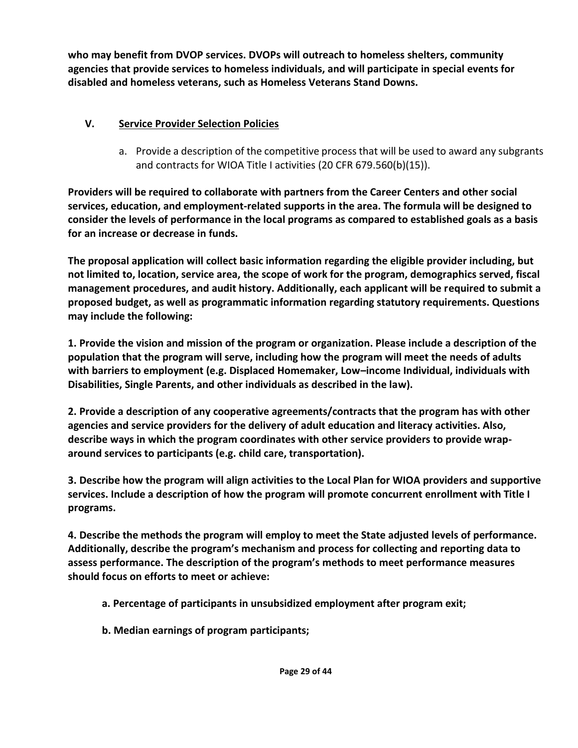**who may benefit from DVOP services. DVOPs will outreach to homeless shelters, community agencies that provide services to homeless individuals, and will participate in special events for disabled and homeless veterans, such as Homeless Veterans Stand Downs.**

## V. Service Provider Selection Policies

a. Provide a description of the competitive process that will be used to award any subgrants and contracts for WIOA Title I activities (20 CFR 679.560(b)(15)).

**Providers will be required to collaborate with partners from the Career Centers and other social services, education, and employment-related supports in the area. The formula will be designed to consider the levels of performance in the local programs as compared to established goals as a basis for an increase or decrease in funds.**

**The proposal application will collect basic information regarding the eligible provider including, but not limited to, location, service area, the scope of work for the program, demographics served, fiscal management procedures, and audit history. Additionally, each applicant will be required to submit a proposed budget, as well as programmatic information regarding statutory requirements. Questions may include the following:**

**1. Provide the vision and mission of the program or organization. Please include a description of the population that the program will serve, including how the program will meet the needs of adults with barriers to employment (e.g. Displaced Homemaker, Low–income Individual, individuals with Disabilities, Single Parents, and other individuals as described in the law).**

**2. Provide a description of any cooperative agreements/contracts that the program has with other agencies and service providers for the delivery of adult education and literacy activities. Also, describe ways in which the program coordinates with other service providers to provide wrap-around services to participants (e.g. child care, transportation).**

**3. Describe how the program will align activities to the Local Plan for WIOA providers and supportive services. Include a description of how the program will promote concurrent enrollment with Title I programs.**

**4. Describe the methods the program will employ to meet the State adjusted levels of performance. Additionally, describe the program's mechanism and process for collecting and reporting data to assess performance. The description of the program's methods to meet performance measures should focus on efforts to meet or achieve:**

**a. Percentage of participants in unsubsidized employment after program exit;**

**b. Median earnings of program participants;**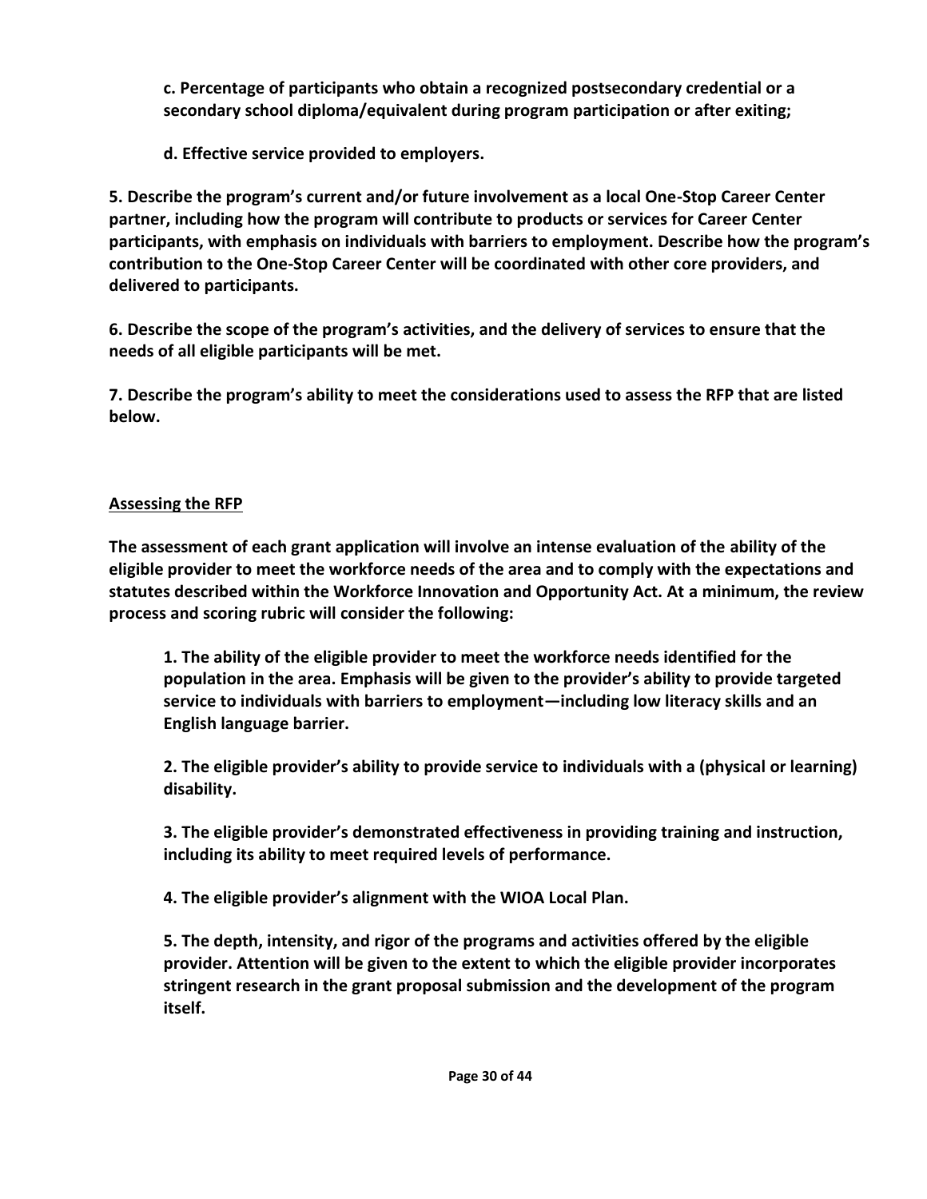**c. Percentage of participants who obtain a recognized postsecondary credential or a secondary school diploma/equivalent during program participation or after exiting;**

**d. Effective service provided to employers.**

**5. Describe the program's current and/or future involvement as a local One-Stop Career Center partner, including how the program will contribute to products or services for Career Center participants, with emphasis on individuals with barriers to employment. Describe how the program's contribution to the One-Stop Career Center will be coordinated with other core providers, and delivered to participants.**

**6. Describe the scope of the program's activities, and the delivery of services to ensure that the needs of all eligible participants will be met.**

**7. Describe the program's ability to meet the considerations used to assess the RFP that are listed below.**

**<u>Assessing the RFP</u>**

**The assessment of each grant application will involve an intense evaluation of the ability of the eligible provider to meet the workforce needs of the area and to comply with the expectations and statutes described within the Workforce Innovation and Opportunity Act. At a minimum, the review process and scoring rubric will consider the following:**

**1. The ability of the eligible provider to meet the workforce needs identified for the population in the area. Emphasis will be given to the provider's ability to provide targeted service to individuals with barriers to employment—including low literacy skills and an English language barrier.**

**2. The eligible provider's ability to provide service to individuals with a (physical or learning) disability.**

**3. The eligible provider's demonstrated effectiveness in providing training and instruction, including its ability to meet required levels of performance.**

**4. The eligible provider's alignment with the WIOA Local Plan.**

**5. The depth, intensity, and rigor of the programs and activities offered by the eligible provider. Attention will be given to the extent to which the eligible provider incorporates stringent research in the grant proposal submission and the development of the program itself.**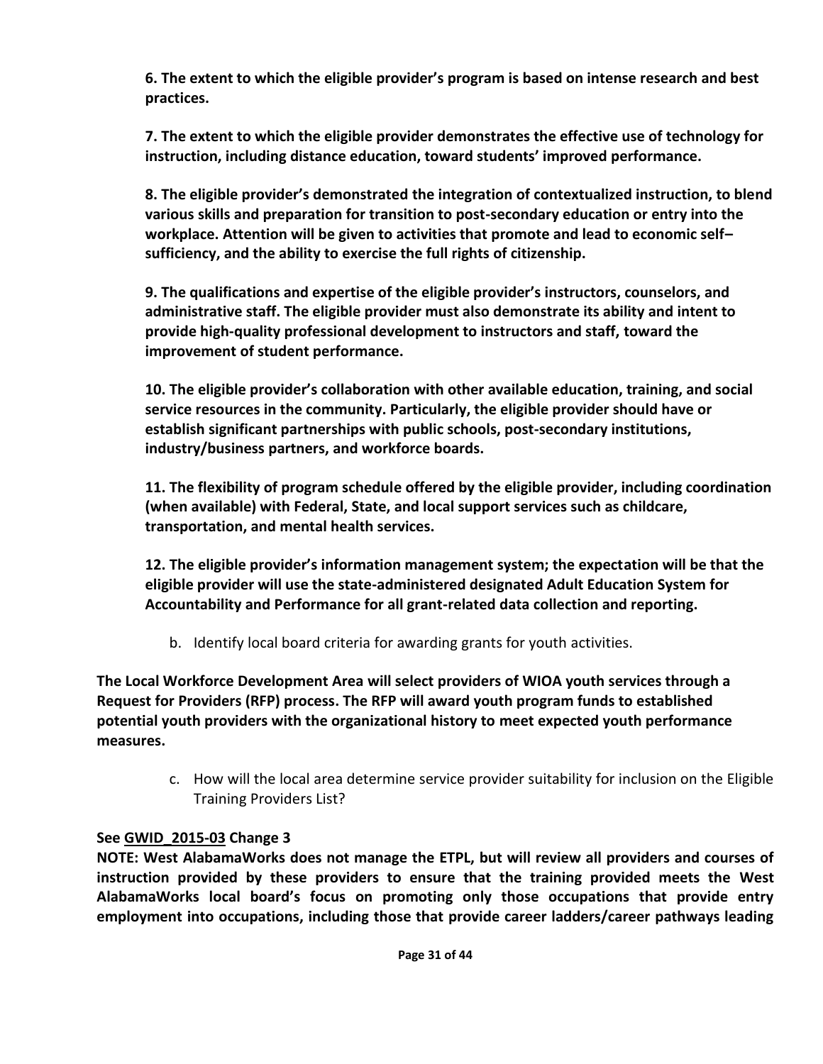**6. The extent to which the eligible provider's program is based on intense research and best practices.**

**7. The extent to which the eligible provider demonstrates the effective use of technology for instruction, including distance education, toward students' improved performance.**

**8. The eligible provider's demonstrated the integration of contextualized instruction, to blend various skills and preparation for transition to post-secondary education or entry into the workplace. Attention will be given to activities that promote and lead to economic self–sufficiency, and the ability to exercise the full rights of citizenship.**

**9. The qualifications and expertise of the eligible provider's instructors, counselors, and administrative staff. The eligible provider must also demonstrate its ability and intent to provide high-quality professional development to instructors and staff, toward the improvement of student performance.**

**10. The eligible provider's collaboration with other available education, training, and social service resources in the community. Particularly, the eligible provider should have or establish significant partnerships with public schools, post-secondary institutions, industry/business partners, and workforce boards.**

**11. The flexibility of program schedule offered by the eligible provider, including coordination (when available) with Federal, State, and local support services such as childcare, transportation, and mental health services.**

**12. The eligible provider's information management system; the expectation will be that the eligible provider will use the state-administered designated Adult Education System for Accountability and Performance for all grant-related data collection and reporting.**

b. Identify local board criteria for awarding grants for youth activities.

**The Local Workforce Development Area will select providers of WIOA youth services through a Request for Providers (RFP) process. The RFP will award youth program funds to established potential youth providers with the organizational history to meet expected youth performance measures.**

c. How will the local area determine service provider suitability for inclusion on the Eligible Training Providers List?

**See GWID_2015-03 Change 3**

**NOTE: West AlabamaWorks does not manage the ETPL, but will review all providers and courses of instruction provided by these providers to ensure that the training provided meets the West AlabamaWorks local board's focus on promoting only those occupations that provide entry employment into occupations, including those that provide career ladders/career pathways leading**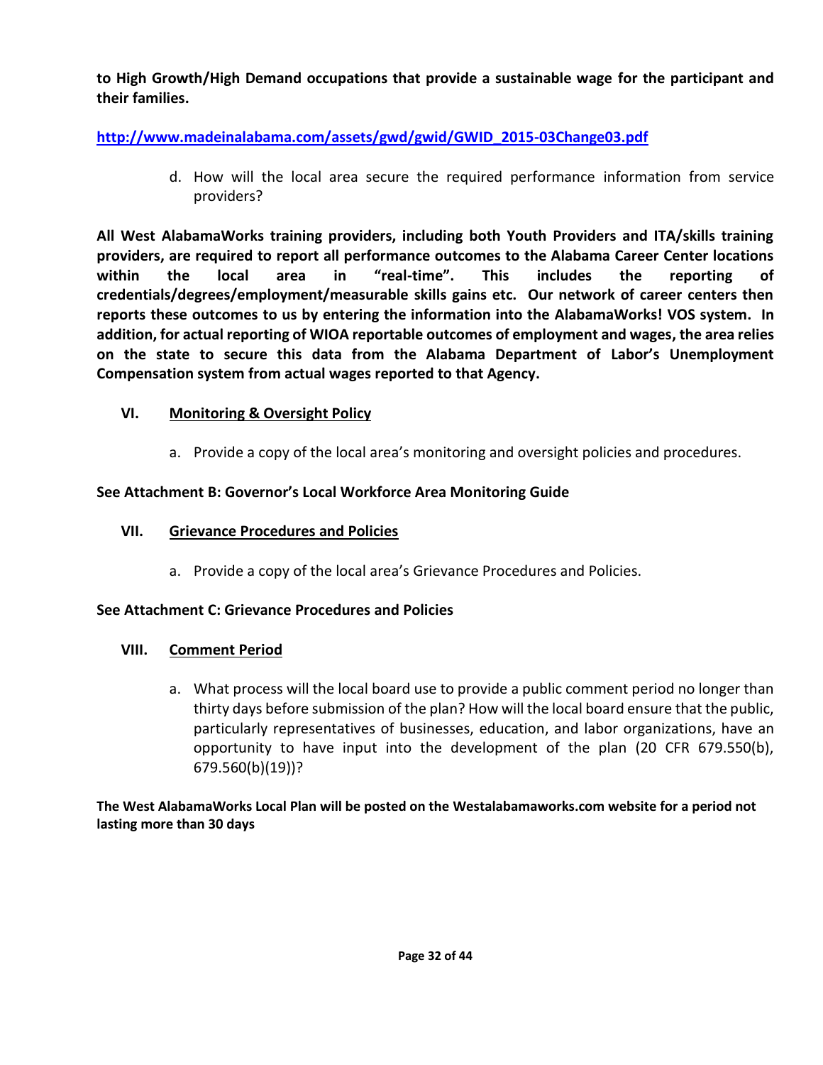**to High Growth/High Demand occupations that provide a sustainable wage for the participant and their families.**

[http://www.madeinalabama.com/assets/gwd/gwid/GWID_2015-03Change03.pdf](http://www.madeinalabama.com/assets/gwd/gwid/GWID_2015-03Change03.pdf)

d. How will the local area secure the required performance information from service providers?

**All West AlabamaWorks training providers, including both Youth Providers and ITA/skills training providers, are required to report all performance outcomes to the Alabama Career Center locations within the local area in "real-time". This includes the reporting of credentials/degrees/employment/measurable skills gains etc. Our network of career centers then reports these outcomes to us by entering the information into the AlabamaWorks! VOS system. In addition, for actual reporting of WIOA reportable outcomes of employment and wages, the area relies on the state to secure this data from the Alabama Department of Labor's Unemployment Compensation system from actual wages reported to that Agency.**

## VI. Monitoring & Oversight Policy

a. Provide a copy of the local area's monitoring and oversight policies and procedures.

**See Attachment B: Governor's Local Workforce Area Monitoring Guide**

## VII. Grievance Procedures and Policies

a. Provide a copy of the local area's Grievance Procedures and Policies.

**See Attachment C: Grievance Procedures and Policies**

## VIII. Comment Period

a. What process will the local board use to provide a public comment period no longer than thirty days before submission of the plan? How will the local board ensure that the public, particularly representatives of businesses, education, and labor organizations, have an opportunity to have input into the development of the plan (20 CFR 679.550(b), 679.560(b)(19))?

**The West AlabamaWorks Local Plan will be posted on the Westalabamaworks.com website for a period not lasting more than 30 days**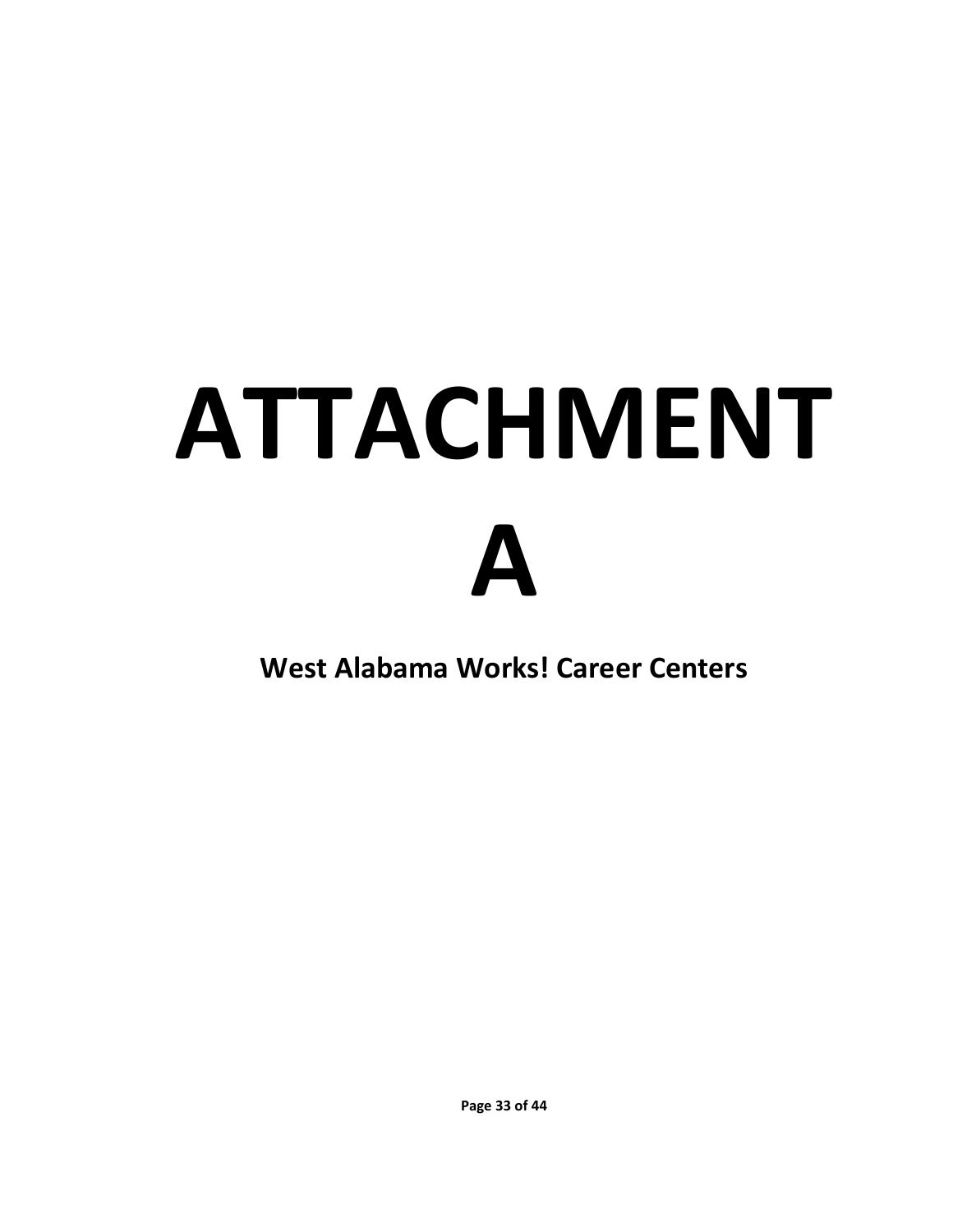# ATTACHMENT A

**West Alabama Works! Career Centers**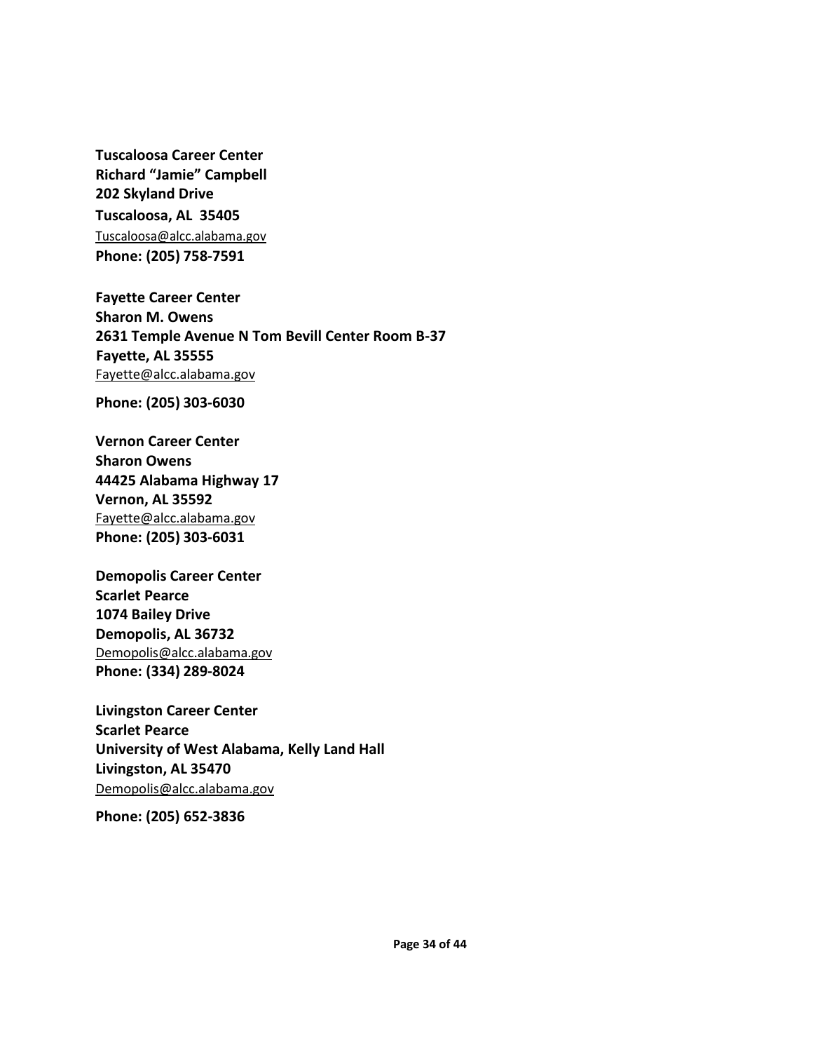**Tuscaloosa Career Center**
**Richard "Jamie" Campbell**
**202 Skyland Drive**
**Tuscaloosa, AL 35405**
Tuscaloosa@alcc.alabama.gov
**Phone: (205) 758-7591**

**Fayette Career Center**
**Sharon M. Owens**
**2631 Temple Avenue N Tom Bevill Center Room B-37**
**Fayette, AL 35555**
Fayette@alcc.alabama.gov

**Phone: (205) 303-6030**

**Vernon Career Center**
**Sharon Owens**
**44425 Alabama Highway 17**
**Vernon, AL 35592**
Fayette@alcc.alabama.gov
**Phone: (205) 303-6031**

**Demopolis Career Center**
**Scarlet Pearce**
**1074 Bailey Drive**
**Demopolis, AL 36732**
Demopolis@alcc.alabama.gov
**Phone: (334) 289-8024**

**Livingston Career Center**
**Scarlet Pearce**
**University of West Alabama, Kelly Land Hall**
**Livingston, AL 35470**
Demopolis@alcc.alabama.gov

**Phone: (205) 652-3836**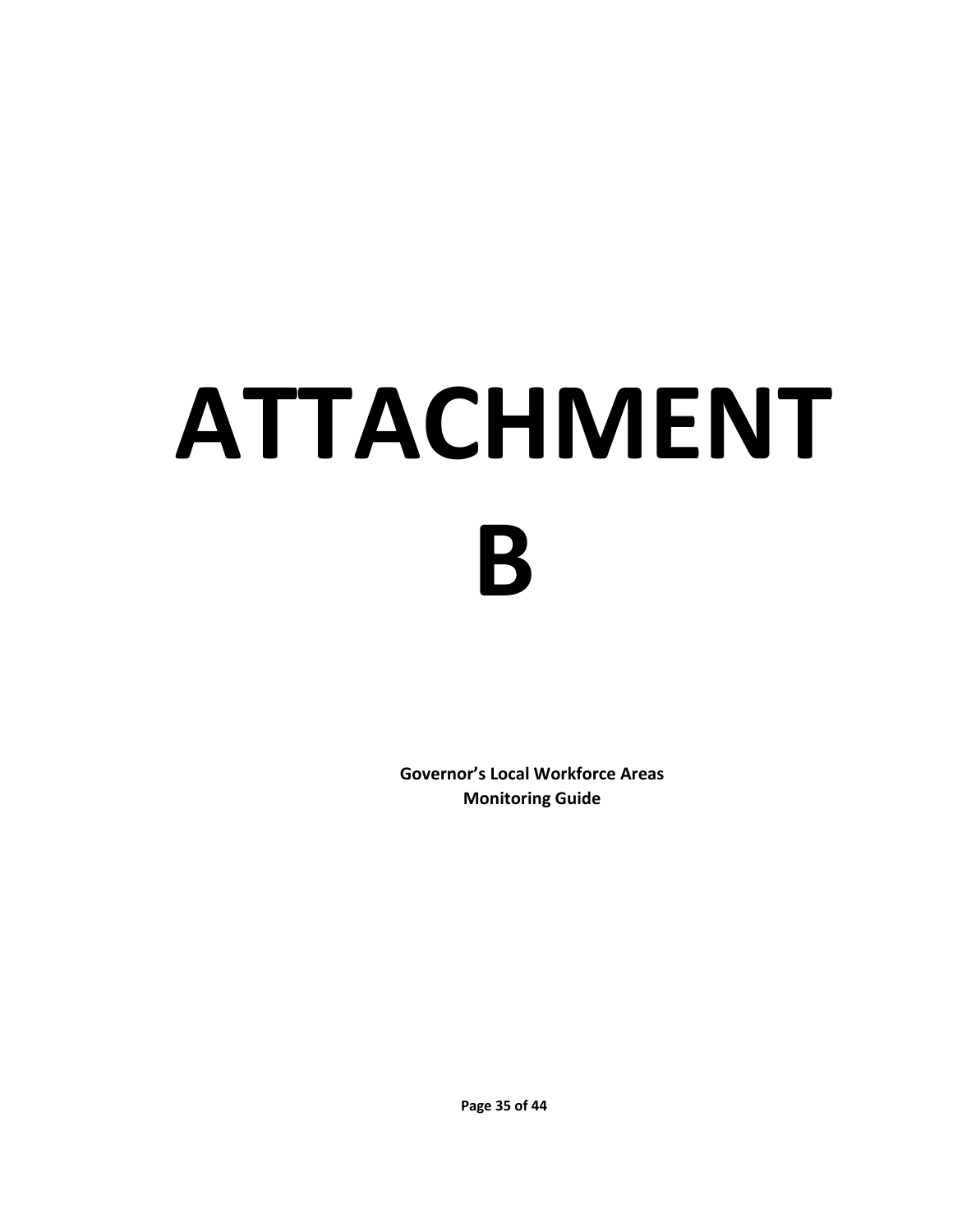# ATTACHMENT B

**Governor's Local Workforce Areas Monitoring Guide**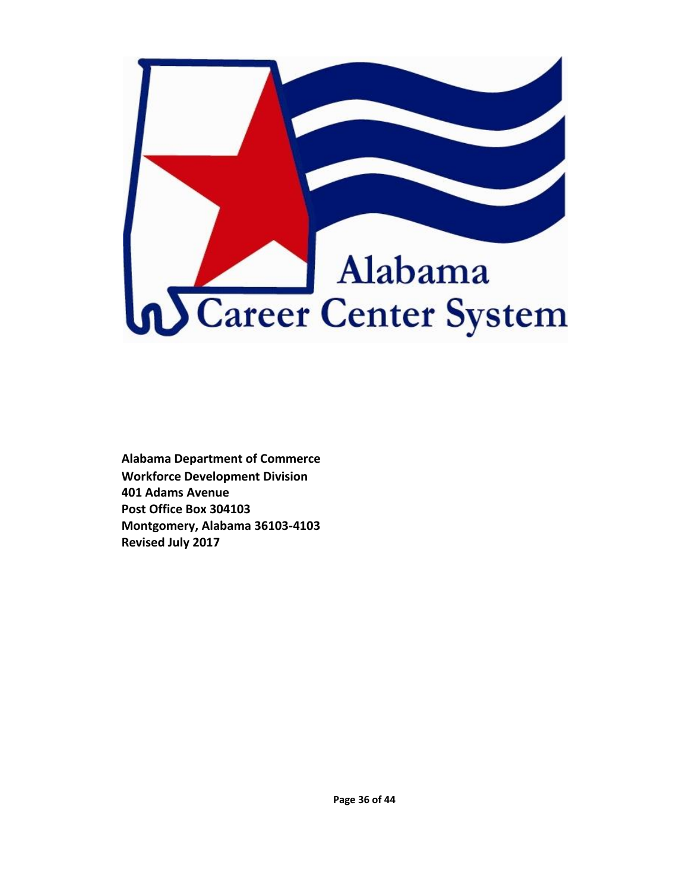Alabama

Career Center System

**Alabama Department of Commerce**
**Workforce Development Division**
**401 Adams Avenue**
**Post Office Box 304103**
**Montgomery, Alabama 36103-4103**
**Revised July 2017**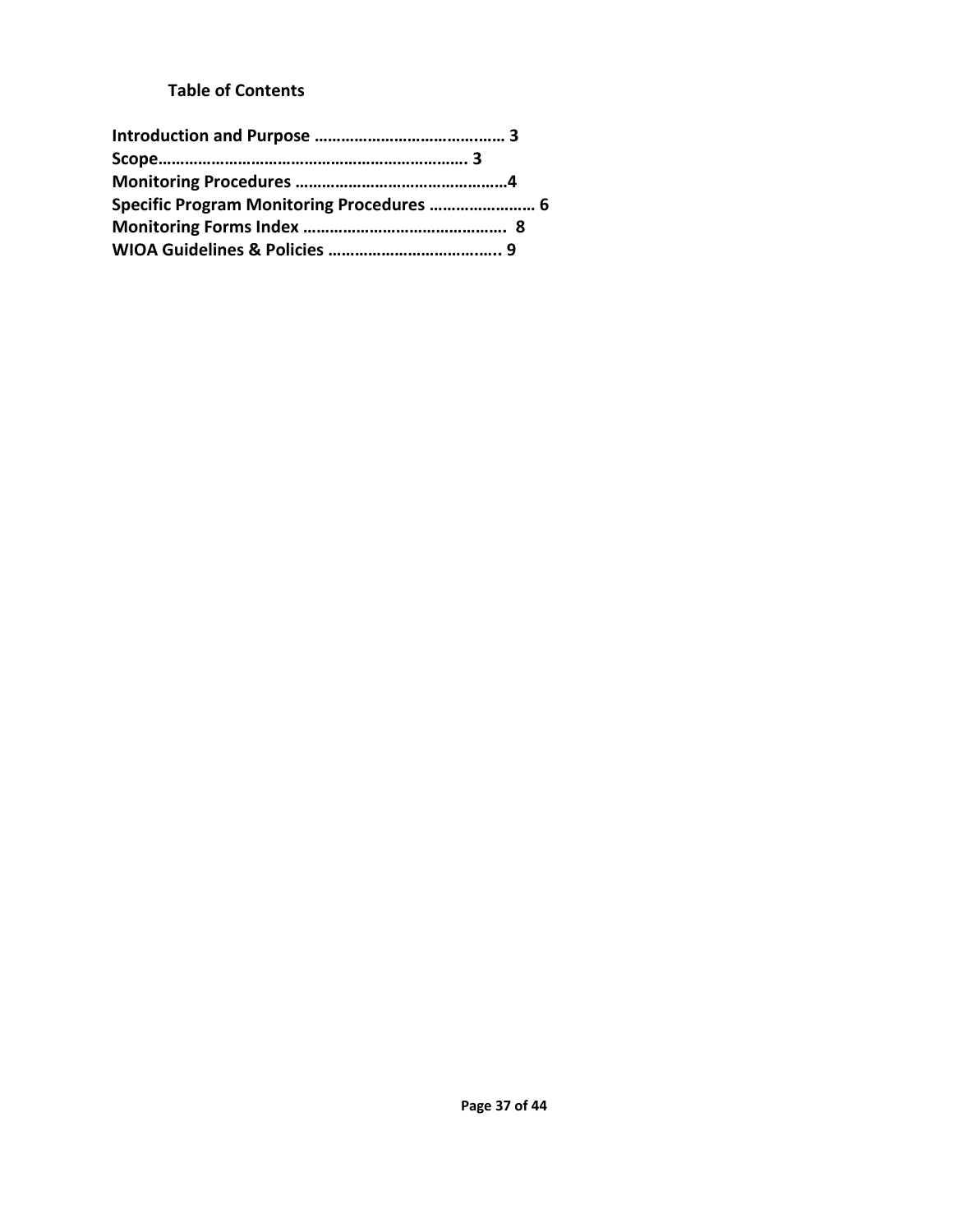**Table of Contents**

**Introduction and Purpose …………………………….……. 3**
**Scope……………………………………………………………. 3**
**Monitoring Procedures ………………………………………4**
**Specific Program Monitoring Procedures …………………… 6**
**Monitoring Forms Index ……………………………………. 8**
**WIOA Guidelines & Policies ………………………….….. 9**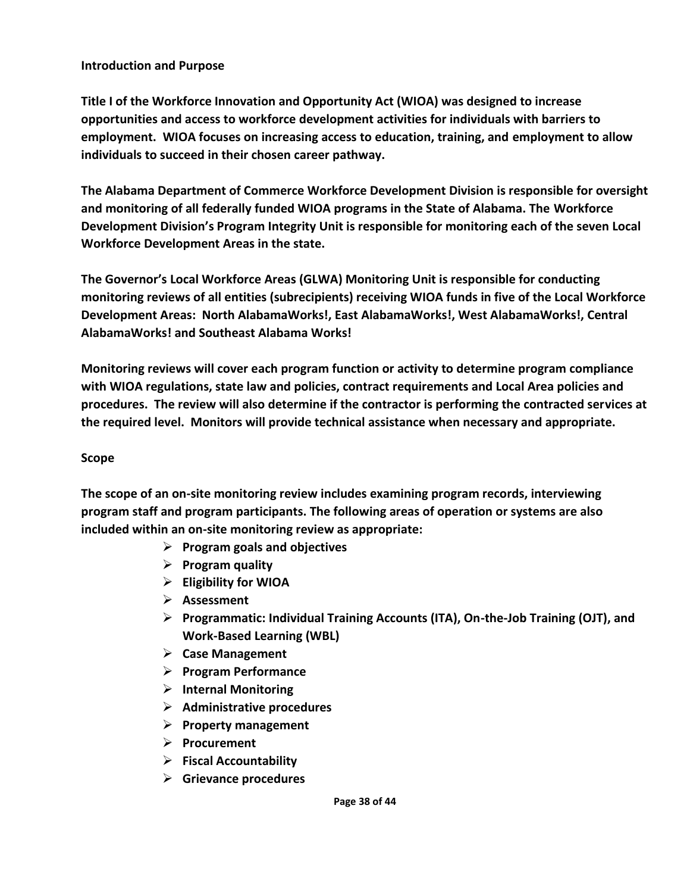**Introduction and Purpose**

**Title I of the Workforce Innovation and Opportunity Act (WIOA) was designed to increase opportunities and access to workforce development activities for individuals with barriers to employment. WIOA focuses on increasing access to education, training, and employment to allow individuals to succeed in their chosen career pathway.**

**The Alabama Department of Commerce Workforce Development Division is responsible for oversight and monitoring of all federally funded WIOA programs in the State of Alabama. The Workforce Development Division's Program Integrity Unit is responsible for monitoring each of the seven Local Workforce Development Areas in the state.**

**The Governor's Local Workforce Areas (GLWA) Monitoring Unit is responsible for conducting monitoring reviews of all entities (subrecipients) receiving WIOA funds in five of the Local Workforce Development Areas: North AlabamaWorks!, East AlabamaWorks!, West AlabamaWorks!, Central AlabamaWorks! and Southeast Alabama Works!**

**Monitoring reviews will cover each program function or activity to determine program compliance with WIOA regulations, state law and policies, contract requirements and Local Area policies and procedures. The review will also determine if the contractor is performing the contracted services at the required level. Monitors will provide technical assistance when necessary and appropriate.**

**Scope**

**The scope of an on-site monitoring review includes examining program records, interviewing program staff and program participants. The following areas of operation or systems are also included within an on-site monitoring review as appropriate:**

- **Program goals and objectives**
- **Program quality**
- **Eligibility for WIOA**
- **Assessment**
- **Programmatic: Individual Training Accounts (ITA), On-the-Job Training (OJT), and Work-Based Learning (WBL)**
- **Case Management**
- **Program Performance**
- **Internal Monitoring**
- **Administrative procedures**
- **Property management**
- **Procurement**
- **Fiscal Accountability**
- **Grievance procedures**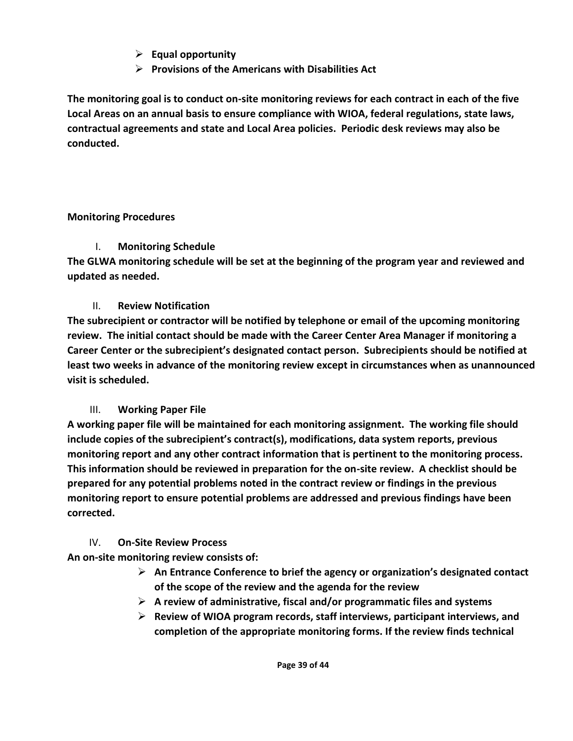- **Equal opportunity**
- **Provisions of the Americans with Disabilities Act**

**The monitoring goal is to conduct on-site monitoring reviews for each contract in each of the five Local Areas on an annual basis to ensure compliance with WIOA, federal regulations, state laws, contractual agreements and state and Local Area policies. Periodic desk reviews may also be conducted.**

**Monitoring Procedures**

I. **Monitoring Schedule**

**The GLWA monitoring schedule will be set at the beginning of the program year and reviewed and updated as needed.**

II. **Review Notification**

**The subrecipient or contractor will be notified by telephone or email of the upcoming monitoring review. The initial contact should be made with the Career Center Area Manager if monitoring a Career Center or the subrecipient's designated contact person. Subrecipients should be notified at least two weeks in advance of the monitoring review except in circumstances when as unannounced visit is scheduled.**

III. **Working Paper File**

**A working paper file will be maintained for each monitoring assignment. The working file should include copies of the subrecipient's contract(s), modifications, data system reports, previous monitoring report and any other contract information that is pertinent to the monitoring process. This information should be reviewed in preparation for the on-site review. A checklist should be prepared for any potential problems noted in the contract review or findings in the previous monitoring report to ensure potential problems are addressed and previous findings have been corrected.**

IV. **On-Site Review Process**

**An on-site monitoring review consists of:**

- **An Entrance Conference to brief the agency or organization's designated contact of the scope of the review and the agenda for the review**
- **A review of administrative, fiscal and/or programmatic files and systems**
- **Review of WIOA program records, staff interviews, participant interviews, and completion of the appropriate monitoring forms. If the review finds technical**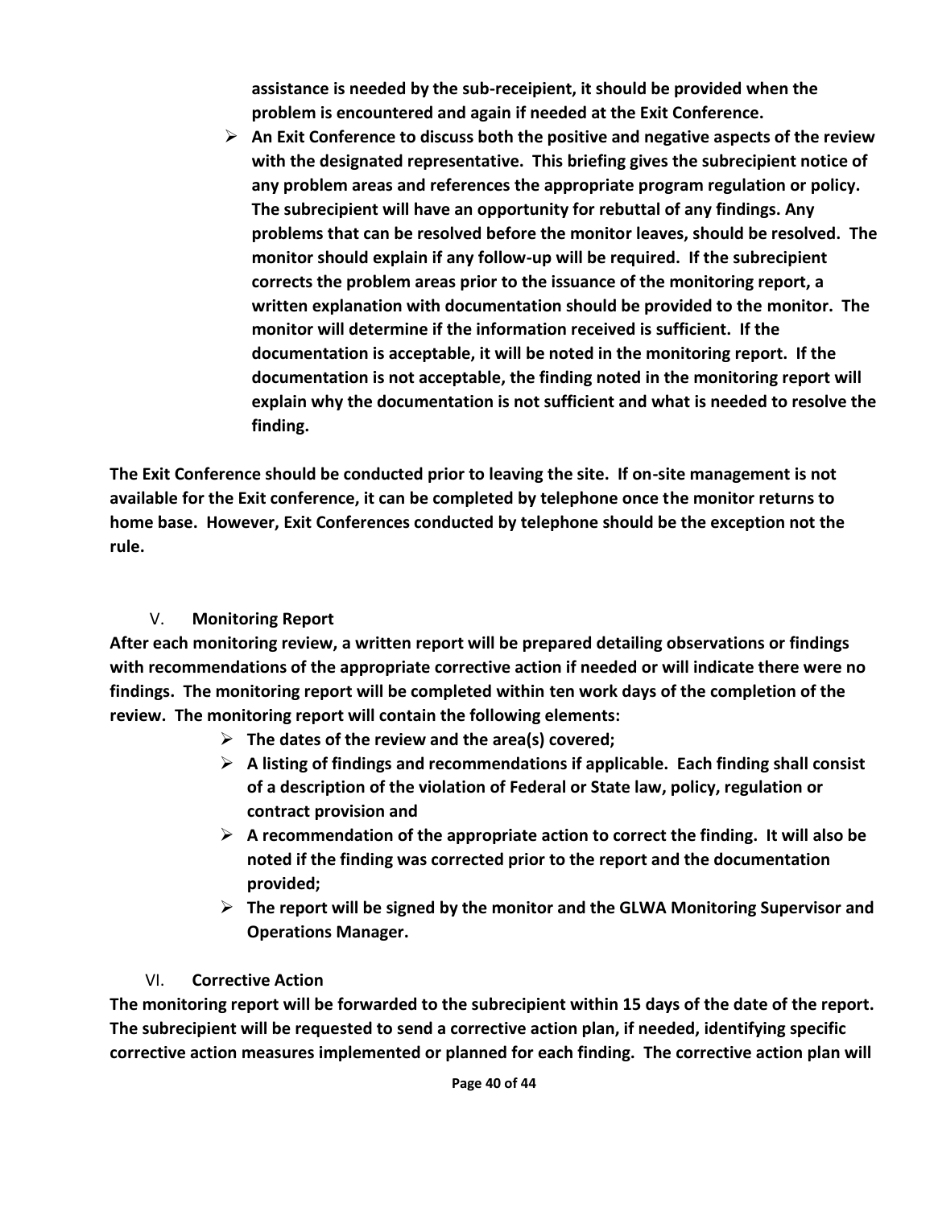**assistance is needed by the sub-receipient, it should be provided when the problem is encountered and again if needed at the Exit Conference.**

- **An Exit Conference to discuss both the positive and negative aspects of the review with the designated representative. This briefing gives the subrecipient notice of any problem areas and references the appropriate program regulation or policy. The subrecipient will have an opportunity for rebuttal of any findings. Any problems that can be resolved before the monitor leaves, should be resolved. The monitor should explain if any follow-up will be required. If the subrecipient corrects the problem areas prior to the issuance of the monitoring report, a written explanation with documentation should be provided to the monitor. The monitor will determine if the information received is sufficient. If the documentation is acceptable, it will be noted in the monitoring report. If the documentation is not acceptable, the finding noted in the monitoring report will explain why the documentation is not sufficient and what is needed to resolve the finding.**

**The Exit Conference should be conducted prior to leaving the site. If on-site management is not available for the Exit conference, it can be completed by telephone once the monitor returns to home base. However, Exit Conferences conducted by telephone should be the exception not the rule.**

## V. **Monitoring Report**

**After each monitoring review, a written report will be prepared detailing observations or findings with recommendations of the appropriate corrective action if needed or will indicate there were no findings. The monitoring report will be completed within ten work days of the completion of the review. The monitoring report will contain the following elements:**

- **The dates of the review and the area(s) covered;**
- **A listing of findings and recommendations if applicable. Each finding shall consist of a description of the violation of Federal or State law, policy, regulation or contract provision and**
- **A recommendation of the appropriate action to correct the finding. It will also be noted if the finding was corrected prior to the report and the documentation provided;**
- **The report will be signed by the monitor and the GLWA Monitoring Supervisor and Operations Manager.**

## VI. **Corrective Action**

**The monitoring report will be forwarded to the subrecipient within 15 days of the date of the report. The subrecipient will be requested to send a corrective action plan, if needed, identifying specific corrective action measures implemented or planned for each finding. The corrective action plan will**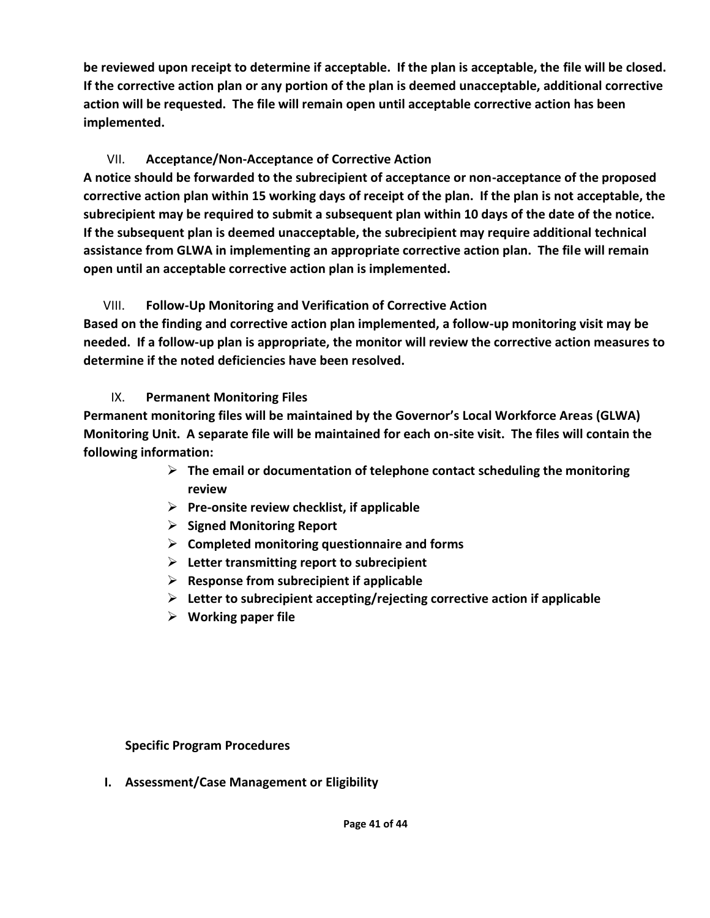**be reviewed upon receipt to determine if acceptable. If the plan is acceptable, the file will be closed. If the corrective action plan or any portion of the plan is deemed unacceptable, additional corrective action will be requested. The file will remain open until acceptable corrective action has been implemented.**

VII. **Acceptance/Non-Acceptance of Corrective Action**

**A notice should be forwarded to the subrecipient of acceptance or non-acceptance of the proposed corrective action plan within 15 working days of receipt of the plan. If the plan is not acceptable, the subrecipient may be required to submit a subsequent plan within 10 days of the date of the notice. If the subsequent plan is deemed unacceptable, the subrecipient may require additional technical assistance from GLWA in implementing an appropriate corrective action plan. The file will remain open until an acceptable corrective action plan is implemented.**

VIII. **Follow-Up Monitoring and Verification of Corrective Action**

**Based on the finding and corrective action plan implemented, a follow-up monitoring visit may be needed. If a follow-up plan is appropriate, the monitor will review the corrective action measures to determine if the noted deficiencies have been resolved.**

IX. **Permanent Monitoring Files**

**Permanent monitoring files will be maintained by the Governor's Local Workforce Areas (GLWA) Monitoring Unit. A separate file will be maintained for each on-site visit. The files will contain the following information:**

- **The email or documentation of telephone contact scheduling the monitoring review**
- **Pre-onsite review checklist, if applicable**
- **Signed Monitoring Report**
- **Completed monitoring questionnaire and forms**
- **Letter transmitting report to subrecipient**
- **Response from subrecipient if applicable**
- **Letter to subrecipient accepting/rejecting corrective action if applicable**
- **Working paper file**

**Specific Program Procedures**

**I. Assessment/Case Management or Eligibility**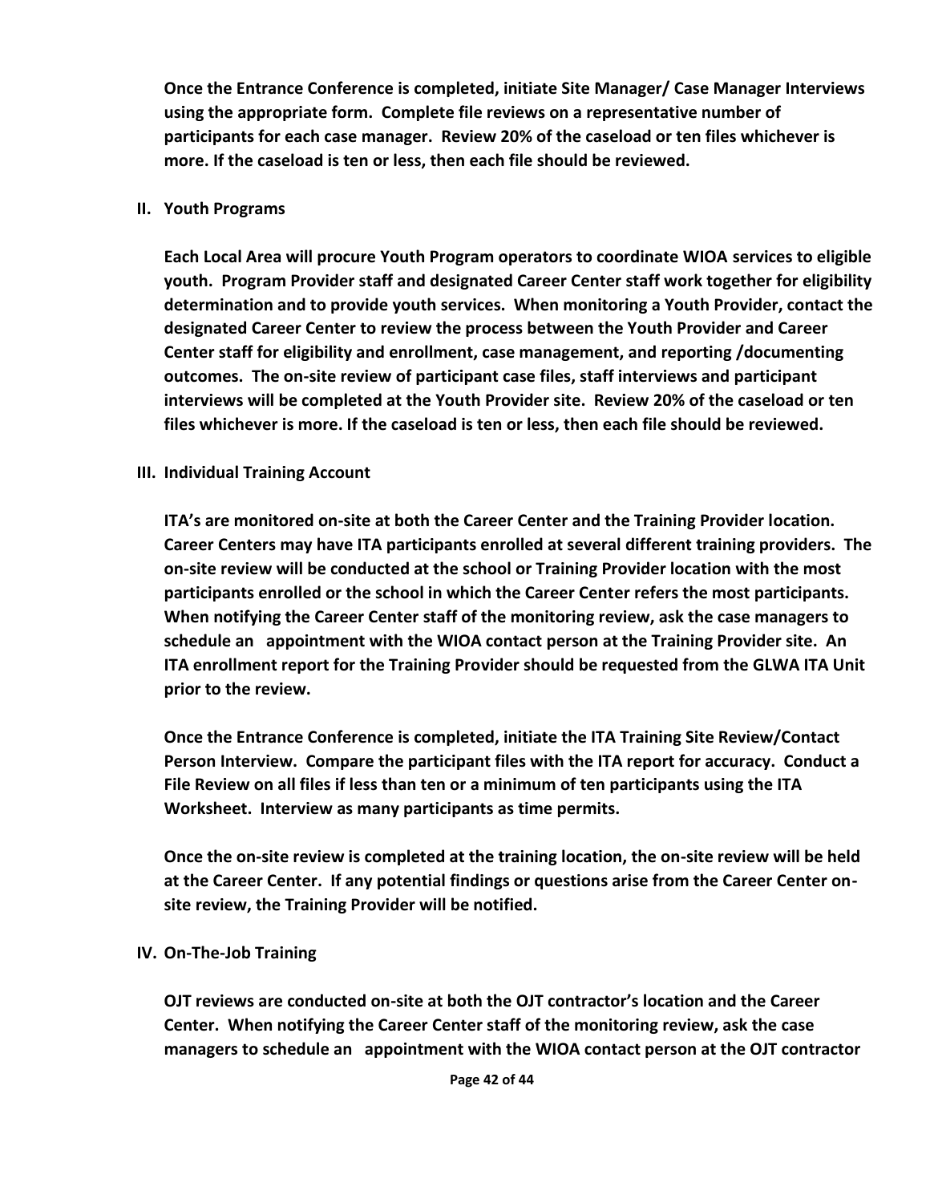**Once the Entrance Conference is completed, initiate Site Manager/ Case Manager Interviews using the appropriate form. Complete file reviews on a representative number of participants for each case manager. Review 20% of the caseload or ten files whichever is more. If the caseload is ten or less, then each file should be reviewed.**

## II. Youth Programs

**Each Local Area will procure Youth Program operators to coordinate WIOA services to eligible youth. Program Provider staff and designated Career Center staff work together for eligibility determination and to provide youth services. When monitoring a Youth Provider, contact the designated Career Center to review the process between the Youth Provider and Career Center staff for eligibility and enrollment, case management, and reporting /documenting outcomes. The on-site review of participant case files, staff interviews and participant interviews will be completed at the Youth Provider site. Review 20% of the caseload or ten files whichever is more. If the caseload is ten or less, then each file should be reviewed.**

## III. Individual Training Account

**ITA's are monitored on-site at both the Career Center and the Training Provider location. Career Centers may have ITA participants enrolled at several different training providers. The on-site review will be conducted at the school or Training Provider location with the most participants enrolled or the school in which the Career Center refers the most participants. When notifying the Career Center staff of the monitoring review, ask the case managers to schedule an appointment with the WIOA contact person at the Training Provider site. An ITA enrollment report for the Training Provider should be requested from the GLWA ITA Unit prior to the review.**

**Once the Entrance Conference is completed, initiate the ITA Training Site Review/Contact Person Interview. Compare the participant files with the ITA report for accuracy. Conduct a File Review on all files if less than ten or a minimum of ten participants using the ITA Worksheet. Interview as many participants as time permits.**

**Once the on-site review is completed at the training location, the on-site review will be held at the Career Center. If any potential findings or questions arise from the Career Center on-site review, the Training Provider will be notified.**

## IV. On-The-Job Training

**OJT reviews are conducted on-site at both the OJT contractor's location and the Career Center. When notifying the Career Center staff of the monitoring review, ask the case managers to schedule an appointment with the WIOA contact person at the OJT contractor**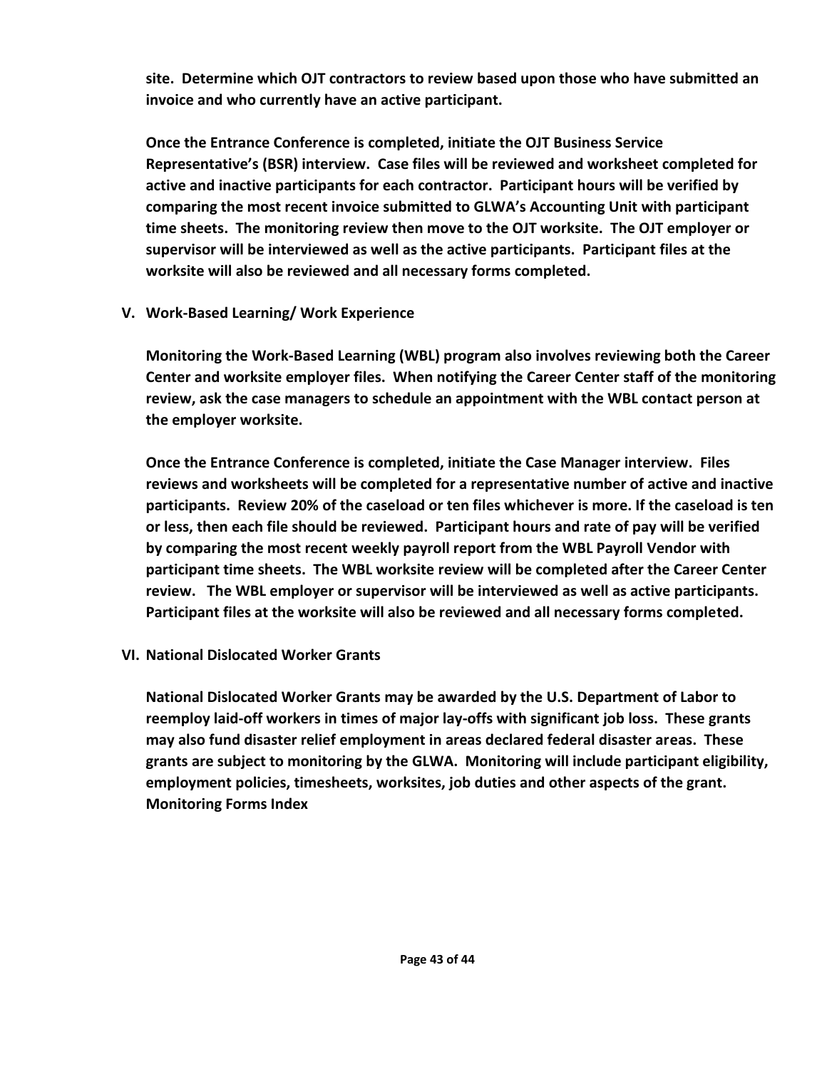**site. Determine which OJT contractors to review based upon those who have submitted an invoice and who currently have an active participant.**

**Once the Entrance Conference is completed, initiate the OJT Business Service Representative's (BSR) interview. Case files will be reviewed and worksheet completed for active and inactive participants for each contractor. Participant hours will be verified by comparing the most recent invoice submitted to GLWA's Accounting Unit with participant time sheets. The monitoring review then move to the OJT worksite. The OJT employer or supervisor will be interviewed as well as the active participants. Participant files at the worksite will also be reviewed and all necessary forms completed.**

## V. Work-Based Learning/ Work Experience

**Monitoring the Work-Based Learning (WBL) program also involves reviewing both the Career Center and worksite employer files. When notifying the Career Center staff of the monitoring review, ask the case managers to schedule an appointment with the WBL contact person at the employer worksite.**

**Once the Entrance Conference is completed, initiate the Case Manager interview. Files reviews and worksheets will be completed for a representative number of active and inactive participants. Review 20% of the caseload or ten files whichever is more. If the caseload is ten or less, then each file should be reviewed. Participant hours and rate of pay will be verified by comparing the most recent weekly payroll report from the WBL Payroll Vendor with participant time sheets. The WBL worksite review will be completed after the Career Center review. The WBL employer or supervisor will be interviewed as well as active participants. Participant files at the worksite will also be reviewed and all necessary forms completed.**

## VI. National Dislocated Worker Grants

**National Dislocated Worker Grants may be awarded by the U.S. Department of Labor to reemploy laid-off workers in times of major lay-offs with significant job loss. These grants may also fund disaster relief employment in areas declared federal disaster areas. These grants are subject to monitoring by the GLWA. Monitoring will include participant eligibility, employment policies, timesheets, worksites, job duties and other aspects of the grant.**
**Monitoring Forms Index**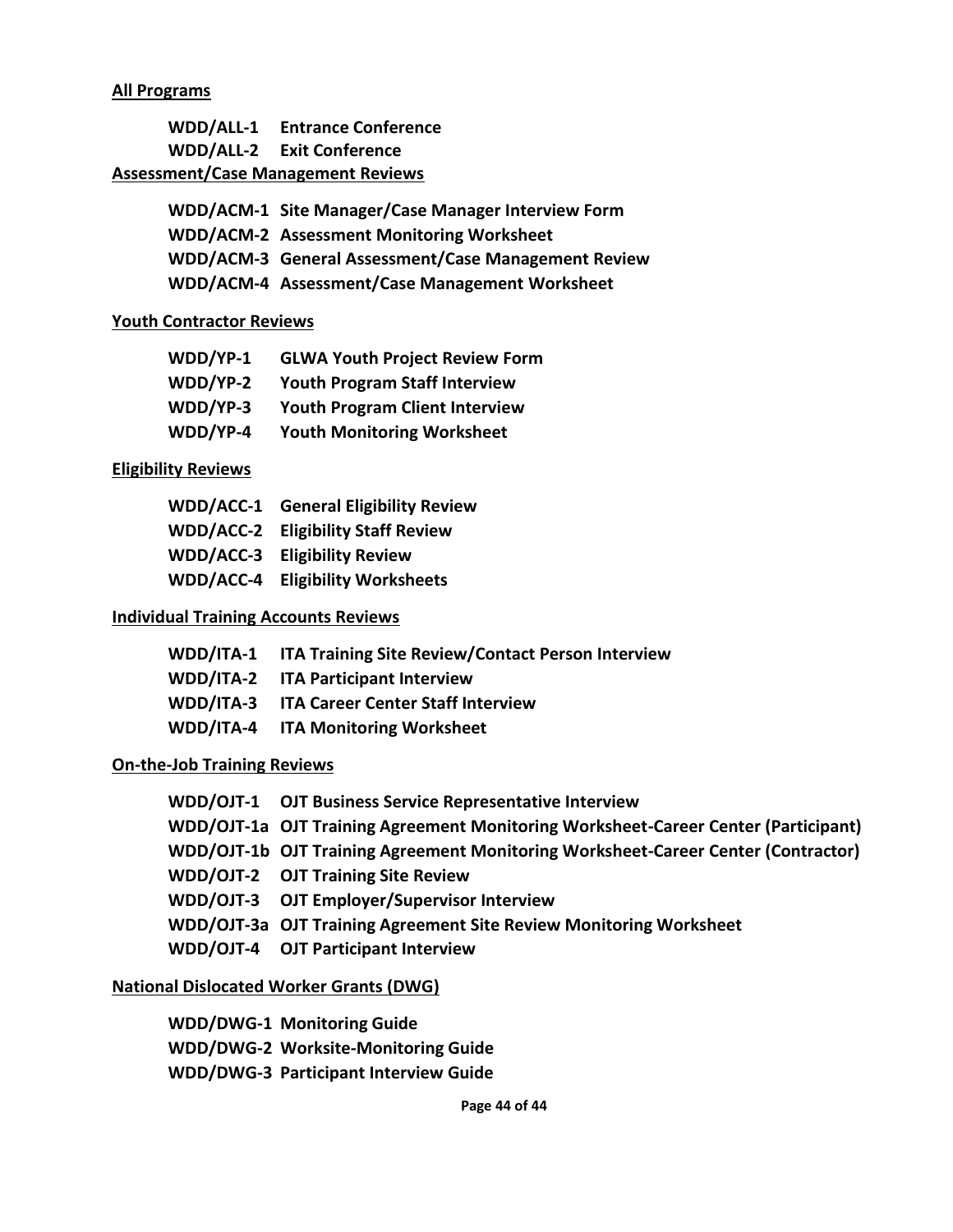**All Programs**

**WDD/ALL-1 Entrance Conference**
**WDD/ALL-2 Exit Conference**

**Assessment/Case Management Reviews**

**WDD/ACM-1 Site Manager/Case Manager Interview Form**
**WDD/ACM-2 Assessment Monitoring Worksheet**
**WDD/ACM-3 General Assessment/Case Management Review**
**WDD/ACM-4 Assessment/Case Management Worksheet**

**Youth Contractor Reviews**

**WDD/YP-1 GLWA Youth Project Review Form**
**WDD/YP-2 Youth Program Staff Interview**
**WDD/YP-3 Youth Program Client Interview**
**WDD/YP-4 Youth Monitoring Worksheet**

**Eligibility Reviews**

**WDD/ACC-1 General Eligibility Review**
**WDD/ACC-2 Eligibility Staff Review**
**WDD/ACC-3 Eligibility Review**
**WDD/ACC-4 Eligibility Worksheets**

**Individual Training Accounts Reviews**

**WDD/ITA-1 ITA Training Site Review/Contact Person Interview**
**WDD/ITA-2 ITA Participant Interview**
**WDD/ITA-3 ITA Career Center Staff Interview**
**WDD/ITA-4 ITA Monitoring Worksheet**

**On-the-Job Training Reviews**

**WDD/OJT-1 OJT Business Service Representative Interview**
**WDD/OJT-1a OJT Training Agreement Monitoring Worksheet-Career Center (Participant)**
**WDD/OJT-1b OJT Training Agreement Monitoring Worksheet-Career Center (Contractor)**
**WDD/OJT-2 OJT Training Site Review**
**WDD/OJT-3 OJT Employer/Supervisor Interview**
**WDD/OJT-3a OJT Training Agreement Site Review Monitoring Worksheet**
**WDD/OJT-4 OJT Participant Interview**

**National Dislocated Worker Grants (DWG)**

**WDD/DWG-1 Monitoring Guide**
**WDD/DWG-2 Worksite-Monitoring Guide**
**WDD/DWG-3 Participant Interview Guide**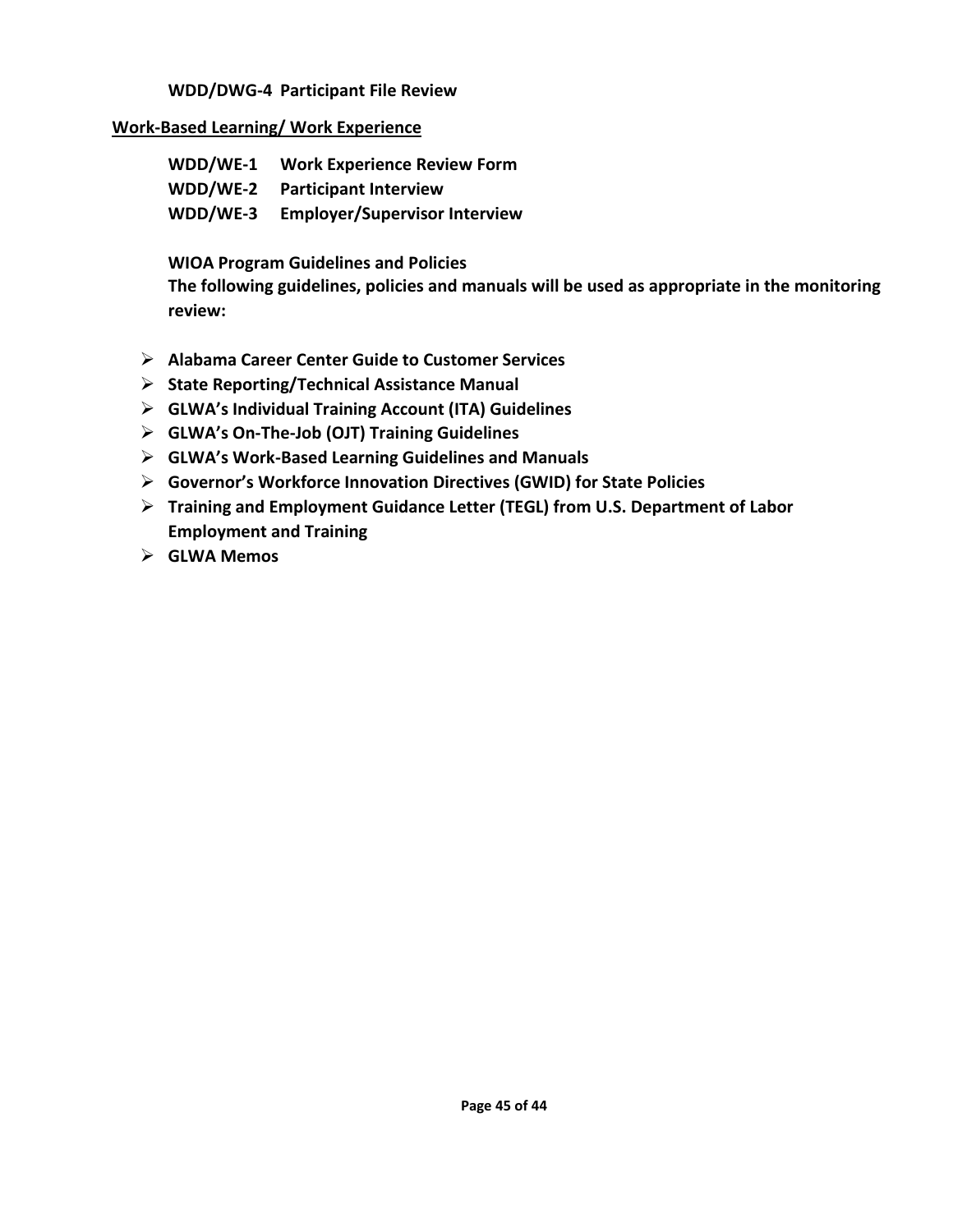**WDD/DWG-4 Participant File Review**

**Work-Based Learning/ Work Experience**

**WDD/WE-1 Work Experience Review Form**
**WDD/WE-2 Participant Interview**
**WDD/WE-3 Employer/Supervisor Interview**

**WIOA Program Guidelines and Policies**
**The following guidelines, policies and manuals will be used as appropriate in the monitoring review:**

- **Alabama Career Center Guide to Customer Services**
- **State Reporting/Technical Assistance Manual**
- **GLWA's Individual Training Account (ITA) Guidelines**
- **GLWA's On-The-Job (OJT) Training Guidelines**
- **GLWA's Work-Based Learning Guidelines and Manuals**
- **Governor's Workforce Innovation Directives (GWID) for State Policies**
- **Training and Employment Guidance Letter (TEGL) from U.S. Department of Labor Employment and Training**
- **GLWA Memos**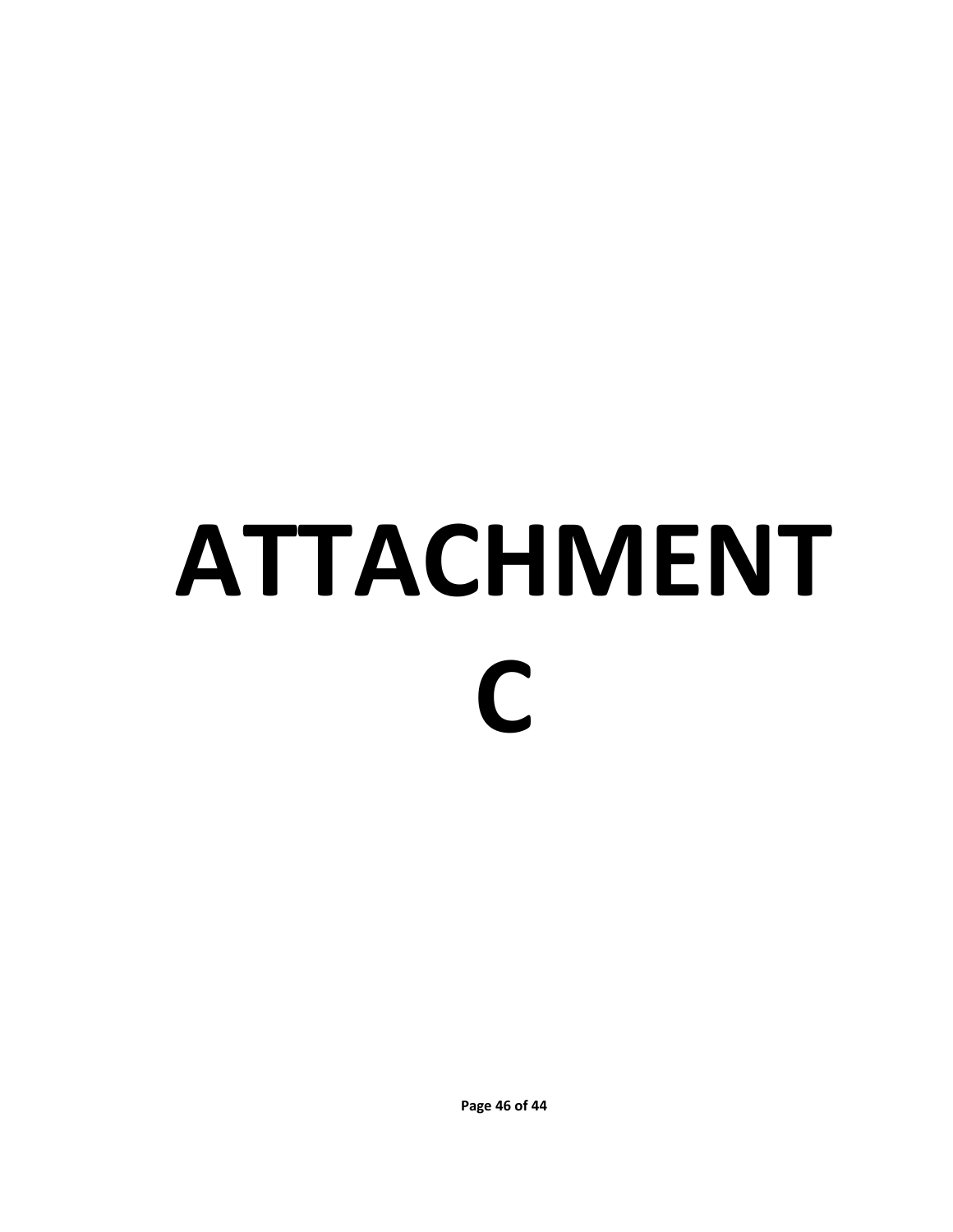# ATTACHMENT C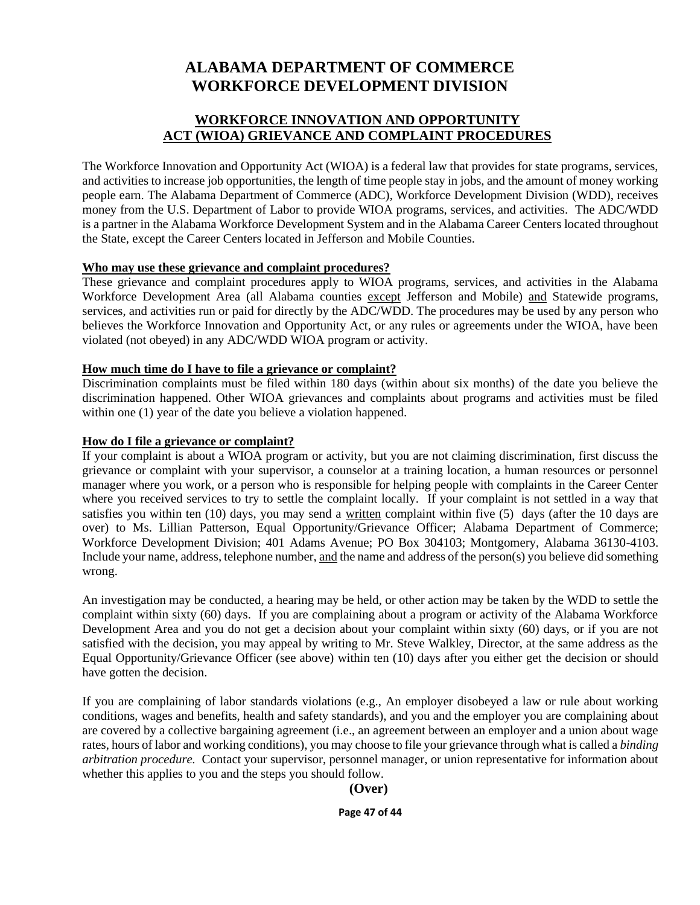# ALABAMA DEPARTMENT OF COMMERCE WORKFORCE DEVELOPMENT DIVISION

## WORKFORCE INNOVATION AND OPPORTUNITY ACT (WIOA) GRIEVANCE AND COMPLAINT PROCEDURES

The Workforce Innovation and Opportunity Act (WIOA) is a federal law that provides for state programs, services, and activities to increase job opportunities, the length of time people stay in jobs, and the amount of money working people earn. The Alabama Department of Commerce (ADC), Workforce Development Division (WDD), receives money from the U.S. Department of Labor to provide WIOA programs, services, and activities. The ADC/WDD is a partner in the Alabama Workforce Development System and in the Alabama Career Centers located throughout the State, except the Career Centers located in Jefferson and Mobile Counties.

**Who may use these grievance and complaint procedures?**

These grievance and complaint procedures apply to WIOA programs, services, and activities in the Alabama Workforce Development Area (all Alabama counties except Jefferson and Mobile) and Statewide programs, services, and activities run or paid for directly by the ADC/WDD. The procedures may be used by any person who believes the Workforce Innovation and Opportunity Act, or any rules or agreements under the WIOA, have been violated (not obeyed) in any ADC/WDD WIOA program or activity.

**How much time do I have to file a grievance or complaint?**

Discrimination complaints must be filed within 180 days (within about six months) of the date you believe the discrimination happened. Other WIOA grievances and complaints about programs and activities must be filed within one (1) year of the date you believe a violation happened.

**How do I file a grievance or complaint?**

If your complaint is about a WIOA program or activity, but you are not claiming discrimination, first discuss the grievance or complaint with your supervisor, a counselor at a training location, a human resources or personnel manager where you work, or a person who is responsible for helping people with complaints in the Career Center where you received services to try to settle the complaint locally. If your complaint is not settled in a way that satisfies you within ten (10) days, you may send a written complaint within five (5) days (after the 10 days are over) to Ms. Lillian Patterson, Equal Opportunity/Grievance Officer; Alabama Department of Commerce; Workforce Development Division; 401 Adams Avenue; PO Box 304103; Montgomery, Alabama 36130-4103. Include your name, address, telephone number, and the name and address of the person(s) you believe did something wrong.

An investigation may be conducted, a hearing may be held, or other action may be taken by the WDD to settle the complaint within sixty (60) days. If you are complaining about a program or activity of the Alabama Workforce Development Area and you do not get a decision about your complaint within sixty (60) days, or if you are not satisfied with the decision, you may appeal by writing to Mr. Steve Walkley, Director, at the same address as the Equal Opportunity/Grievance Officer (see above) within ten (10) days after you either get the decision or should have gotten the decision.

If you are complaining of labor standards violations (e.g., An employer disobeyed a law or rule about working conditions, wages and benefits, health and safety standards), and you and the employer you are complaining about are covered by a collective bargaining agreement (i.e., an agreement between an employer and a union about wage rates, hours of labor and working conditions), you may choose to file your grievance through what is called a *binding arbitration procedure.* Contact your supervisor, personnel manager, or union representative for information about whether this applies to you and the steps you should follow.

**(Over)**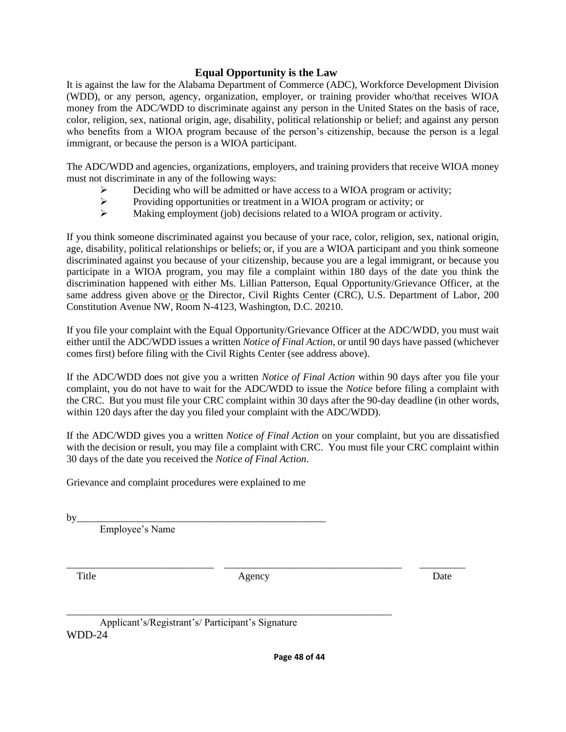## Equal Opportunity is the Law

It is against the law for the Alabama Department of Commerce (ADC), Workforce Development Division (WDD), or any person, agency, organization, employer, or training provider who/that receives WIOA money from the ADC/WDD to discriminate against any person in the United States on the basis of race, color, religion, sex, national origin, age, disability, political relationship or belief; and against any person who benefits from a WIOA program because of the person's citizenship, because the person is a legal immigrant, or because the person is a WIOA participant.

The ADC/WDD and agencies, organizations, employers, and training providers that receive WIOA money must not discriminate in any of the following ways:

- Deciding who will be admitted or have access to a WIOA program or activity;
- Providing opportunities or treatment in a WIOA program or activity; or
- Making employment (job) decisions related to a WIOA program or activity.

If you think someone discriminated against you because of your race, color, religion, sex, national origin, age, disability, political relationships or beliefs; or, if you are a WIOA participant and you think someone discriminated against you because of your citizenship, because you are a legal immigrant, or because you participate in a WIOA program, you may file a complaint within 180 days of the date you think the discrimination happened with either Ms. Lillian Patterson, Equal Opportunity/Grievance Officer, at the same address given above <u>or</u> the Director, Civil Rights Center (CRC), U.S. Department of Labor, 200 Constitution Avenue NW, Room N-4123, Washington, D.C. 20210.

If you file your complaint with the Equal Opportunity/Grievance Officer at the ADC/WDD, you must wait either until the ADC/WDD issues a written *Notice of Final Action*, or until 90 days have passed (whichever comes first) before filing with the Civil Rights Center (see address above).

If the ADC/WDD does not give you a written *Notice of Final Action* within 90 days after you file your complaint, you do not have to wait for the ADC/WDD to issue the *Notice* before filing a complaint with the CRC. But you must file your CRC complaint within 30 days after the 90-day deadline (in other words, within 120 days after the day you filed your complaint with the ADC/WDD).

If the ADC/WDD gives you a written *Notice of Final Action* on your complaint, but you are dissatisfied with the decision or result, you may file a complaint with CRC. You must file your CRC complaint within 30 days of the date you received the *Notice of Final Action*.

Grievance and complaint procedures were explained to me

by\_\_\_\_\_\_\_\_\_\_\_\_\_\_\_\_\_\_\_\_\_\_\_\_\_\_\_\_\_\_\_\_\_\_\_\_\_\_\_\_\_\_\_\_\_\_\_\_\_

Employee's Name

\_\_\_\_\_\_\_\_\_\_\_\_\_\_\_\_\_\_\_\_\_\_\_\_\_\_\_\_ \_\_\_\_\_\_\_\_\_\_\_\_\_\_\_\_\_\_\_\_\_\_\_\_\_\_\_\_\_\_\_\_\_\_\_ \_\_\_\_\_\_\_\_\_

Title Agency Date

\_\_\_\_\_\_\_\_\_\_\_\_\_\_\_\_\_\_\_\_\_\_\_\_\_\_\_\_\_\_\_\_\_\_\_\_\_\_\_\_\_\_\_\_\_\_\_\_\_\_\_\_\_\_\_\_\_\_\_\_\_\_\_\_

Applicant's/Registrant's/ Participant's Signature

WDD-24